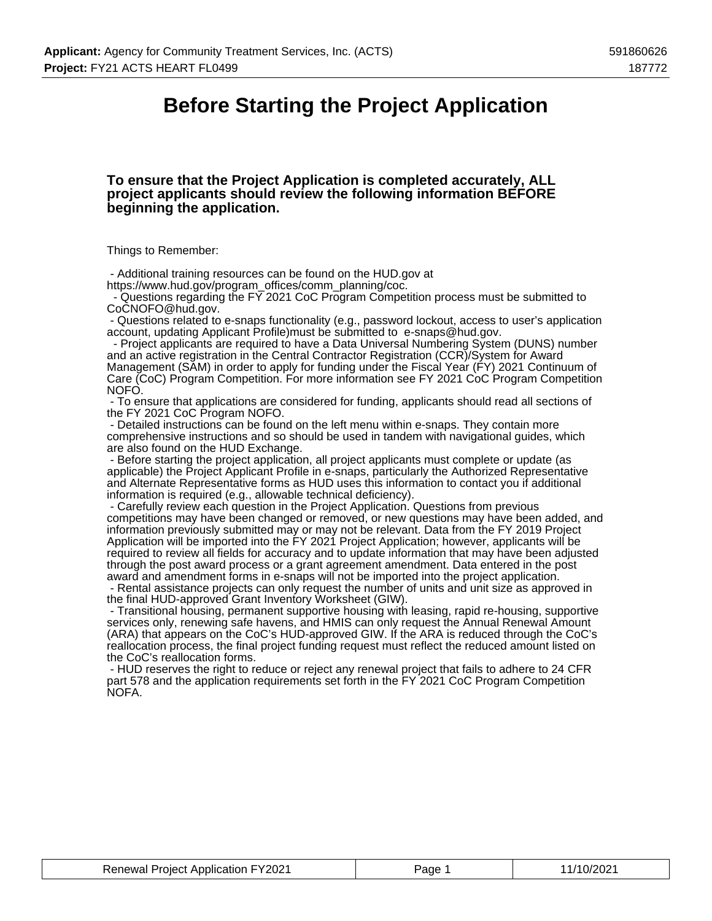# Before Starting the Project Application

### To ensure that the Project Application is completed accurately, ALL project applicants should review the following information BEFORE beginning the application.

Things to Remember:

- Additional training resources can be found on the HUD.gov at https://www.hud.gov/program_offices/comm_planning/coc.
- Questions regarding the FY 2021 CoC Program Competition process must be submitted to CoCNOFO@hud.gov.
- Questions related to e-snaps functionality (e.g., password lockout, access to user's application account, updating Applicant Profile)must be submitted to e-snaps@hud.gov.
- Project applicants are required to have a Data Universal Numbering System (DUNS) number and an active registration in the Central Contractor Registration (CCR)/System for Award Management (SAM) in order to apply for funding under the Fiscal Year (FY) 2021 Continuum of Care (CoC) Program Competition. For more information see FY 2021 CoC Program Competition NOFO.
- To ensure that applications are considered for funding, applicants should read all sections of the FY 2021 CoC Program NOFO.
- Detailed instructions can be found on the left menu within e-snaps. They contain more comprehensive instructions and so should be used in tandem with navigational guides, which are also found on the HUD Exchange.
- Before starting the project application, all project applicants must complete or update (as applicable) the Project Applicant Profile in e-snaps, particularly the Authorized Representative and Alternate Representative forms as HUD uses this information to contact you if additional information is required (e.g., allowable technical deficiency).
- Carefully review each question in the Project Application. Questions from previous competitions may have been changed or removed, or new questions may have been added, and information previously submitted may or may not be relevant. Data from the FY 2019 Project Application will be imported into the FY 2021 Project Application; however, applicants will be required to review all fields for accuracy and to update information that may have been adjusted through the post award process or a grant agreement amendment. Data entered in the post award and amendment forms in e-snaps will not be imported into the project application.
- Rental assistance projects can only request the number of units and unit size as approved in the final HUD-approved Grant Inventory Worksheet (GIW).
- Transitional housing, permanent supportive housing with leasing, rapid re-housing, supportive services only, renewing safe havens, and HMIS can only request the Annual Renewal Amount (ARA) that appears on the CoC's HUD-approved GIW. If the ARA is reduced through the CoC's reallocation process, the final project funding request must reflect the reduced amount listed on the CoC's reallocation forms.
- HUD reserves the right to reduce or reject any renewal project that fails to adhere to 24 CFR part 578 and the application requirements set forth in the FY 2021 CoC Program Competition NOFA.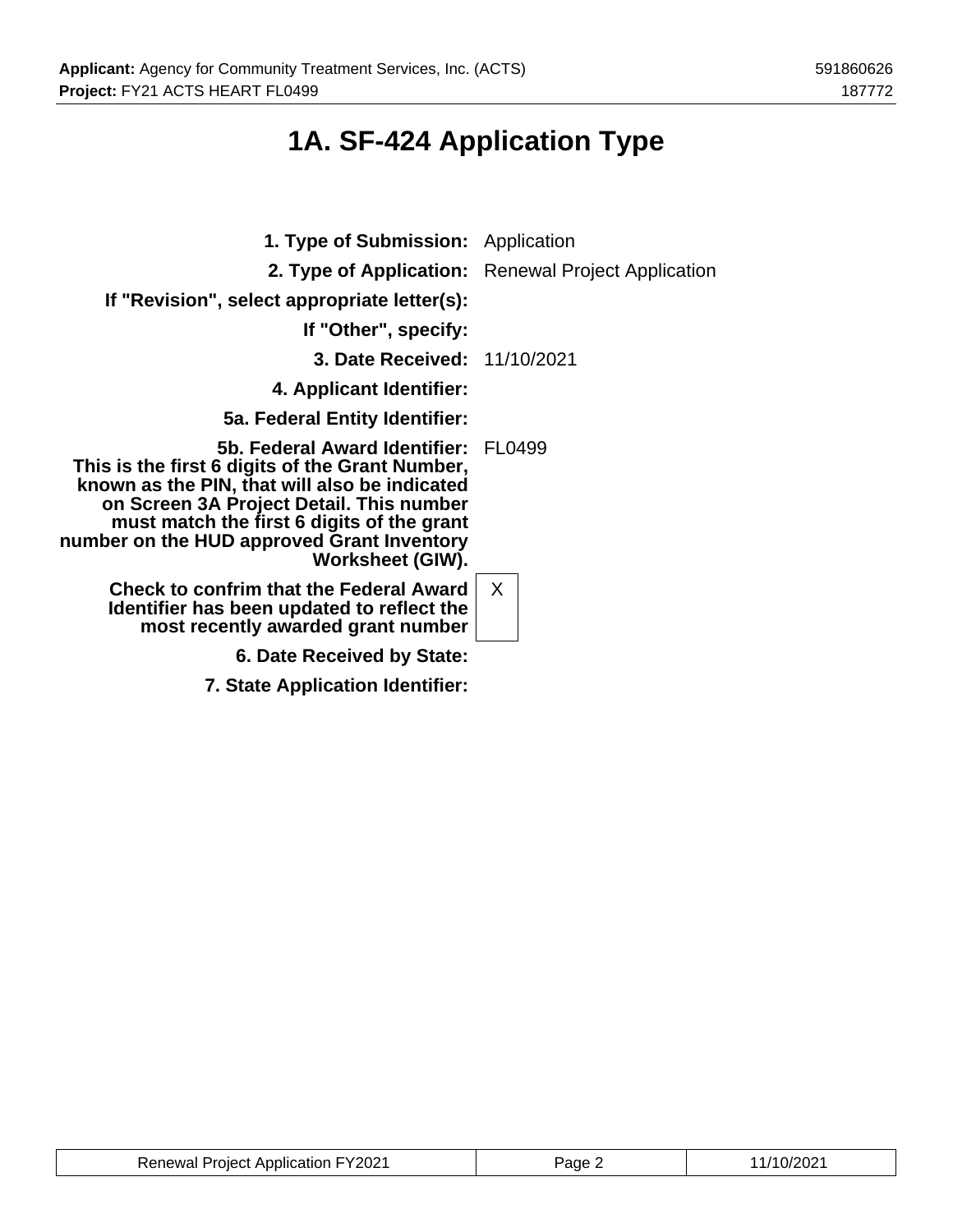# 1A. SF-424 Application Type

| | |
|---|---|
| **1. Type of Submission:** | Application |
| **2. Type of Application:** | Renewal Project Application |
| **If "Revision", select appropriate letter(s):** | |
| **If "Other", specify:** | |
| **3. Date Received:** | 11/10/2021 |
| **4. Applicant Identifier:** | |
| **5a. Federal Entity Identifier:** | |
| **5b. Federal Award Identifier: This is the first 6 digits of the Grant Number, known as the PIN, that will also be indicated on Screen 3A Project Detail. This number must match the first 6 digits of the grant number on the HUD approved Grant Inventory Worksheet (GIW).** | FL0499 |
| **Check to confirm that the Federal Award Identifier has been updated to reflect the most recently awarded grant number** | X |
| **6. Date Received by State:** | |
| **7. State Application Identifier:** | |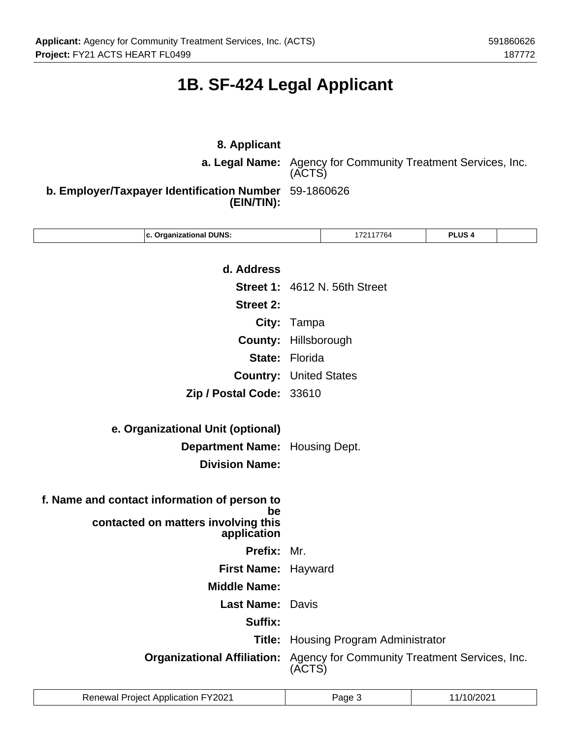# 1B. SF-424 Legal Applicant

**8. Applicant**

**a. Legal Name:** Agency for Community Treatment Services, Inc. (ACTS)

**b. Employer/Taxpayer Identification Number (EIN/TIN):** 59-1860626

| | c. Organizational DUNS: | 172117764 | PLUS 4 | |
|---|---|---|---|---|

**d. Address**

**Street 1:** 4612 N. 56th Street

**Street 2:**

**City:** Tampa

**County:** Hillsborough

**State:** Florida

**Country:** United States

**Zip / Postal Code:** 33610

**e. Organizational Unit (optional)**

**Department Name:** Housing Dept.

**Division Name:**

**f. Name and contact information of person to be contacted on matters involving this application**

**Prefix:** Mr.

**First Name:** Hayward

**Middle Name:**

**Last Name:** Davis

**Suffix:**

**Title:** Housing Program Administrator

**Organizational Affiliation:** Agency for Community Treatment Services, Inc. (ACTS)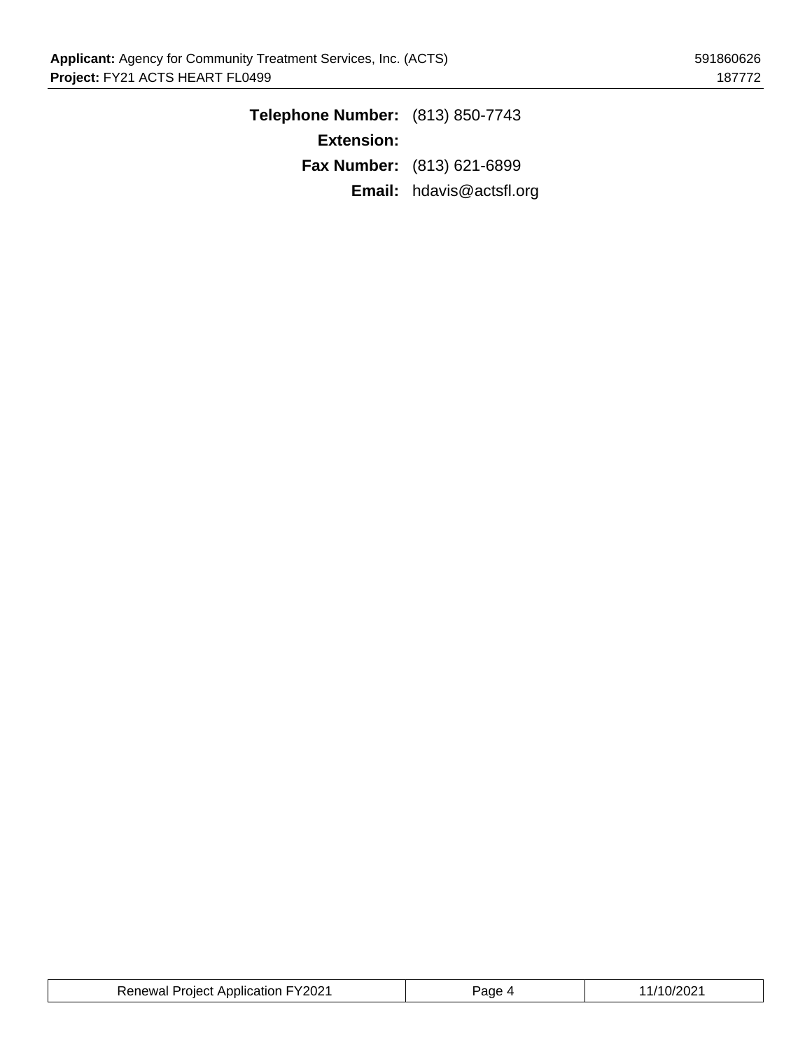**Telephone Number:** (813) 850-7743

**Extension:**

**Fax Number:** (813) 621-6899

**Email:** hdavis@actsfl.org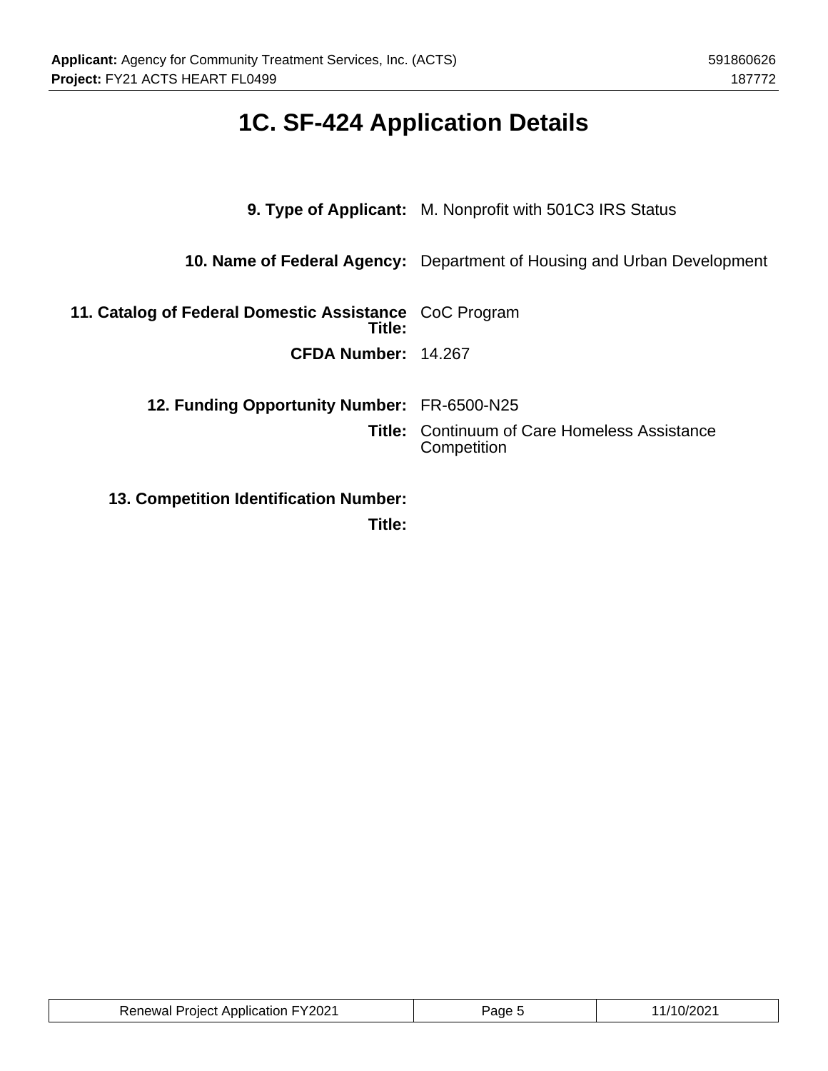# 1C. SF-424 Application Details

**9. Type of Applicant:** M. Nonprofit with 501C3 IRS Status

**10. Name of Federal Agency:** Department of Housing and Urban Development

**11. Catalog of Federal Domestic Assistance Title:** CoC Program

**CFDA Number:** 14.267

**12. Funding Opportunity Number:** FR-6500-N25

**Title:** Continuum of Care Homeless Assistance Competition

**13. Competition Identification Number:**

**Title:**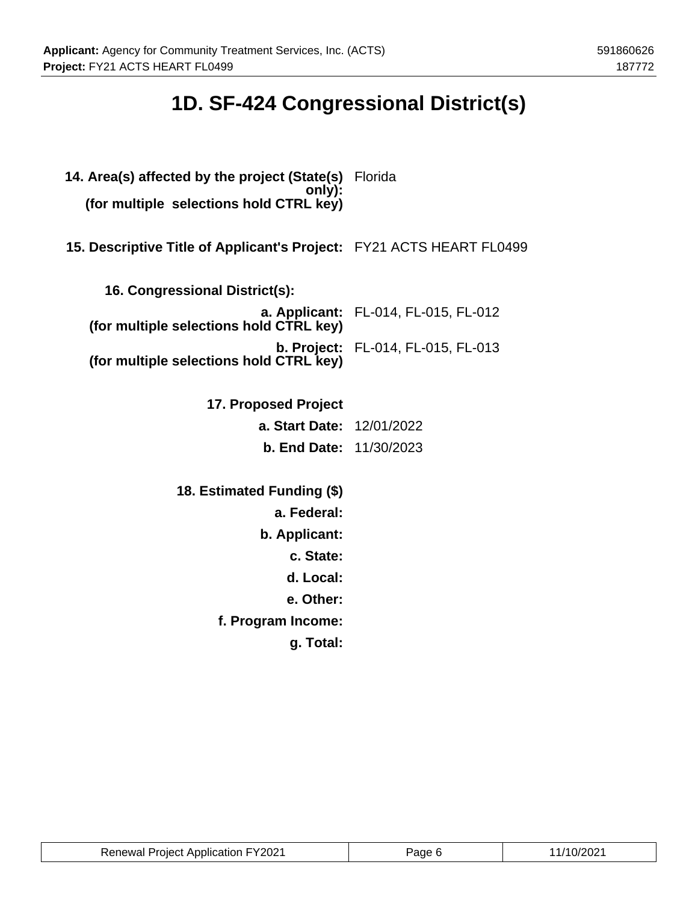# 1D. SF-424 Congressional District(s)

**14. Area(s) affected by the project (State(s) only): (for multiple selections hold CTRL key)** Florida

**15. Descriptive Title of Applicant's Project:** FY21 ACTS HEART FL0499

**16. Congressional District(s):**

**a. Applicant: (for multiple selections hold CTRL key)** FL-014, FL-015, FL-012

**b. Project: (for multiple selections hold CTRL key)** FL-014, FL-015, FL-013

**17. Proposed Project**

**a. Start Date:** 12/01/2022

**b. End Date:** 11/30/2023

**18. Estimated Funding ($)**

**a. Federal:**

**b. Applicant:**

**c. State:**

**d. Local:**

**e. Other:**

**f. Program Income:**

**g. Total:**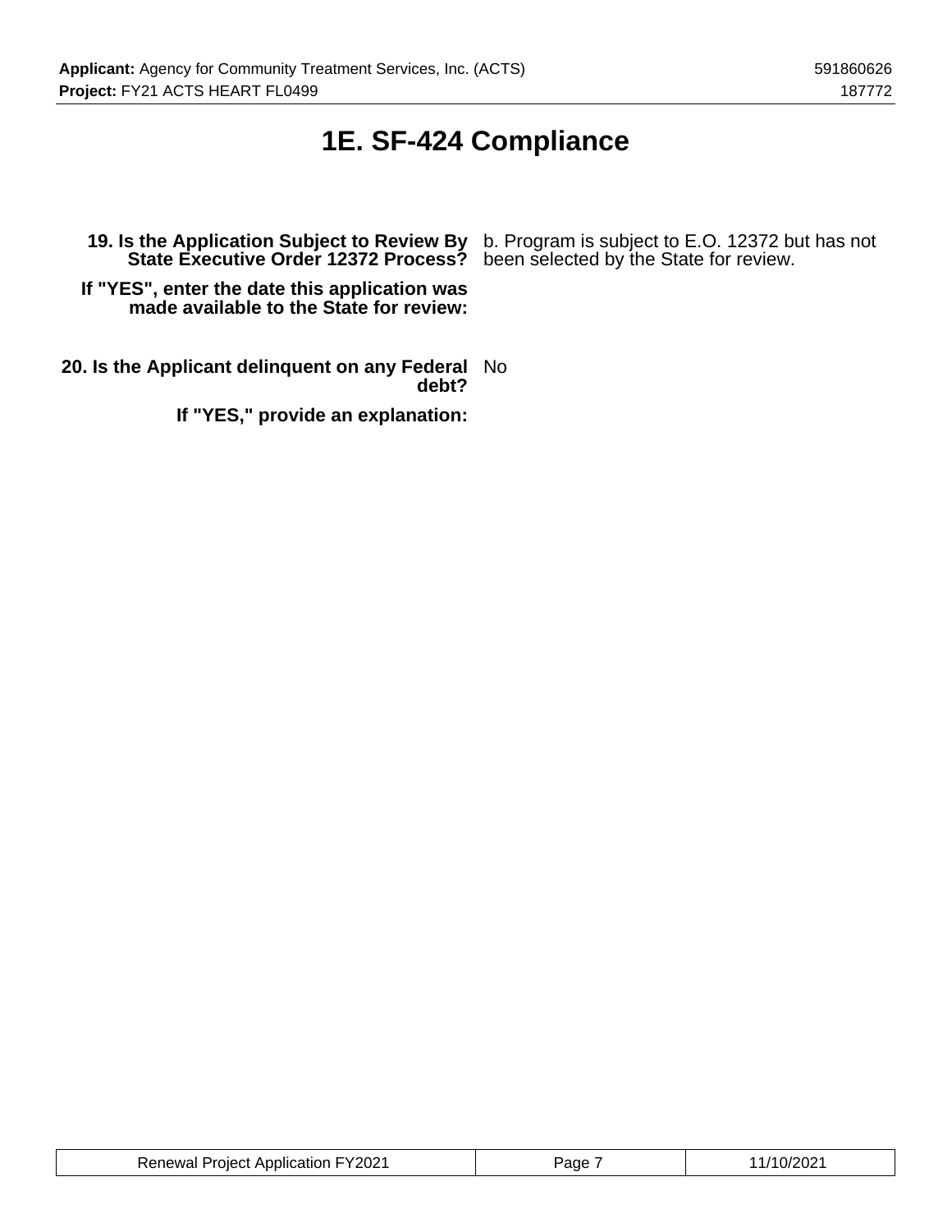# 1E. SF-424 Compliance

**19. Is the Application Subject to Review By State Executive Order 12372 Process?** b. Program is subject to E.O. 12372 but has not been selected by the State for review.

**If "YES", enter the date this application was made available to the State for review:**

**20. Is the Applicant delinquent on any Federal debt?** No

**If "YES," provide an explanation:**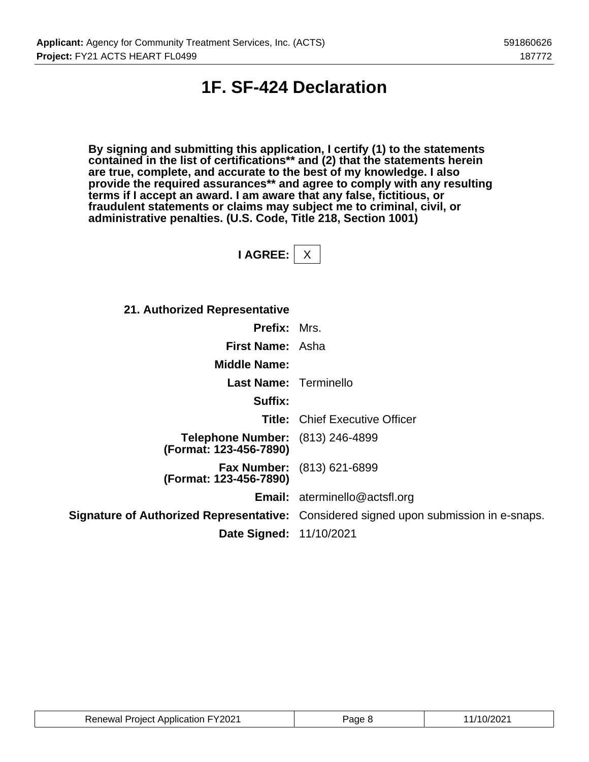# 1F. SF-424 Declaration

**By signing and submitting this application, I certify (1) to the statements contained in the list of certifications** and (2) that the statements herein are true, complete, and accurate to the best of my knowledge. I also provide the required assurances** and agree to comply with any resulting terms if I accept an award. I am aware that any false, fictitious, or fraudulent statements or claims may subject me to criminal, civil, or administrative penalties. (U.S. Code, Title 218, Section 1001)**

**I AGREE:** X

**21. Authorized Representative**

| | |
|---|---|
| **Prefix:** | Mrs. |
| **First Name:** | Asha |
| **Middle Name:** | |
| **Last Name:** | Terminello |
| **Suffix:** | |
| **Title:** | Chief Executive Officer |
| **Telephone Number: (Format: 123-456-7890)** | (813) 246-4899 |
| **Fax Number: (Format: 123-456-7890)** | (813) 621-6899 |
| **Email:** | aterminello@actsfl.org |
| **Signature of Authorized Representative:** | Considered signed upon submission in e-snaps. |
| **Date Signed:** | 11/10/2021 |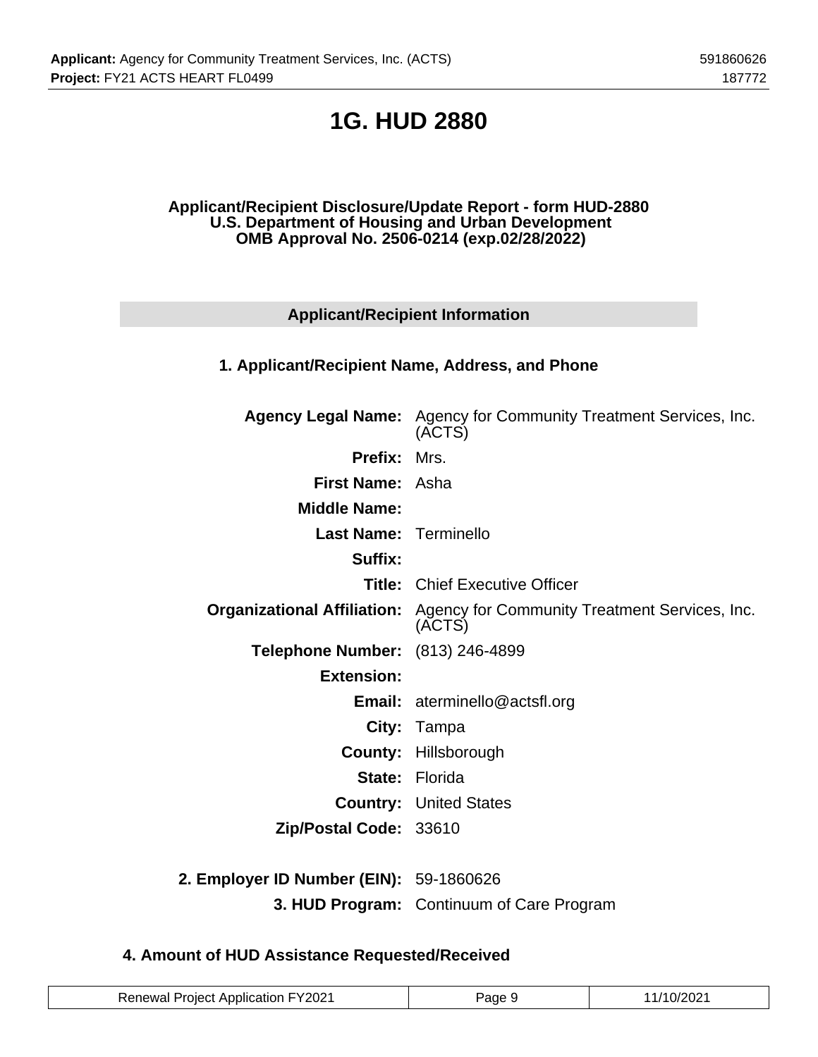# 1G. HUD 2880

**Applicant/Recipient Disclosure/Update Report - form HUD-2880**
**U.S. Department of Housing and Urban Development**
**OMB Approval No. 2506-0214 (exp.02/28/2022)**

## Applicant/Recipient Information

### 1. Applicant/Recipient Name, Address, and Phone

| | |
|---|---|
| **Agency Legal Name:** | Agency for Community Treatment Services, Inc. (ACTS) |
| **Prefix:** | Mrs. |
| **First Name:** | Asha |
| **Middle Name:** | |
| **Last Name:** | Terminello |
| **Suffix:** | |
| **Title:** | Chief Executive Officer |
| **Organizational Affiliation:** | Agency for Community Treatment Services, Inc. (ACTS) |
| **Telephone Number:** | (813) 246-4899 |
| **Extension:** | |
| **Email:** | aterminello@actsfl.org |
| **City:** | Tampa |
| **County:** | Hillsborough |
| **State:** | Florida |
| **Country:** | United States |
| **Zip/Postal Code:** | 33610 |

| | |
|---|---|
| **2. Employer ID Number (EIN):** | 59-1860626 |
| **3. HUD Program:** | Continuum of Care Program |

### 4. Amount of HUD Assistance Requested/Received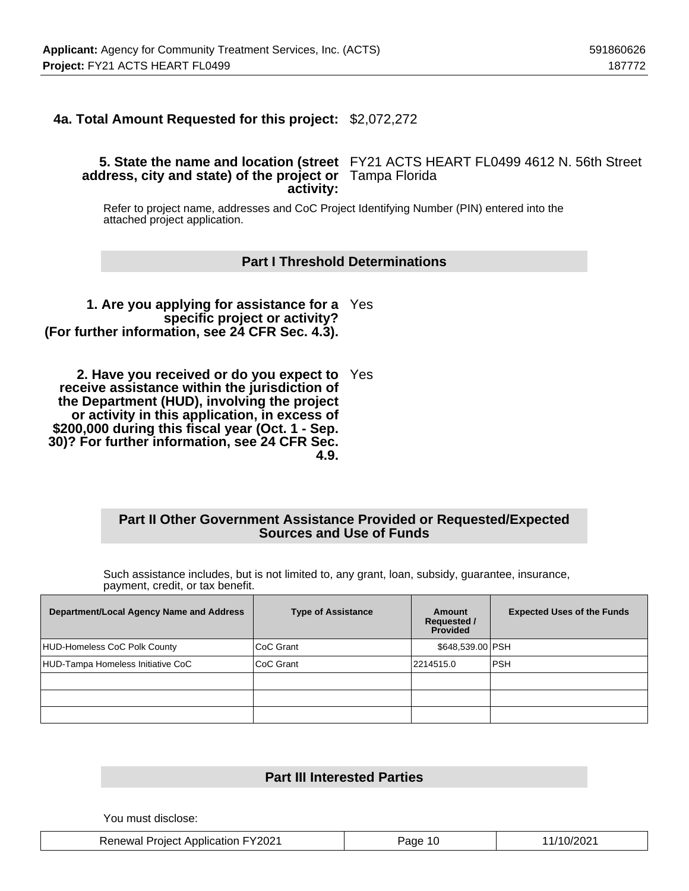**4a. Total Amount Requested for this project:** $2,072,272

**5. State the name and location (street address, city and state) of the project or activity:** FY21 ACTS HEART FL0499 4612 N. 56th Street Tampa Florida

Refer to project name, addresses and CoC Project Identifying Number (PIN) entered into the attached project application.

## Part I Threshold Determinations

**1. Are you applying for assistance for a specific project or activity? (For further information, see 24 CFR Sec. 4.3).** Yes

**2. Have you received or do you expect to receive assistance within the jurisdiction of the Department (HUD), involving the project or activity in this application, in excess of $200,000 during this fiscal year (Oct. 1 - Sep. 30)? For further information, see 24 CFR Sec. 4.9.** Yes

## Part II Other Government Assistance Provided or Requested/Expected Sources and Use of Funds

Such assistance includes, but is not limited to, any grant, loan, subsidy, guarantee, insurance, payment, credit, or tax benefit.

| Department/Local Agency Name and Address | Type of Assistance | Amount Requested / Provided | Expected Uses of the Funds |
|---|---|---|---|
| HUD-Homeless CoC Polk County | CoC Grant | $648,539.00 | PSH |
| HUD-Tampa Homeless Initiative CoC | CoC Grant | 2214515.0 | PSH |
| | | | |
| | | | |
| | | | |

## Part III Interested Parties

You must disclose: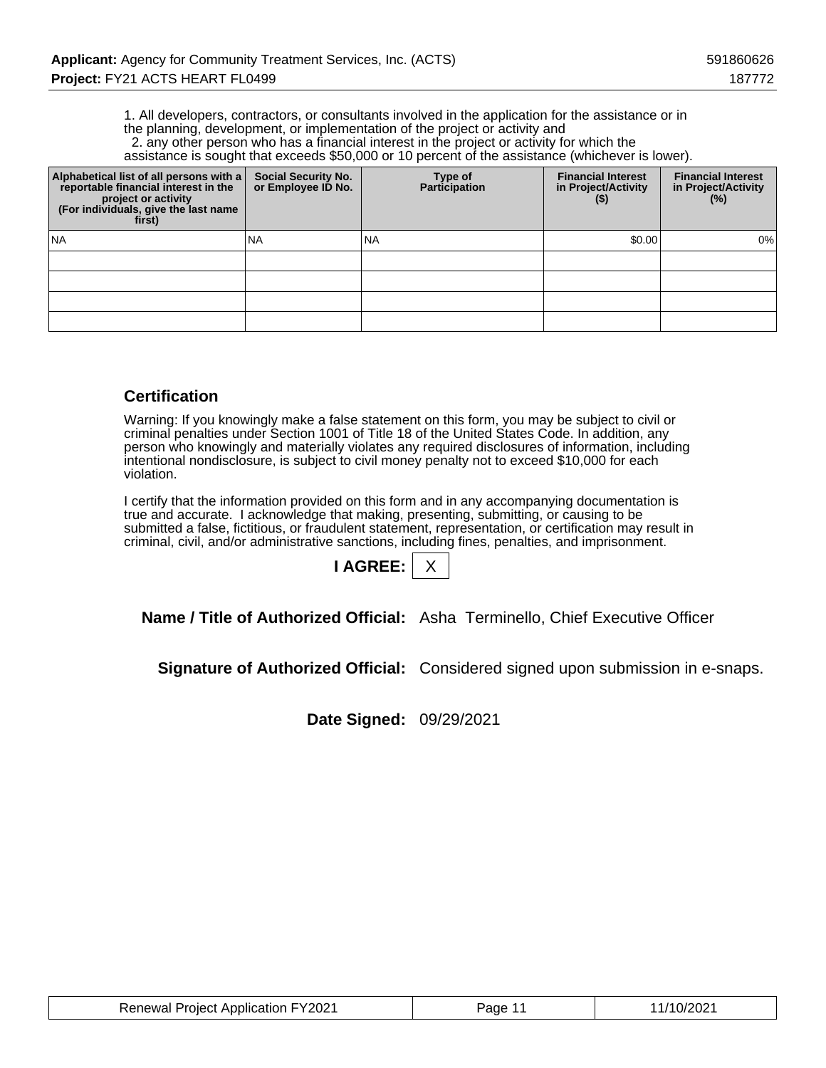1. All developers, contractors, or consultants involved in the application for the assistance or in the planning, development, or implementation of the project or activity and
2. any other person who has a financial interest in the project or activity for which the assistance is sought that exceeds $50,000 or 10 percent of the assistance (whichever is lower).

| Alphabetical list of all persons with a reportable financial interest in the project or activity (For individuals, give the last name first) | Social Security No. or Employee ID No. | Type of Participation | Financial Interest in Project/Activity ($) | Financial Interest in Project/Activity (%) |
|---|---|---|---|---|
| NA | NA | NA | $0.00 | 0% |
| | | | | |
| | | | | |
| | | | | |
| | | | | |

## Certification

Warning: If you knowingly make a false statement on this form, you may be subject to civil or criminal penalties under Section 1001 of Title 18 of the United States Code. In addition, any person who knowingly and materially violates any required disclosures of information, including intentional nondisclosure, is subject to civil money penalty not to exceed $10,000 for each violation.

I certify that the information provided on this form and in any accompanying documentation is true and accurate. I acknowledge that making, presenting, submitting, or causing to be submitted a false, fictitious, or fraudulent statement, representation, or certification may result in criminal, civil, and/or administrative sanctions, including fines, penalties, and imprisonment.

**I AGREE:** X

**Name / Title of Authorized Official:** Asha Terminello, Chief Executive Officer

**Signature of Authorized Official:** Considered signed upon submission in e-snaps.

**Date Signed:** 09/29/2021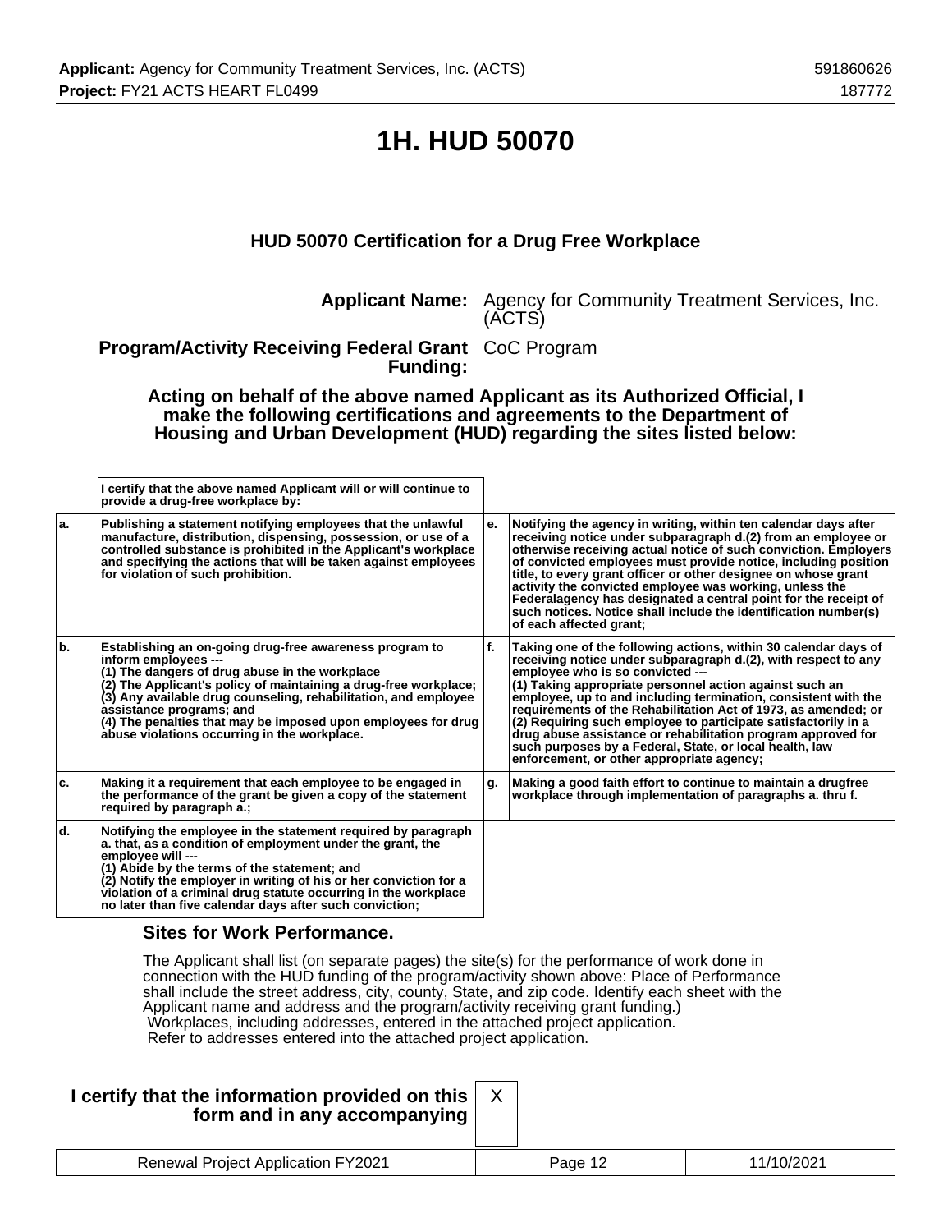# 1H. HUD 50070

### HUD 50070 Certification for a Drug Free Workplace

**Applicant Name:** Agency for Community Treatment Services, Inc. (ACTS)

**Program/Activity Receiving Federal Grant Funding:** CoC Program

**Acting on behalf of the above named Applicant as its Authorized Official, I make the following certifications and agreements to the Department of Housing and Urban Development (HUD) regarding the sites listed below:**

| | I certify that the above named Applicant will or will continue to provide a drug-free workplace by: | | |
|---|---|---|---|
| a. | Publishing a statement notifying employees that the unlawful manufacture, distribution, dispensing, possession, or use of a controlled substance is prohibited in the Applicant's workplace and specifying the actions that will be taken against employees for violation of such prohibition. | e. | Notifying the agency in writing, within ten calendar days after receiving notice under subparagraph d.(2) from an employee or otherwise receiving actual notice of such conviction. Employers of convicted employees must provide notice, including position title, to every grant officer or other designee on whose grant activity the convicted employee was working, unless the Federalagency has designated a central point for the receipt of such notices. Notice shall include the identification number(s) of each affected grant; |
| b. | Establishing an on-going drug-free awareness program to inform employees --- (1) The dangers of drug abuse in the workplace (2) The Applicant's policy of maintaining a drug-free workplace; (3) Any available drug counseling, rehabilitation, and employee assistance programs; and (4) The penalties that may be imposed upon employees for drug abuse violations occurring in the workplace. | f. | Taking one of the following actions, within 30 calendar days of receiving notice under subparagraph d.(2), with respect to any employee who is so convicted --- (1) Taking appropriate personnel action against such an employee, up to and including termination, consistent with the requirements of the Rehabilitation Act of 1973, as amended; or (2) Requiring such employee to participate satisfactorily in a drug abuse assistance or rehabilitation program approved for such purposes by a Federal, State, or local health, law enforcement, or other appropriate agency; |
| c. | Making it a requirement that each employee to be engaged in the performance of the grant be given a copy of the statement required by paragraph a.; | g. | Making a good faith effort to continue to maintain a drugfree workplace through implementation of paragraphs a. thru f. |
| d. | Notifying the employee in the statement required by paragraph a. that, as a condition of employment under the grant, the employee will --- (1) Abide by the terms of the statement; and (2) Notify the employer in writing of his or her conviction for a violation of a criminal drug statute occurring in the workplace no later than five calendar days after such conviction; | | |

### Sites for Work Performance.

The Applicant shall list (on separate pages) the site(s) for the performance of work done in connection with the HUD funding of the program/activity shown above: Place of Performance shall include the street address, city, county, State, and zip code. Identify each sheet with the Applicant name and address and the program/activity receiving grant funding.)
Workplaces, including addresses, entered in the attached project application.
Refer to addresses entered into the attached project application.

**I certify that the information provided on this form and in any accompanying** X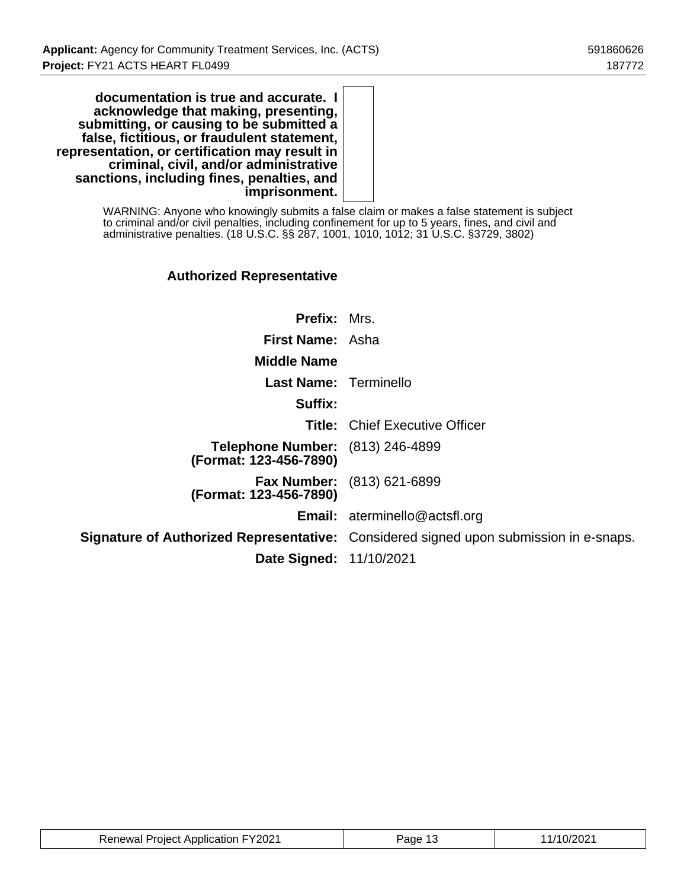**documentation is true and accurate. I acknowledge that making, presenting, submitting, or causing to be submitted a false, fictitious, or fraudulent statement, representation, or certification may result in criminal, civil, and/or administrative sanctions, including fines, penalties, and imprisonment.**

WARNING: Anyone who knowingly submits a false claim or makes a false statement is subject to criminal and/or civil penalties, including confinement for up to 5 years, fines, and civil and administrative penalties. (18 U.S.C. §§ 287, 1001, 1010, 1012; 31 U.S.C. §3729, 3802)

### Authorized Representative

| | |
|---|---|
| **Prefix:** | Mrs. |
| **First Name:** | Asha |
| **Middle Name** | |
| **Last Name:** | Terminello |
| **Suffix:** | |
| **Title:** | Chief Executive Officer |
| **Telephone Number: (Format: 123-456-7890)** | (813) 246-4899 |
| **Fax Number: (Format: 123-456-7890)** | (813) 621-6899 |
| **Email:** | aterminello@actsfl.org |
| **Signature of Authorized Representative:** | Considered signed upon submission in e-snaps. |
| **Date Signed:** | 11/10/2021 |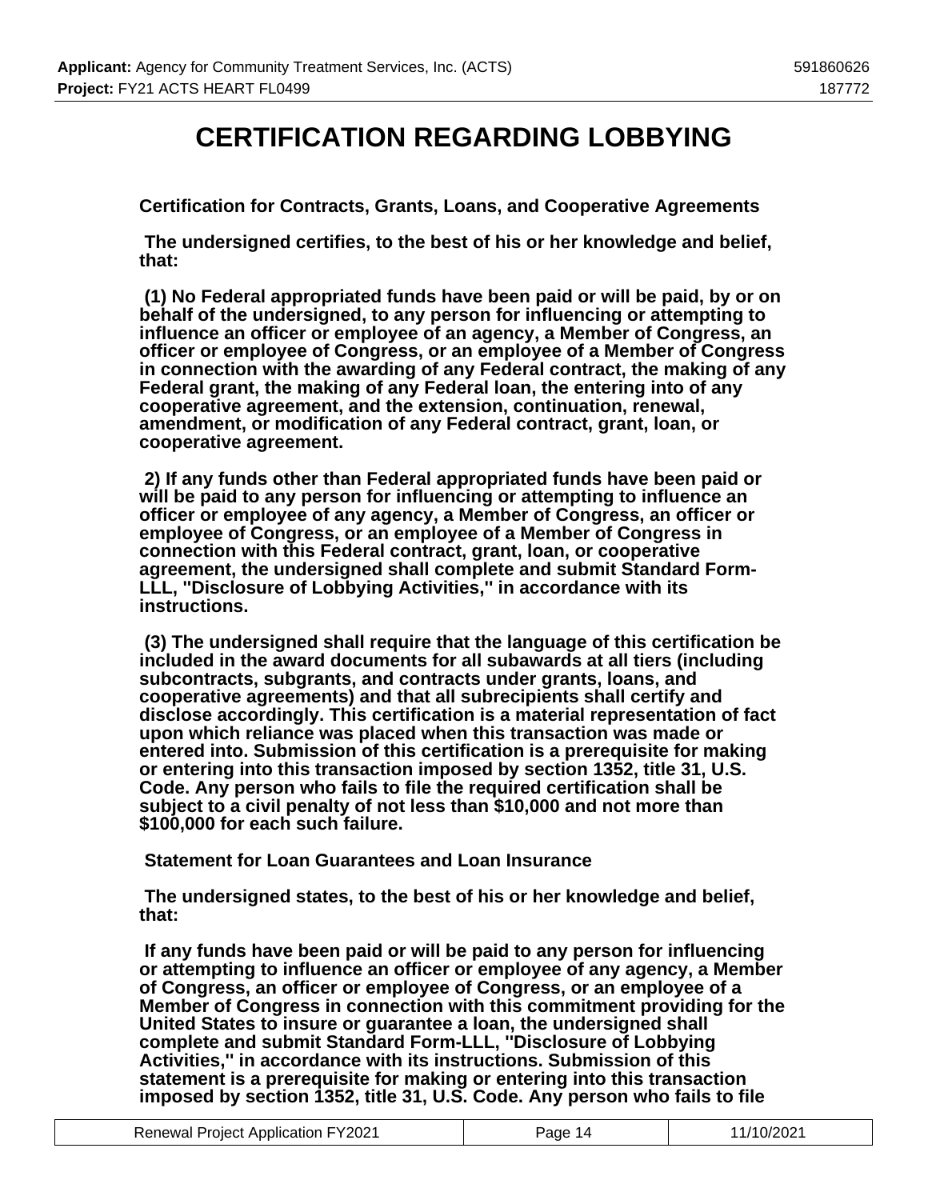# CERTIFICATION REGARDING LOBBYING

**Certification for Contracts, Grants, Loans, and Cooperative Agreements**

**The undersigned certifies, to the best of his or her knowledge and belief, that:**

**(1) No Federal appropriated funds have been paid or will be paid, by or on behalf of the undersigned, to any person for influencing or attempting to influence an officer or employee of an agency, a Member of Congress, an officer or employee of Congress, or an employee of a Member of Congress in connection with the awarding of any Federal contract, the making of any Federal grant, the making of any Federal loan, the entering into of any cooperative agreement, and the extension, continuation, renewal, amendment, or modification of any Federal contract, grant, loan, or cooperative agreement.**

**2) If any funds other than Federal appropriated funds have been paid or will be paid to any person for influencing or attempting to influence an officer or employee of any agency, a Member of Congress, an officer or employee of Congress, or an employee of a Member of Congress in connection with this Federal contract, grant, loan, or cooperative agreement, the undersigned shall complete and submit Standard Form-LLL, "Disclosure of Lobbying Activities," in accordance with its instructions.**

**(3) The undersigned shall require that the language of this certification be included in the award documents for all subawards at all tiers (including subcontracts, subgrants, and contracts under grants, loans, and cooperative agreements) and that all subrecipients shall certify and disclose accordingly. This certification is a material representation of fact upon which reliance was placed when this transaction was made or entered into. Submission of this certification is a prerequisite for making or entering into this transaction imposed by section 1352, title 31, U.S. Code. Any person who fails to file the required certification shall be subject to a civil penalty of not less than $10,000 and not more than $100,000 for each such failure.**

**Statement for Loan Guarantees and Loan Insurance**

**The undersigned states, to the best of his or her knowledge and belief, that:**

**If any funds have been paid or will be paid to any person for influencing or attempting to influence an officer or employee of any agency, a Member of Congress, an officer or employee of Congress, or an employee of a Member of Congress in connection with this commitment providing for the United States to insure or guarantee a loan, the undersigned shall complete and submit Standard Form-LLL, "Disclosure of Lobbying Activities," in accordance with its instructions. Submission of this statement is a prerequisite for making or entering into this transaction imposed by section 1352, title 31, U.S. Code. Any person who fails to file**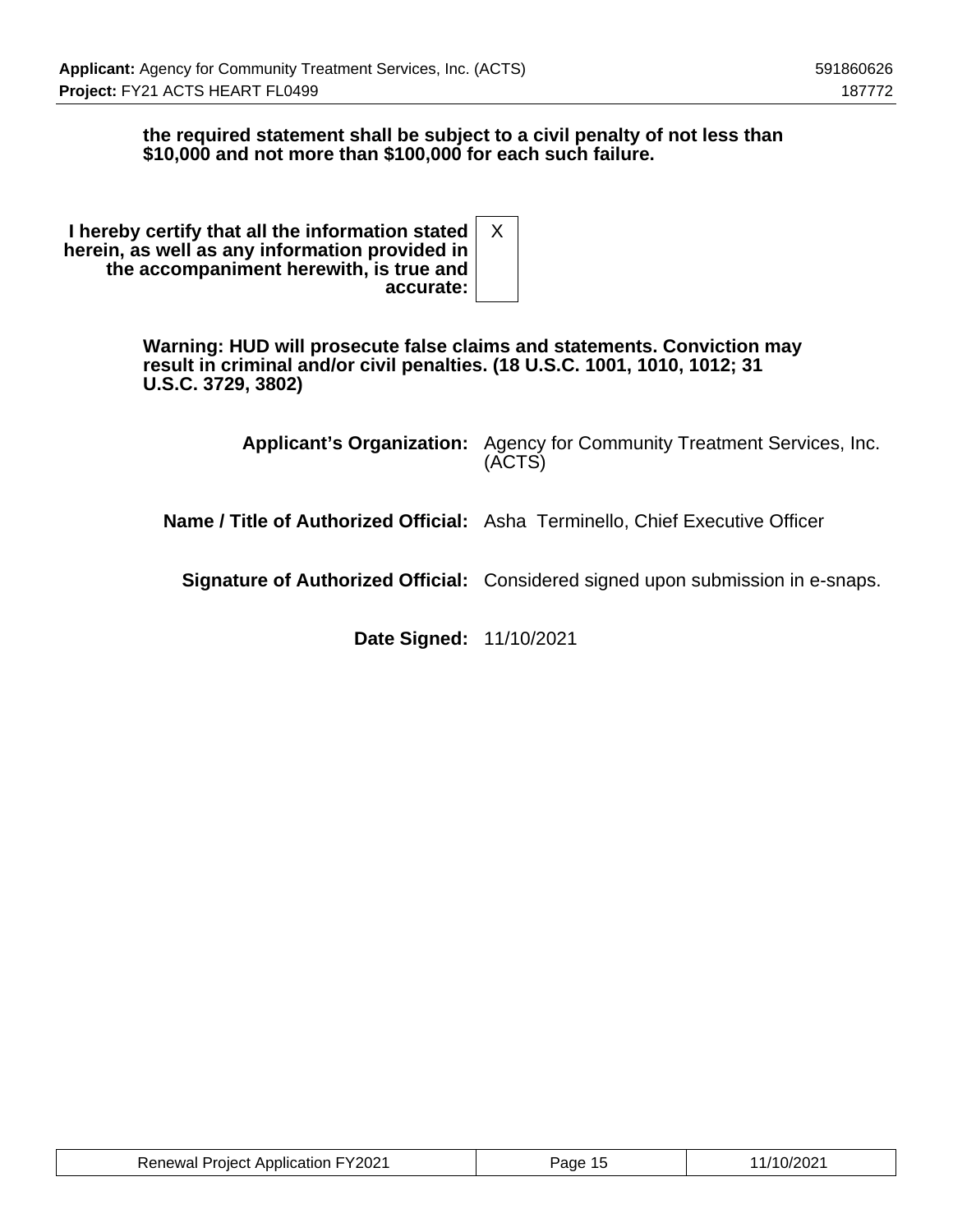**the required statement shall be subject to a civil penalty of not less than $10,000 and not more than $100,000 for each such failure.**

**I hereby certify that all the information stated herein, as well as any information provided in the accompaniment herewith, is true and accurate:** X

**Warning: HUD will prosecute false claims and statements. Conviction may result in criminal and/or civil penalties. (18 U.S.C. 1001, 1010, 1012; 31 U.S.C. 3729, 3802)**

**Applicant's Organization:** Agency for Community Treatment Services, Inc. (ACTS)

**Name / Title of Authorized Official:** Asha Terminello, Chief Executive Officer

**Signature of Authorized Official:** Considered signed upon submission in e-snaps.

**Date Signed:** 11/10/2021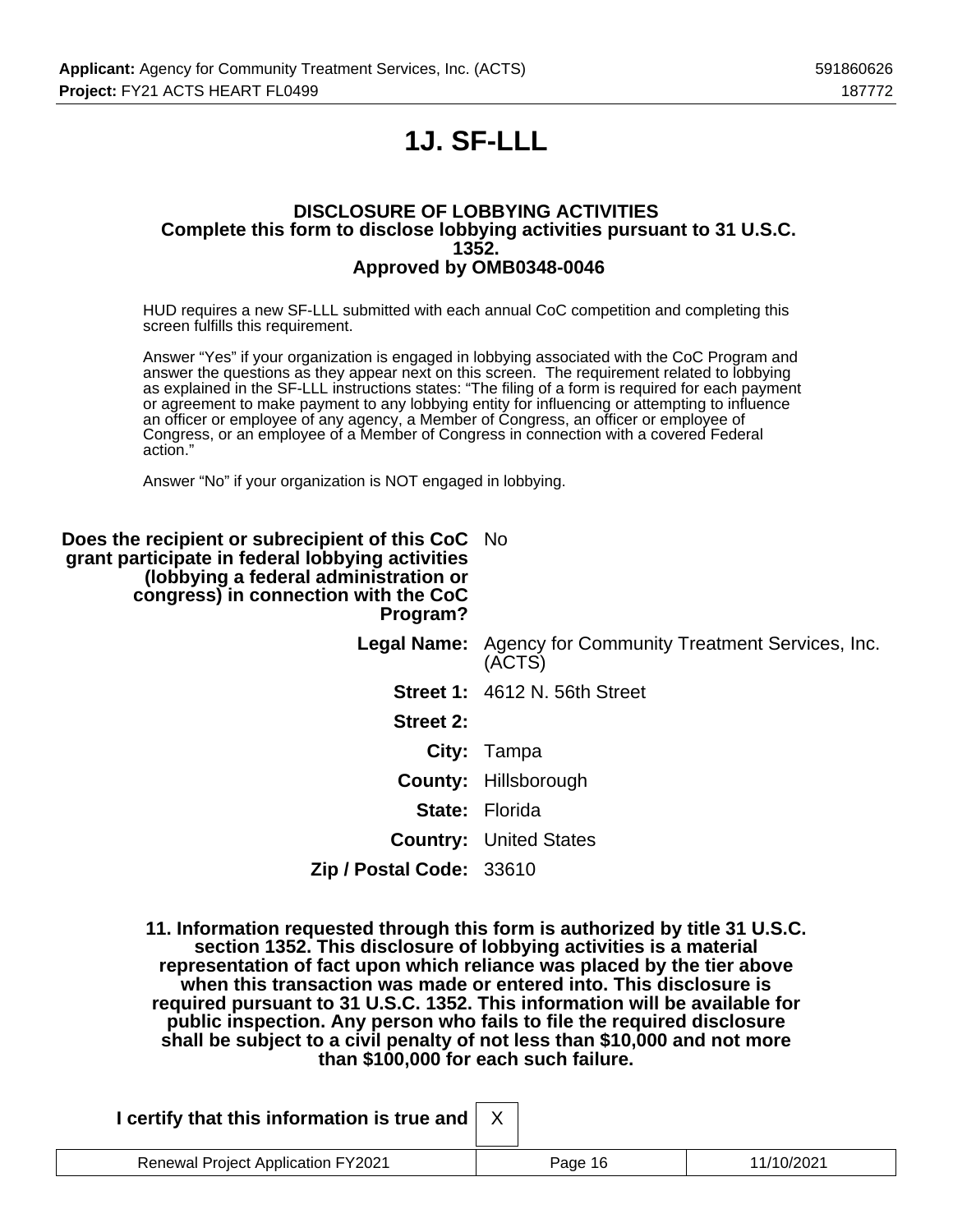# 1J. SF-LLL

**DISCLOSURE OF LOBBYING ACTIVITIES**
**Complete this form to disclose lobbying activities pursuant to 31 U.S.C. 1352.**
**Approved by OMB0348-0046**

HUD requires a new SF-LLL submitted with each annual CoC competition and completing this screen fulfills this requirement.

Answer "Yes" if your organization is engaged in lobbying associated with the CoC Program and answer the questions as they appear next on this screen. The requirement related to lobbying as explained in the SF-LLL instructions states: "The filing of a form is required for each payment or agreement to make payment to any lobbying entity for influencing or attempting to influence an officer or employee of any agency, a Member of Congress, an officer or employee of Congress, or an employee of a Member of Congress in connection with a covered Federal action."

Answer "No" if your organization is NOT engaged in lobbying.

**Does the recipient or subrecipient of this CoC grant participate in federal lobbying activities (lobbying a federal administration or congress) in connection with the CoC Program?** No

**Legal Name:** Agency for Community Treatment Services, Inc. (ACTS)

**Street 1:** 4612 N. 56th Street

**Street 2:**

**City:** Tampa

**County:** Hillsborough

**State:** Florida

**Country:** United States

**Zip / Postal Code:** 33610

**11. Information requested through this form is authorized by title 31 U.S.C. section 1352. This disclosure of lobbying activities is a material representation of fact upon which reliance was placed by the tier above when this transaction was made or entered into. This disclosure is required pursuant to 31 U.S.C. 1352. This information will be available for public inspection. Any person who fails to file the required disclosure shall be subject to a civil penalty of not less than $10,000 and not more than $100,000 for each such failure.**

**I certify that this information is true and** X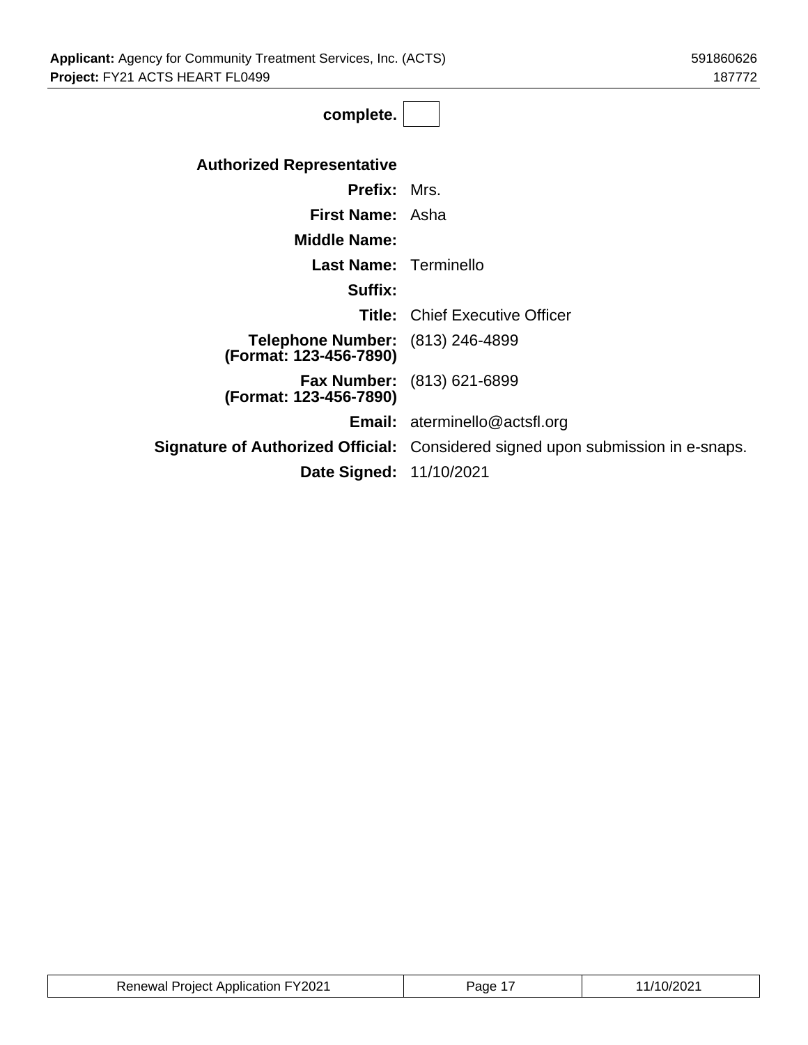complete. [ ]

**Authorized Representative**

| | |
|---|---|
| **Prefix:** | Mrs. |
| **First Name:** | Asha |
| **Middle Name:** | |
| **Last Name:** | Terminello |
| **Suffix:** | |
| **Title:** | Chief Executive Officer |
| **Telephone Number: (Format: 123-456-7890)** | (813) 246-4899 |
| **Fax Number: (Format: 123-456-7890)** | (813) 621-6899 |
| **Email:** | aterminello@actsfl.org |
| **Signature of Authorized Official:** | Considered signed upon submission in e-snaps. |
| **Date Signed:** | 11/10/2021 |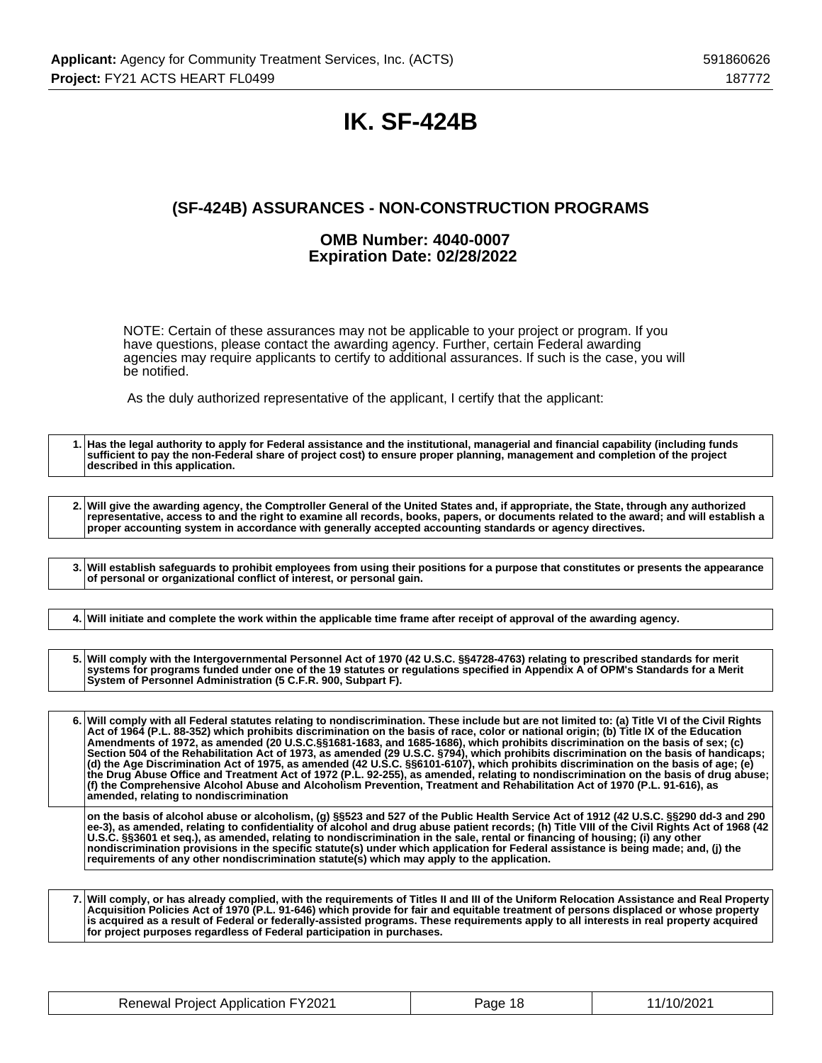# IK. SF-424B

## (SF-424B) ASSURANCES - NON-CONSTRUCTION PROGRAMS

### OMB Number: 4040-0007
### Expiration Date: 02/28/2022

NOTE: Certain of these assurances may not be applicable to your project or program. If you have questions, please contact the awarding agency. Further, certain Federal awarding agencies may require applicants to certify to additional assurances. If such is the case, you will be notified.

As the duly authorized representative of the applicant, I certify that the applicant:

| | |
|---|---|
| 1. | **Has the legal authority to apply for Federal assistance and the institutional, managerial and financial capability (including funds sufficient to pay the non-Federal share of project cost) to ensure proper planning, management and completion of the project described in this application.** |

| | |
|---|---|
| 2. | **Will give the awarding agency, the Comptroller General of the United States and, if appropriate, the State, through any authorized representative, access to and the right to examine all records, books, papers, or documents related to the award; and will establish a proper accounting system in accordance with generally accepted accounting standards or agency directives.** |

| | |
|---|---|
| 3. | **Will establish safeguards to prohibit employees from using their positions for a purpose that constitutes or presents the appearance of personal or organizational conflict of interest, or personal gain.** |

| | |
|---|---|
| 4. | **Will initiate and complete the work within the applicable time frame after receipt of approval of the awarding agency.** |

| | |
|---|---|
| 5. | **Will comply with the Intergovernmental Personnel Act of 1970 (42 U.S.C. §§4728-4763) relating to prescribed standards for merit systems for programs funded under one of the 19 statutes or regulations specified in Appendix A of OPM's Standards for a Merit System of Personnel Administration (5 C.F.R. 900, Subpart F).** |

| | |
|---|---|
| 6. | **Will comply with all Federal statutes relating to nondiscrimination. These include but are not limited to: (a) Title VI of the Civil Rights Act of 1964 (P.L. 88-352) which prohibits discrimination on the basis of race, color or national origin; (b) Title IX of the Education Amendments of 1972, as amended (20 U.S.C.§§1681-1683, and 1685-1686), which prohibits discrimination on the basis of sex; (c) Section 504 of the Rehabilitation Act of 1973, as amended (29 U.S.C. §794), which prohibits discrimination on the basis of handicaps; (d) the Age Discrimination Act of 1975, as amended (42 U.S.C. §§6101-6107), which prohibits discrimination on the basis of age; (e) the Drug Abuse Office and Treatment Act of 1972 (P.L. 92-255), as amended, relating to nondiscrimination on the basis of drug abuse; (f) the Comprehensive Alcohol Abuse and Alcoholism Prevention, Treatment and Rehabilitation Act of 1970 (P.L. 91-616), as amended, relating to nondiscrimination** |
| | **on the basis of alcohol abuse or alcoholism, (g) §§523 and 527 of the Public Health Service Act of 1912 (42 U.S.C. §§290 dd-3 and 290 ee-3), as amended, relating to confidentiality of alcohol and drug abuse patient records; (h) Title VIII of the Civil Rights Act of 1968 (42 U.S.C. §§3601 et seq.), as amended, relating to nondiscrimination in the sale, rental or financing of housing; (i) any other nondiscrimination provisions in the specific statute(s) under which application for Federal assistance is being made; and, (j) the requirements of any other nondiscrimination statute(s) which may apply to the application.** |

| | |
|---|---|
| 7. | **Will comply, or has already complied, with the requirements of Titles II and III of the Uniform Relocation Assistance and Real Property Acquisition Policies Act of 1970 (P.L. 91-646) which provide for fair and equitable treatment of persons displaced or whose property is acquired as a result of Federal or federally-assisted programs. These requirements apply to all interests in real property acquired for project purposes regardless of Federal participation in purchases.** |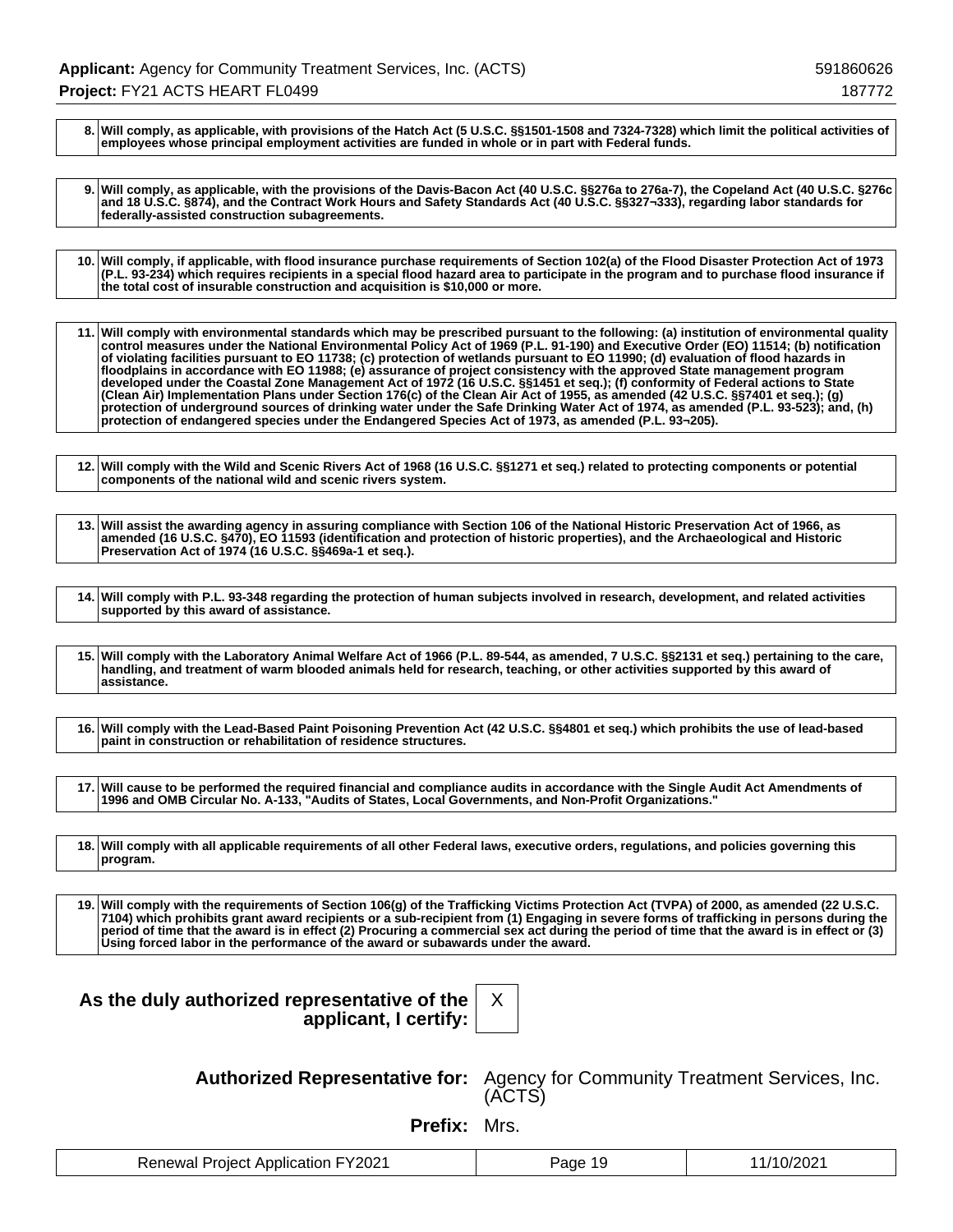| | |
|---|---|
| 8. | **Will comply, as applicable, with provisions of the Hatch Act (5 U.S.C. §§1501-1508 and 7324-7328) which limit the political activities of employees whose principal employment activities are funded in whole or in part with Federal funds.** |

| | |
|---|---|
| 9. | **Will comply, as applicable, with the provisions of the Davis-Bacon Act (40 U.S.C. §§276a to 276a-7), the Copeland Act (40 U.S.C. §276c and 18 U.S.C. §874), and the Contract Work Hours and Safety Standards Act (40 U.S.C. §§327¬333), regarding labor standards for federally-assisted construction subagreements.** |

| | |
|---|---|
| 10. | **Will comply, if applicable, with flood insurance purchase requirements of Section 102(a) of the Flood Disaster Protection Act of 1973 (P.L. 93-234) which requires recipients in a special flood hazard area to participate in the program and to purchase flood insurance if the total cost of insurable construction and acquisition is $10,000 or more.** |

| | |
|---|---|
| 11. | **Will comply with environmental standards which may be prescribed pursuant to the following: (a) institution of environmental quality control measures under the National Environmental Policy Act of 1969 (P.L. 91-190) and Executive Order (EO) 11514; (b) notification of violating facilities pursuant to EO 11738; (c) protection of wetlands pursuant to EO 11990; (d) evaluation of flood hazards in floodplains in accordance with EO 11988; (e) assurance of project consistency with the approved State management program developed under the Coastal Zone Management Act of 1972 (16 U.S.C. §§1451 et seq.); (f) conformity of Federal actions to State (Clean Air) Implementation Plans under Section 176(c) of the Clean Air Act of 1955, as amended (42 U.S.C. §§7401 et seq.); (g) protection of underground sources of drinking water under the Safe Drinking Water Act of 1974, as amended (P.L. 93-523); and, (h) protection of endangered species under the Endangered Species Act of 1973, as amended (P.L. 93¬205).** |

| | |
|---|---|
| 12. | **Will comply with the Wild and Scenic Rivers Act of 1968 (16 U.S.C. §§1271 et seq.) related to protecting components or potential components of the national wild and scenic rivers system.** |

| | |
|---|---|
| 13. | **Will assist the awarding agency in assuring compliance with Section 106 of the National Historic Preservation Act of 1966, as amended (16 U.S.C. §470), EO 11593 (identification and protection of historic properties), and the Archaeological and Historic Preservation Act of 1974 (16 U.S.C. §§469a-1 et seq.).** |

| | |
|---|---|
| 14. | **Will comply with P.L. 93-348 regarding the protection of human subjects involved in research, development, and related activities supported by this award of assistance.** |

| | |
|---|---|
| 15. | **Will comply with the Laboratory Animal Welfare Act of 1966 (P.L. 89-544, as amended, 7 U.S.C. §§2131 et seq.) pertaining to the care, handling, and treatment of warm blooded animals held for research, teaching, or other activities supported by this award of assistance.** |

| | |
|---|---|
| 16. | **Will comply with the Lead-Based Paint Poisoning Prevention Act (42 U.S.C. §§4801 et seq.) which prohibits the use of lead-based paint in construction or rehabilitation of residence structures.** |

| | |
|---|---|
| 17. | **Will cause to be performed the required financial and compliance audits in accordance with the Single Audit Act Amendments of 1996 and OMB Circular No. A-133, "Audits of States, Local Governments, and Non-Profit Organizations."** |

| | |
|---|---|
| 18. | **Will comply with all applicable requirements of all other Federal laws, executive orders, regulations, and policies governing this program.** |

| | |
|---|---|
| 19. | **Will comply with the requirements of Section 106(g) of the Trafficking Victims Protection Act (TVPA) of 2000, as amended (22 U.S.C. 7104) which prohibits grant award recipients or a sub-recipient from (1) Engaging in severe forms of trafficking in persons during the period of time that the award is in effect (2) Procuring a commercial sex act during the period of time that the award is in effect or (3) Using forced labor in the performance of the award or subawards under the award.** |

**As the duly authorized representative of the applicant, I certify:** X

**Authorized Representative for:** Agency for Community Treatment Services, Inc. (ACTS)

**Prefix:** Mrs.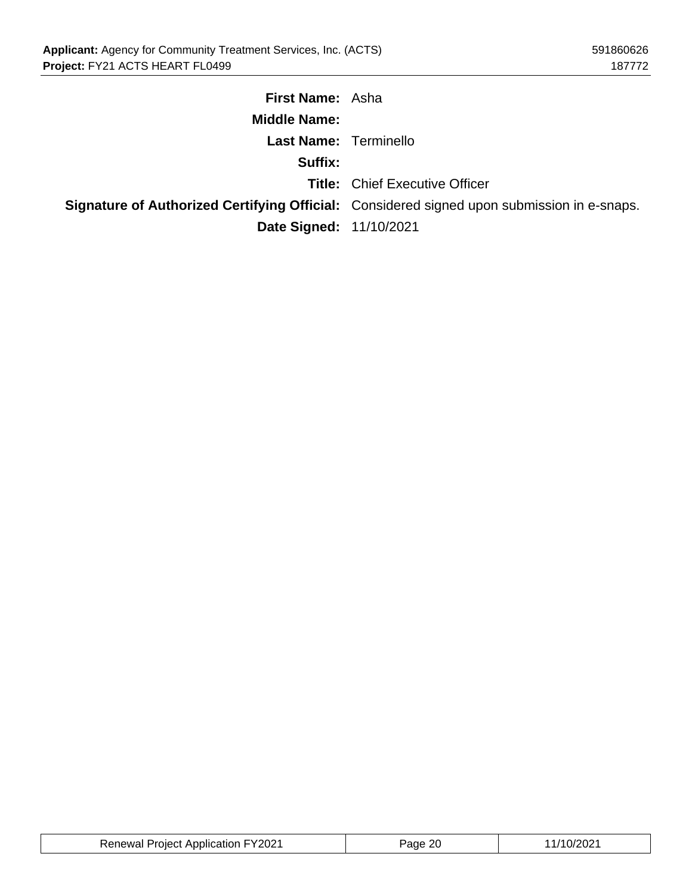**First Name:** Asha

**Middle Name:**

**Last Name:** Terminello

**Suffix:**

**Title:** Chief Executive Officer

**Signature of Authorized Certifying Official:** Considered signed upon submission in e-snaps.

**Date Signed:** 11/10/2021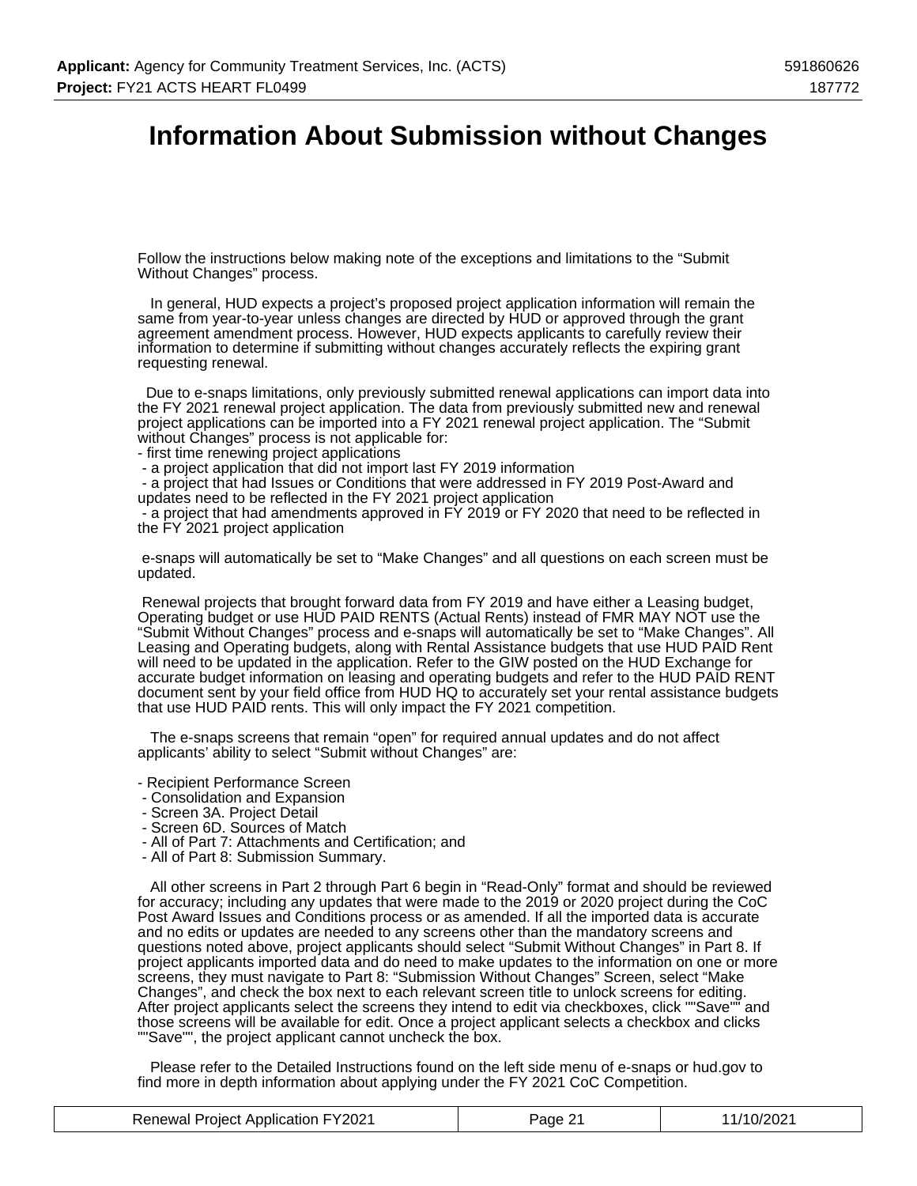# Information About Submission without Changes

Follow the instructions below making note of the exceptions and limitations to the “Submit Without Changes” process.

In general, HUD expects a project’s proposed project application information will remain the same from year-to-year unless changes are directed by HUD or approved through the grant agreement amendment process. However, HUD expects applicants to carefully review their information to determine if submitting without changes accurately reflects the expiring grant requesting renewal.

Due to e-snaps limitations, only previously submitted renewal applications can import data into the FY 2021 renewal project application. The data from previously submitted new and renewal project applications can be imported into a FY 2021 renewal project application. The “Submit without Changes” process is not applicable for:

- first time renewing project applications
- a project application that did not import last FY 2019 information
- a project that had Issues or Conditions that were addressed in FY 2019 Post-Award and updates need to be reflected in the FY 2021 project application
- a project that had amendments approved in FY 2019 or FY 2020 that need to be reflected in the FY 2021 project application

e-snaps will automatically be set to “Make Changes” and all questions on each screen must be updated.

Renewal projects that brought forward data from FY 2019 and have either a Leasing budget, Operating budget or use HUD PAID RENTS (Actual Rents) instead of FMR MAY NOT use the “Submit Without Changes” process and e-snaps will automatically be set to “Make Changes”. All Leasing and Operating budgets, along with Rental Assistance budgets that use HUD PAID Rent will need to be updated in the application. Refer to the GIW posted on the HUD Exchange for accurate budget information on leasing and operating budgets and refer to the HUD PAID RENT document sent by your field office from HUD HQ to accurately set your rental assistance budgets that use HUD PAID rents. This will only impact the FY 2021 competition.

The e-snaps screens that remain “open” for required annual updates and do not affect applicants’ ability to select “Submit without Changes” are:

- Recipient Performance Screen
- Consolidation and Expansion
- Screen 3A. Project Detail
- Screen 6D. Sources of Match
- All of Part 7: Attachments and Certification; and
- All of Part 8: Submission Summary.

All other screens in Part 2 through Part 6 begin in “Read-Only” format and should be reviewed for accuracy; including any updates that were made to the 2019 or 2020 project during the CoC Post Award Issues and Conditions process or as amended. If all the imported data is accurate and no edits or updates are needed to any screens other than the mandatory screens and questions noted above, project applicants should select “Submit Without Changes” in Part 8. If project applicants imported data and do need to make updates to the information on one or more screens, they must navigate to Part 8: “Submission Without Changes” Screen, select “Make Changes”, and check the box next to each relevant screen title to unlock screens for editing. After project applicants select the screens they intend to edit via checkboxes, click ""Save"" and those screens will be available for edit. Once a project applicant selects a checkbox and clicks ""Save"", the project applicant cannot uncheck the box.

Please refer to the Detailed Instructions found on the left side menu of e-snaps or hud.gov to find more in depth information about applying under the FY 2021 CoC Competition.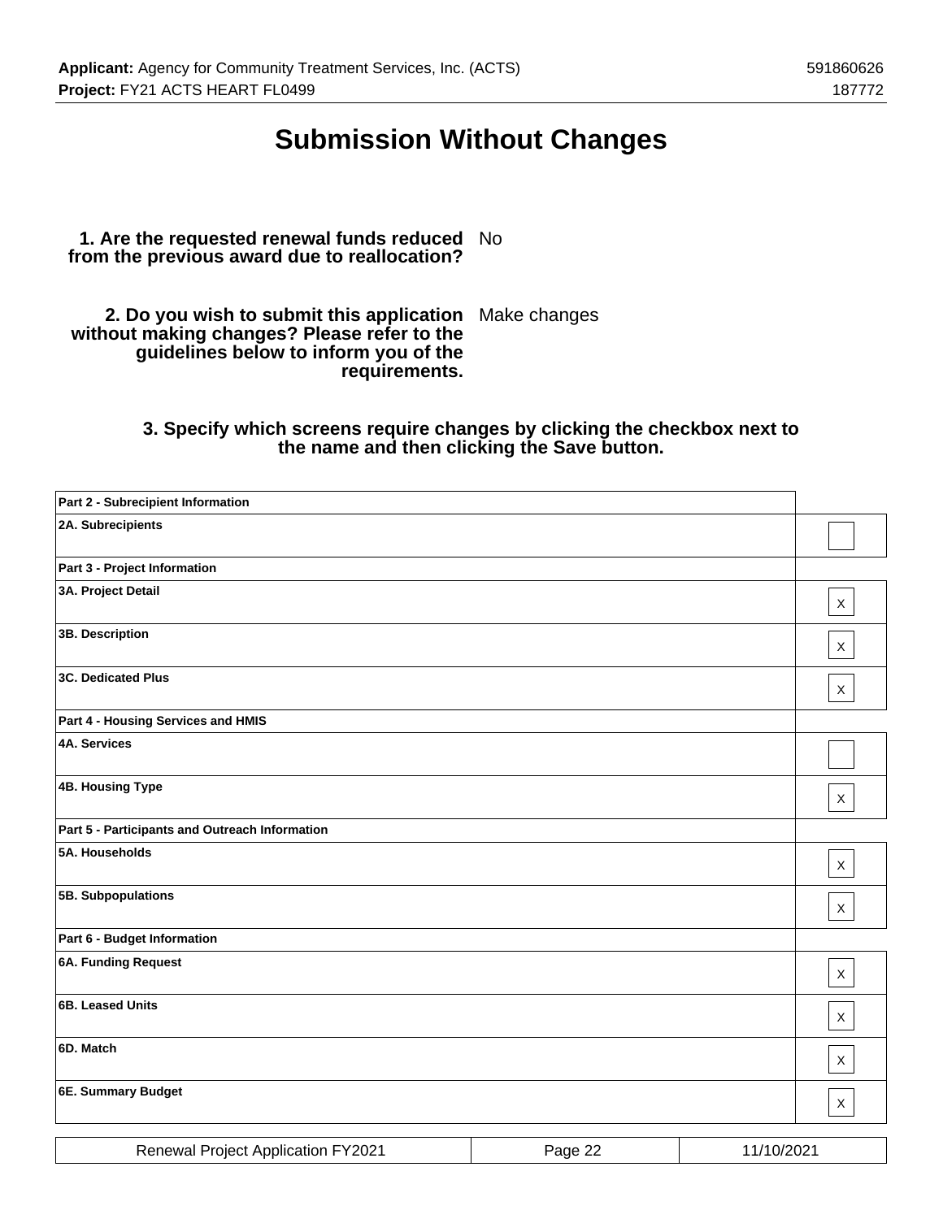# Submission Without Changes

**1. Are the requested renewal funds reduced from the previous award due to reallocation?** No

**2. Do you wish to submit this application without making changes? Please refer to the guidelines below to inform you of the requirements.** Make changes

**3. Specify which screens require changes by clicking the checkbox next to the name and then clicking the Save button.**

| | |
|---|---|
| **Part 2 - Subrecipient Information** | |
| **2A. Subrecipients** | |
| **Part 3 - Project Information** | |
| **3A. Project Detail** | X |
| **3B. Description** | X |
| **3C. Dedicated Plus** | X |
| **Part 4 - Housing Services and HMIS** | |
| **4A. Services** | |
| **4B. Housing Type** | X |
| **Part 5 - Participants and Outreach Information** | |
| **5A. Households** | X |
| **5B. Subpopulations** | X |
| **Part 6 - Budget Information** | |
| **6A. Funding Request** | X |
| **6B. Leased Units** | X |
| **6D. Match** | X |
| **6E. Summary Budget** | X |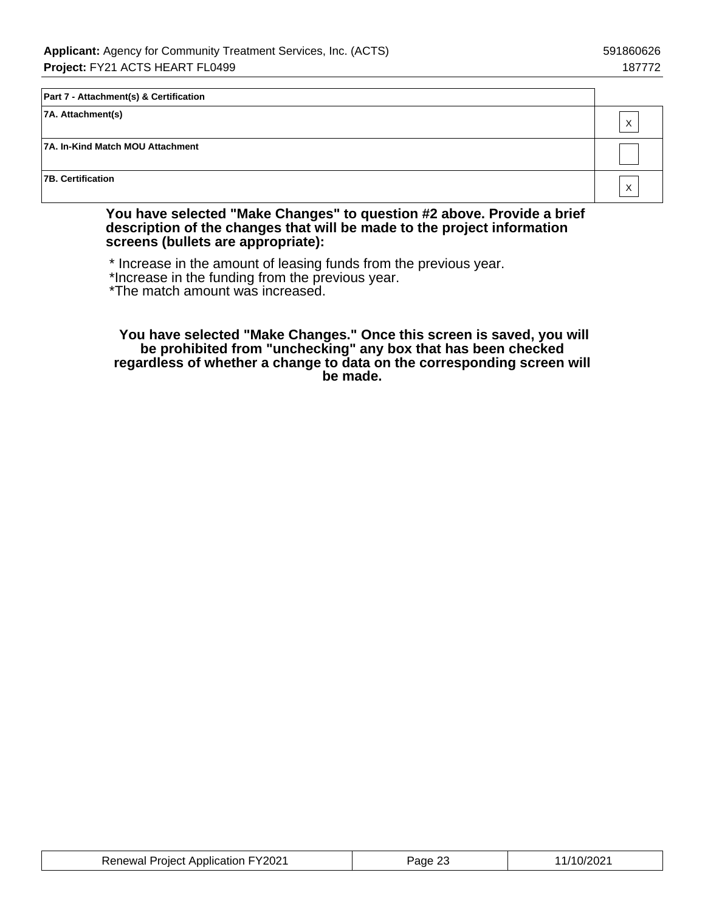| Part 7 - Attachment(s) & Certification | |
|---|---|
| 7A. Attachment(s) | X |
| 7A. In-Kind Match MOU Attachment | |
| 7B. Certification | X |

**You have selected "Make Changes" to question #2 above. Provide a brief description of the changes that will be made to the project information screens (bullets are appropriate):**

* Increase in the amount of leasing funds from the previous year.
*Increase in the funding from the previous year.
*The match amount was increased.

**You have selected "Make Changes." Once this screen is saved, you will be prohibited from "unchecking" any box that has been checked regardless of whether a change to data on the corresponding screen will be made.**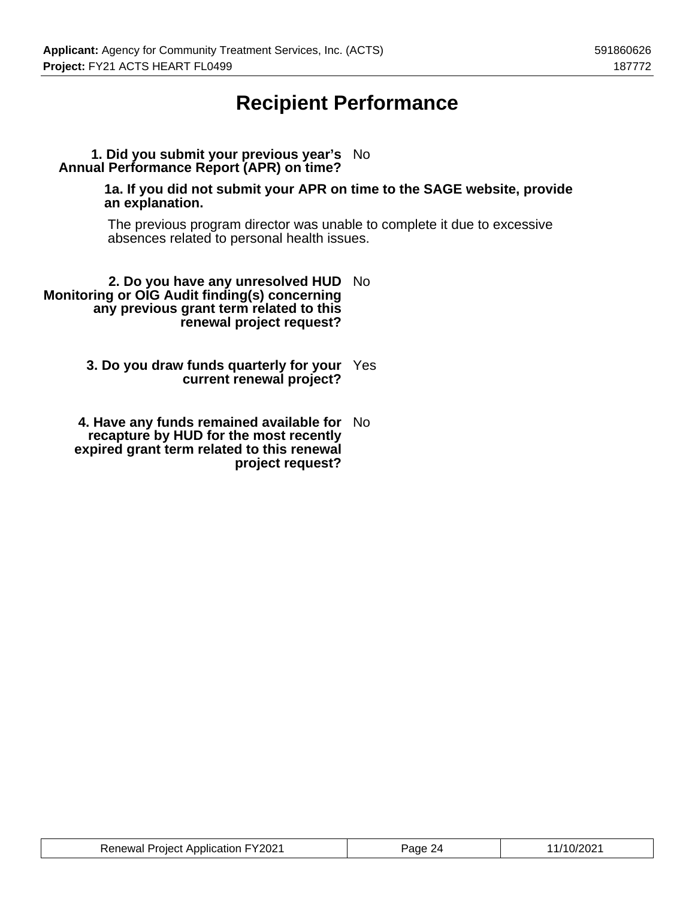# Recipient Performance

**1. Did you submit your previous year's Annual Performance Report (APR) on time?** No

**1a. If you did not submit your APR on time to the SAGE website, provide an explanation.**

The previous program director was unable to complete it due to excessive absences related to personal health issues.

**2. Do you have any unresolved HUD Monitoring or OIG Audit finding(s) concerning any previous grant term related to this renewal project request?** No

**3. Do you draw funds quarterly for your current renewal project?** Yes

**4. Have any funds remained available for recapture by HUD for the most recently expired grant term related to this renewal project request?** No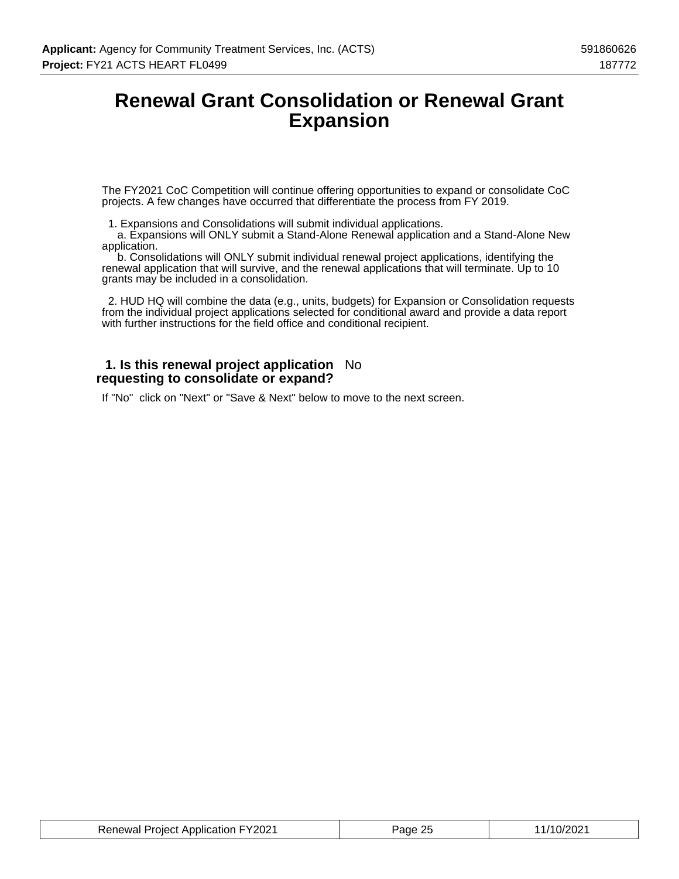# Renewal Grant Consolidation or Renewal Grant Expansion

The FY2021 CoC Competition will continue offering opportunities to expand or consolidate CoC projects. A few changes have occurred that differentiate the process from FY 2019.

1. Expansions and Consolidations will submit individual applications.
   a. Expansions will ONLY submit a Stand-Alone Renewal application and a Stand-Alone New application.
   b. Consolidations will ONLY submit individual renewal project applications, identifying the renewal application that will survive, and the renewal applications that will terminate. Up to 10 grants may be included in a consolidation.

2. HUD HQ will combine the data (e.g., units, budgets) for Expansion or Consolidation requests from the individual project applications selected for conditional award and provide a data report with further instructions for the field office and conditional recipient.

**1. Is this renewal project application requesting to consolidate or expand?** No

If "No" click on "Next" or "Save & Next" below to move to the next screen.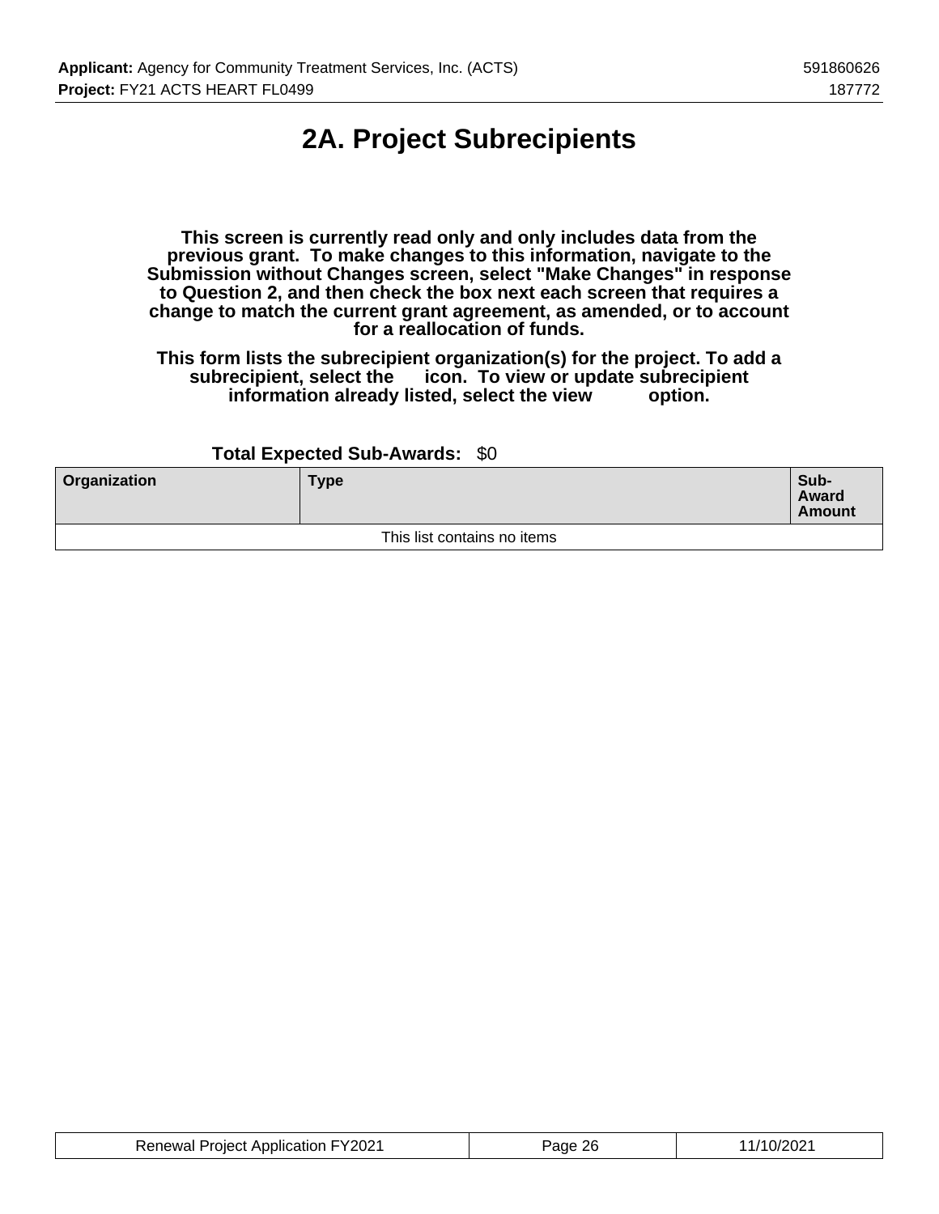# 2A. Project Subrecipients

**This screen is currently read only and only includes data from the previous grant. To make changes to this information, navigate to the Submission without Changes screen, select "Make Changes" in response to Question 2, and then check the box next each screen that requires a change to match the current grant agreement, as amended, or to account for a reallocation of funds.**

**This form lists the subrecipient organization(s) for the project. To add a subrecipient, select the icon. To view or update subrecipient information already listed, select the view option.**

**Total Expected Sub-Awards:** $0

| Organization | Type | Sub-Award Amount |
|---|---|---|
| This list contains no items | | |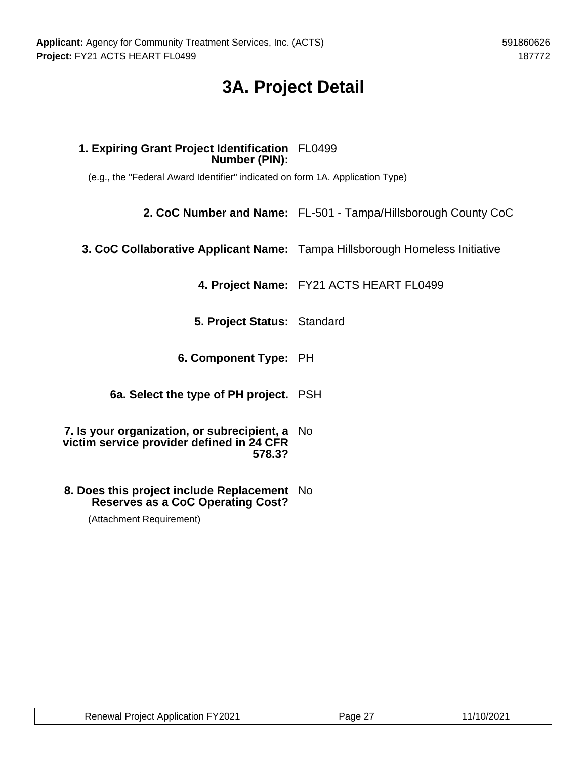# 3A. Project Detail

**1. Expiring Grant Project Identification Number (PIN):** FL0499

(e.g., the "Federal Award Identifier" indicated on form 1A. Application Type)

**2. CoC Number and Name:** FL-501 - Tampa/Hillsborough County CoC

**3. CoC Collaborative Applicant Name:** Tampa Hillsborough Homeless Initiative

**4. Project Name:** FY21 ACTS HEART FL0499

**5. Project Status:** Standard

**6. Component Type:** PH

**6a. Select the type of PH project.** PSH

**7. Is your organization, or subrecipient, a victim service provider defined in 24 CFR 578.3?** No

**8. Does this project include Replacement Reserves as a CoC Operating Cost?** No

(Attachment Requirement)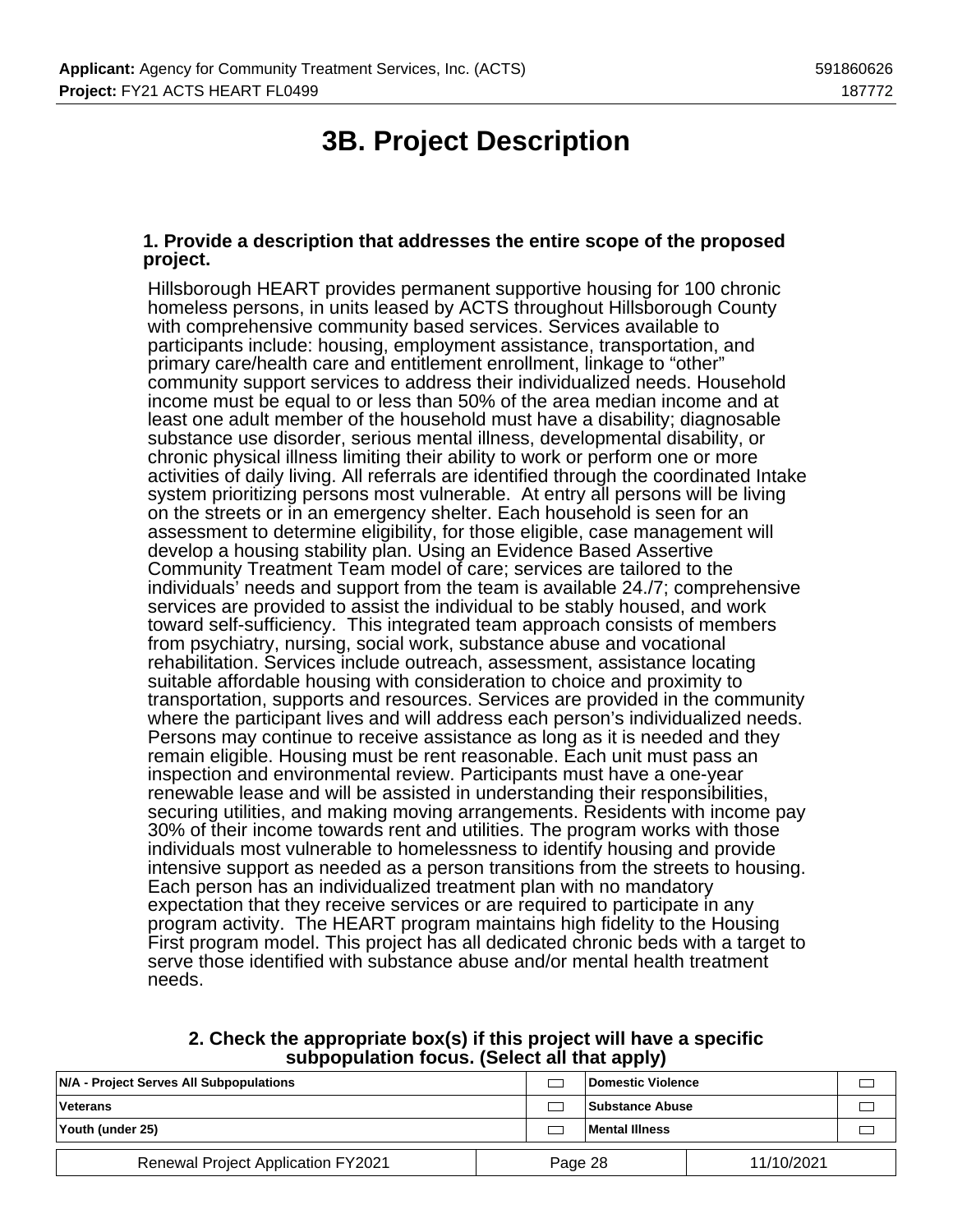# 3B. Project Description

**1. Provide a description that addresses the entire scope of the proposed project.**

Hillsborough HEART provides permanent supportive housing for 100 chronic homeless persons, in units leased by ACTS throughout Hillsborough County with comprehensive community based services. Services available to participants include: housing, employment assistance, transportation, and primary care/health care and entitlement enrollment, linkage to "other" community support services to address their individualized needs. Household income must be equal to or less than 50% of the area median income and at least one adult member of the household must have a disability; diagnosable substance use disorder, serious mental illness, developmental disability, or chronic physical illness limiting their ability to work or perform one or more activities of daily living. All referrals are identified through the coordinated Intake system prioritizing persons most vulnerable. At entry all persons will be living on the streets or in an emergency shelter. Each household is seen for an assessment to determine eligibility, for those eligible, case management will develop a housing stability plan. Using an Evidence Based Assertive Community Treatment Team model of care; services are tailored to the individuals' needs and support from the team is available 24./7; comprehensive services are provided to assist the individual to be stably housed, and work toward self-sufficiency. This integrated team approach consists of members from psychiatry, nursing, social work, substance abuse and vocational rehabilitation. Services include outreach, assessment, assistance locating suitable affordable housing with consideration to choice and proximity to transportation, supports and resources. Services are provided in the community where the participant lives and will address each person's individualized needs. Persons may continue to receive assistance as long as it is needed and they remain eligible. Housing must be rent reasonable. Each unit must pass an inspection and environmental review. Participants must have a one-year renewable lease and will be assisted in understanding their responsibilities, securing utilities, and making moving arrangements. Residents with income pay 30% of their income towards rent and utilities. The program works with those individuals most vulnerable to homelessness to identify housing and provide intensive support as needed as a person transitions from the streets to housing. Each person has an individualized treatment plan with no mandatory expectation that they receive services or are required to participate in any program activity. The HEART program maintains high fidelity to the Housing First program model. This project has all dedicated chronic beds with a target to serve those identified with substance abuse and/or mental health treatment needs.

**2. Check the appropriate box(s) if this project will have a specific subpopulation focus. (Select all that apply)**

| | | | |
|---|---|---|---|
| **N/A - Project Serves All Subpopulations** | ☐ | **Domestic Violence** | ☐ |
| **Veterans** | ☐ | **Substance Abuse** | ☐ |
| **Youth (under 25)** | ☐ | **Mental Illness** | ☐ |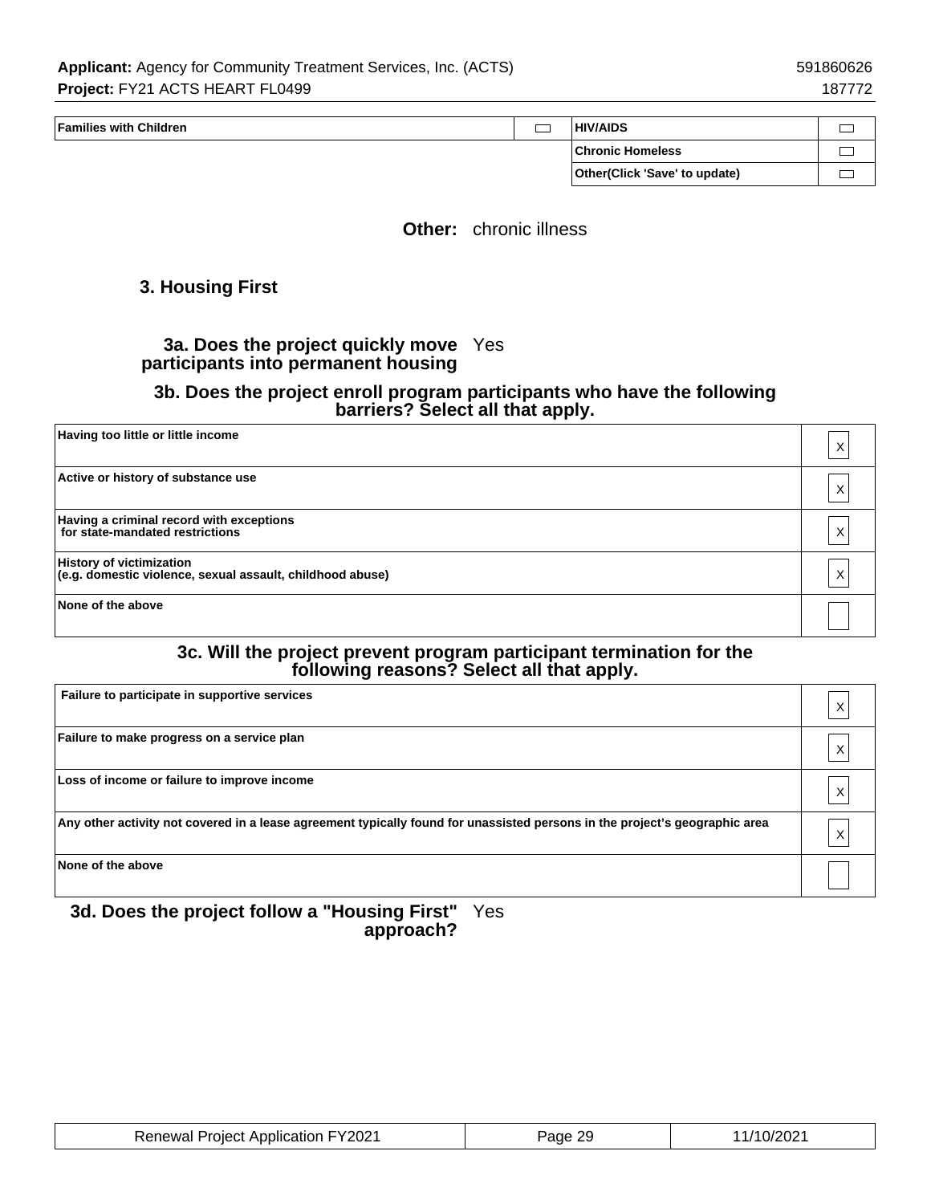| Families with Children | | HIV/AIDS | |
|---|---|---|---|
| | | Chronic Homeless | |
| | | Other(Click 'Save' to update) | |

**Other:** chronic illness

### 3. Housing First

**3a. Does the project quickly move participants into permanent housing** Yes

**3b. Does the project enroll program participants who have the following barriers? Select all that apply.**

| | |
|---|---|
| Having too little or little income | X |
| Active or history of substance use | X |
| Having a criminal record with exceptions for state-mandated restrictions | X |
| History of victimization (e.g. domestic violence, sexual assault, childhood abuse) | X |
| None of the above | |

**3c. Will the project prevent program participant termination for the following reasons? Select all that apply.**

| | |
|---|---|
| Failure to participate in supportive services | X |
| Failure to make progress on a service plan | X |
| Loss of income or failure to improve income | X |
| Any other activity not covered in a lease agreement typically found for unassisted persons in the project's geographic area | X |
| None of the above | |

**3d. Does the project follow a "Housing First" approach?** Yes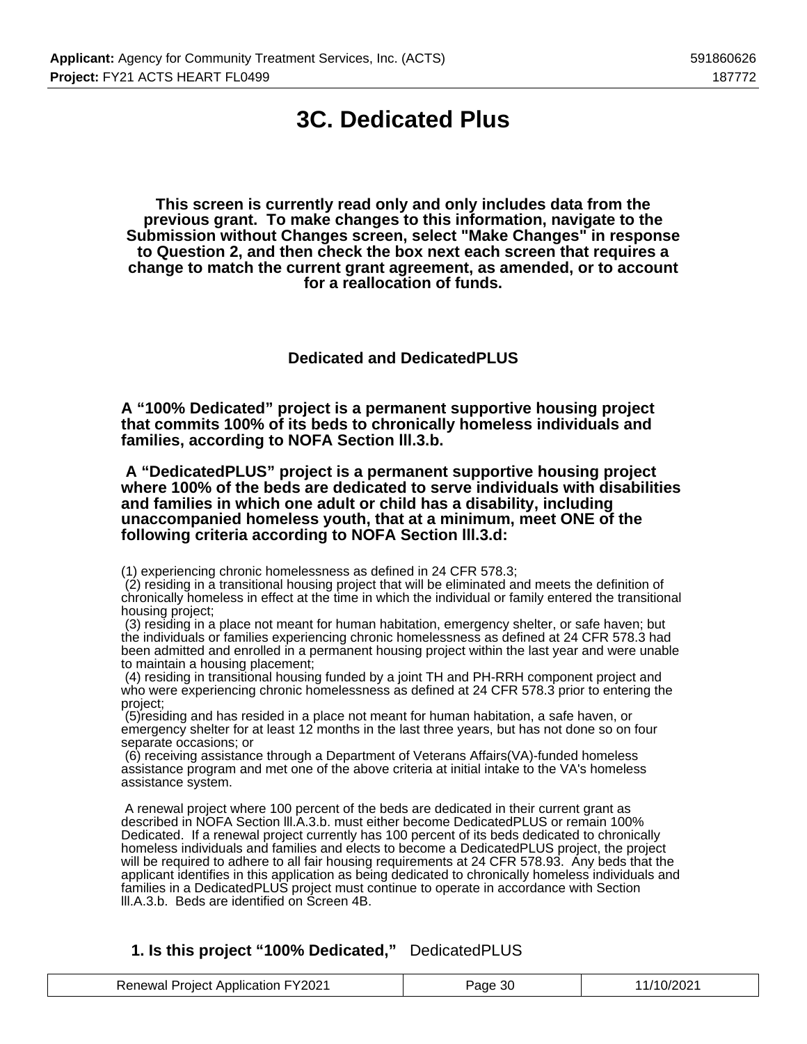# 3C. Dedicated Plus

**This screen is currently read only and only includes data from the previous grant. To make changes to this information, navigate to the Submission without Changes screen, select "Make Changes" in response to Question 2, and then check the box next each screen that requires a change to match the current grant agreement, as amended, or to account for a reallocation of funds.**

## Dedicated and DedicatedPLUS

**A "100% Dedicated" project is a permanent supportive housing project that commits 100% of its beds to chronically homeless individuals and families, according to NOFA Section lll.3.b.**

**A "DedicatedPLUS" project is a permanent supportive housing project where 100% of the beds are dedicated to serve individuals with disabilities and families in which one adult or child has a disability, including unaccompanied homeless youth, that at a minimum, meet ONE of the following criteria according to NOFA Section lll.3.d:**

(1) experiencing chronic homelessness as defined in 24 CFR 578.3;
(2) residing in a transitional housing project that will be eliminated and meets the definition of chronically homeless in effect at the time in which the individual or family entered the transitional housing project;
(3) residing in a place not meant for human habitation, emergency shelter, or safe haven; but the individuals or families experiencing chronic homelessness as defined at 24 CFR 578.3 had been admitted and enrolled in a permanent housing project within the last year and were unable to maintain a housing placement;
(4) residing in transitional housing funded by a joint TH and PH-RRH component project and who were experiencing chronic homelessness as defined at 24 CFR 578.3 prior to entering the project;
(5)residing and has resided in a place not meant for human habitation, a safe haven, or emergency shelter for at least 12 months in the last three years, but has not done so on four separate occasions; or
(6) receiving assistance through a Department of Veterans Affairs(VA)-funded homeless assistance program and met one of the above criteria at initial intake to the VA's homeless assistance system.

A renewal project where 100 percent of the beds are dedicated in their current grant as described in NOFA Section lll.A.3.b. must either become DedicatedPLUS or remain 100% Dedicated. If a renewal project currently has 100 percent of its beds dedicated to chronically homeless individuals and families and elects to become a DedicatedPLUS project, the project will be required to adhere to all fair housing requirements at 24 CFR 578.93. Any beds that the applicant identifies in this application as being dedicated to chronically homeless individuals and families in a DedicatedPLUS project must continue to operate in accordance with Section lll.A.3.b. Beds are identified on Screen 4B.

**1. Is this project "100% Dedicated,"** DedicatedPLUS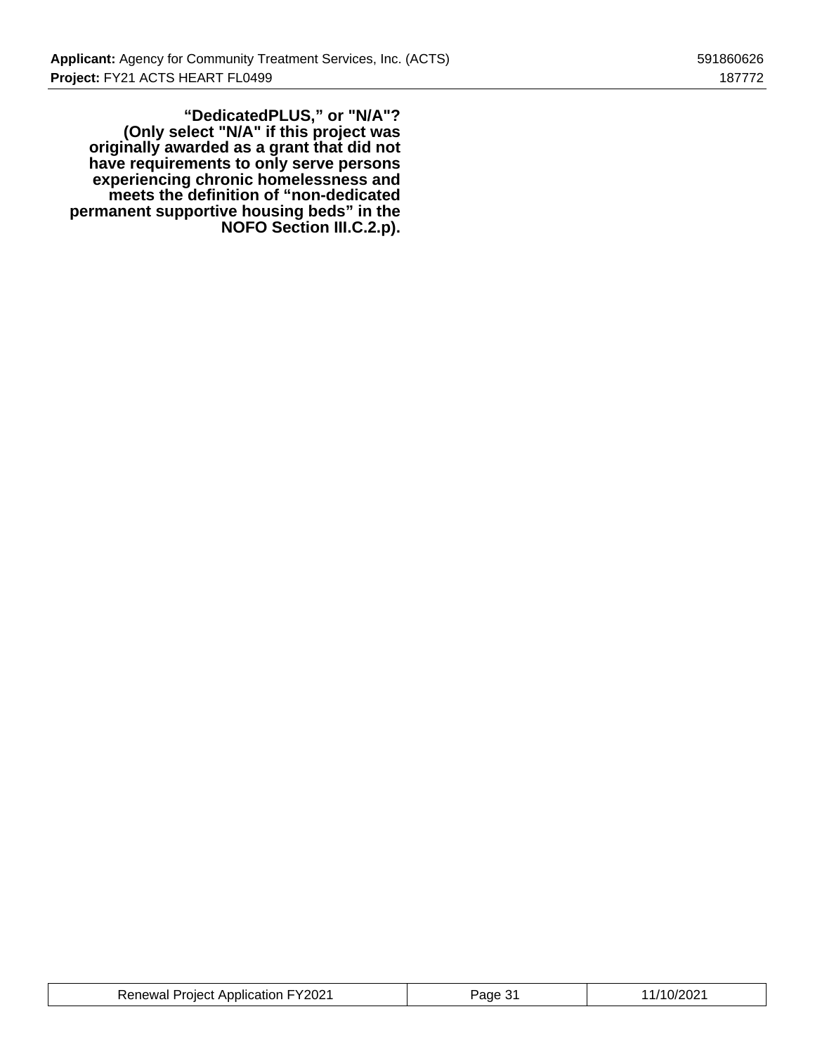**“DedicatedPLUS,” or "N/A"? (Only select "N/A" if this project was originally awarded as a grant that did not have requirements to only serve persons experiencing chronic homelessness and meets the definition of “non-dedicated permanent supportive housing beds” in the NOFO Section III.C.2.p).**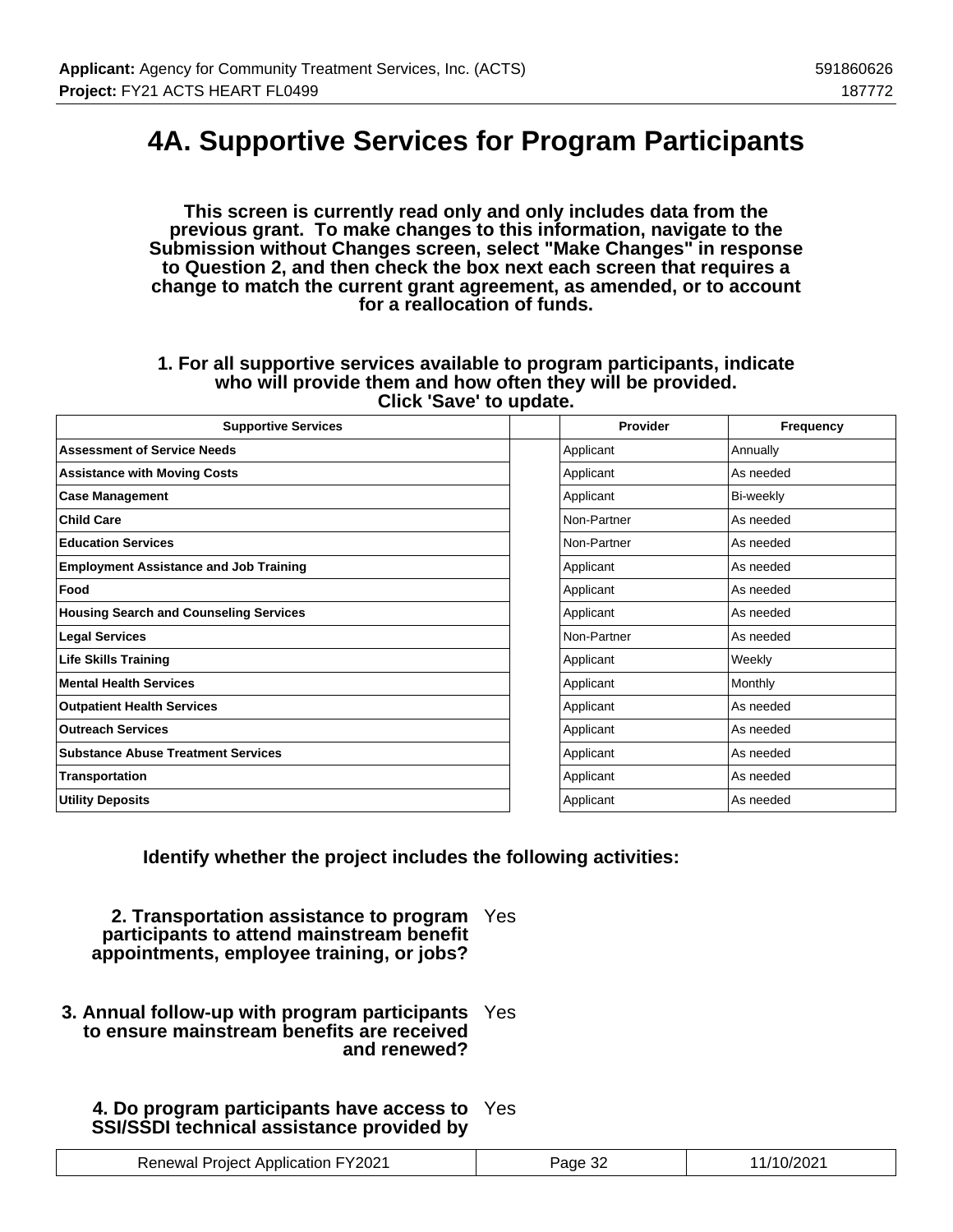# 4A. Supportive Services for Program Participants

**This screen is currently read only and only includes data from the previous grant. To make changes to this information, navigate to the Submission without Changes screen, select "Make Changes" in response to Question 2, and then check the box next each screen that requires a change to match the current grant agreement, as amended, or to account for a reallocation of funds.**

**1. For all supportive services available to program participants, indicate who will provide them and how often they will be provided. Click 'Save' to update.**

| Supportive Services | | Provider | Frequency |
|---|---|---|---|
| **Assessment of Service Needs** | | Applicant | Annually |
| **Assistance with Moving Costs** | | Applicant | As needed |
| **Case Management** | | Applicant | Bi-weekly |
| **Child Care** | | Non-Partner | As needed |
| **Education Services** | | Non-Partner | As needed |
| **Employment Assistance and Job Training** | | Applicant | As needed |
| **Food** | | Applicant | As needed |
| **Housing Search and Counseling Services** | | Applicant | As needed |
| **Legal Services** | | Non-Partner | As needed |
| **Life Skills Training** | | Applicant | Weekly |
| **Mental Health Services** | | Applicant | Monthly |
| **Outpatient Health Services** | | Applicant | As needed |
| **Outreach Services** | | Applicant | As needed |
| **Substance Abuse Treatment Services** | | Applicant | As needed |
| **Transportation** | | Applicant | As needed |
| **Utility Deposits** | | Applicant | As needed |

**Identify whether the project includes the following activities:**

**2. Transportation assistance to program participants to attend mainstream benefit appointments, employee training, or jobs?** Yes

**3. Annual follow-up with program participants to ensure mainstream benefits are received and renewed?** Yes

**4. Do program participants have access to SSI/SSDI technical assistance provided by** Yes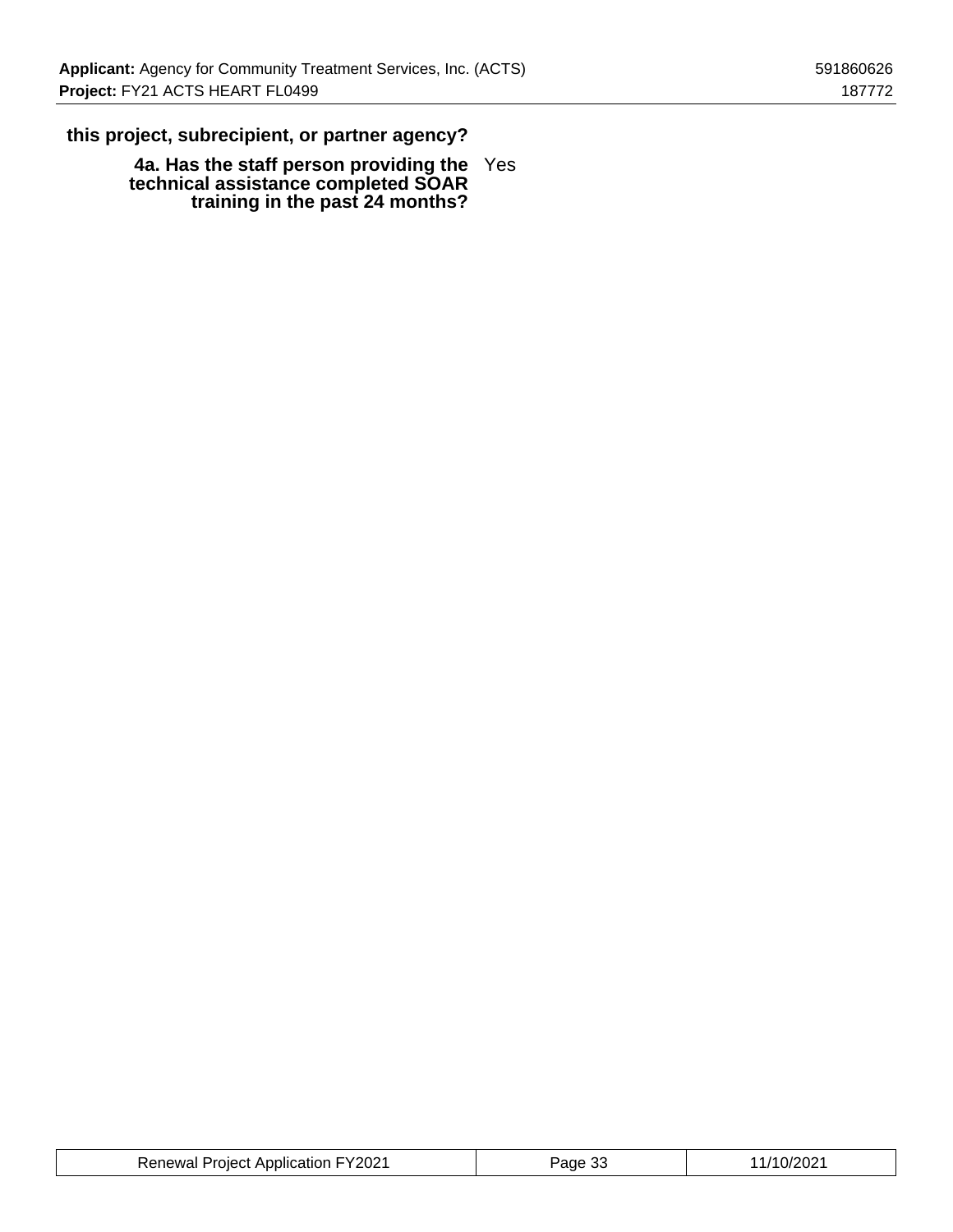**this project, subrecipient, or partner agency?**

**4a. Has the staff person providing the technical assistance completed SOAR training in the past 24 months?** Yes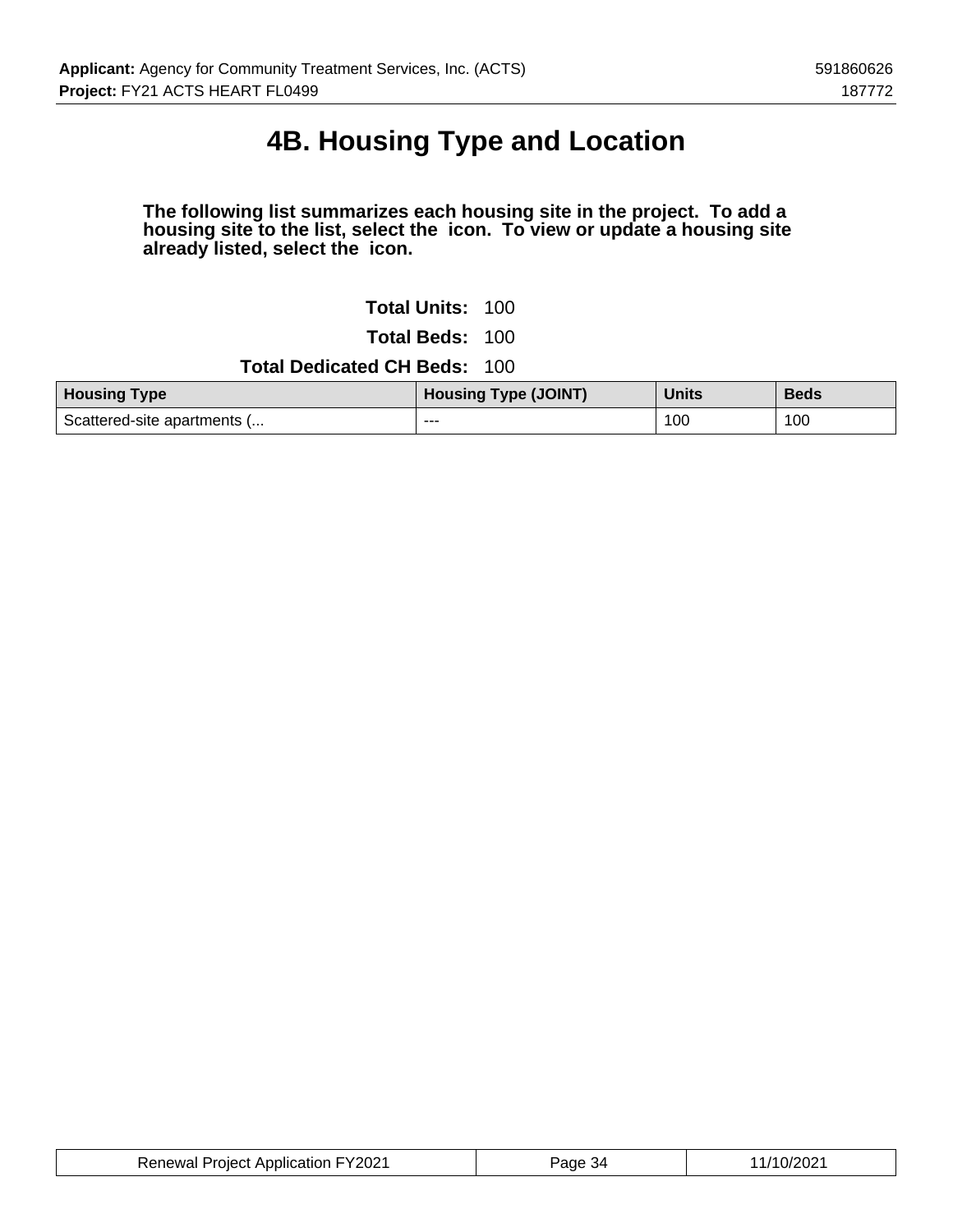# 4B. Housing Type and Location

**The following list summarizes each housing site in the project. To add a housing site to the list, select the icon. To view or update a housing site already listed, select the icon.**

**Total Units:** 100

**Total Beds:** 100

**Total Dedicated CH Beds:** 100

| Housing Type | Housing Type (JOINT) | Units | Beds |
|---|---|---|---|
| Scattered-site apartments (... | --- | 100 | 100 |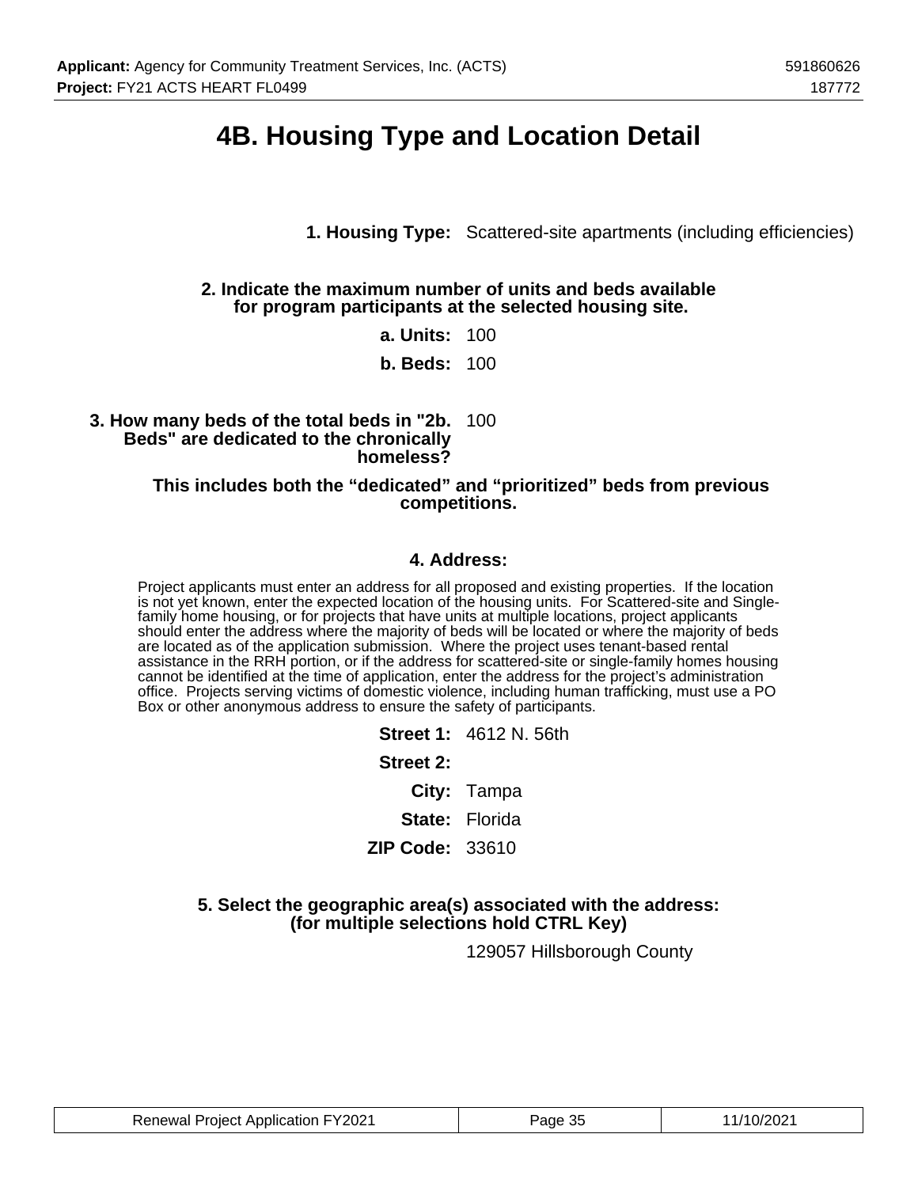# 4B. Housing Type and Location Detail

**1. Housing Type:** Scattered-site apartments (including efficiencies)

**2. Indicate the maximum number of units and beds available for program participants at the selected housing site.**

**a. Units:** 100

**b. Beds:** 100

**3. How many beds of the total beds in "2b. Beds" are dedicated to the chronically homeless?** 100

**This includes both the "dedicated" and "prioritized" beds from previous competitions.**

**4. Address:**

Project applicants must enter an address for all proposed and existing properties. If the location is not yet known, enter the expected location of the housing units. For Scattered-site and Single-family home housing, or for projects that have units at multiple locations, project applicants should enter the address where the majority of beds will be located or where the majority of beds are located as of the application submission. Where the project uses tenant-based rental assistance in the RRH portion, or if the address for scattered-site or single-family homes housing cannot be identified at the time of application, enter the address for the project's administration office. Projects serving victims of domestic violence, including human trafficking, must use a PO Box or other anonymous address to ensure the safety of participants.

**Street 1:** 4612 N. 56th

**Street 2:**

**City:** Tampa

**State:** Florida

**ZIP Code:** 33610

**5. Select the geographic area(s) associated with the address: (for multiple selections hold CTRL Key)**

129057 Hillsborough County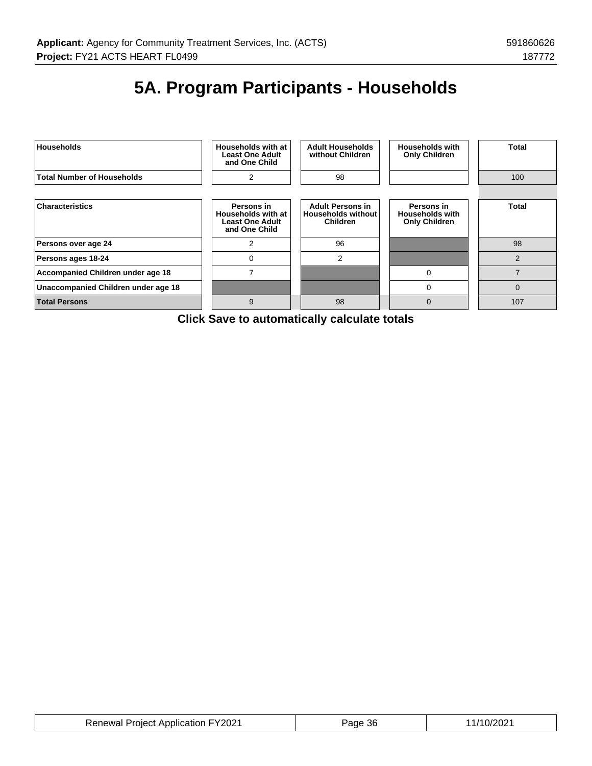# 5A. Program Participants - Households

| Households | Households with at Least One Adult and One Child | Adult Households without Children | Households with Only Children | Total |
|---|---|---|---|---|
| Total Number of Households | 2 | 98 | | 100 |

| Characteristics | Persons in Households with at Least One Adult and One Child | Adult Persons in Households without Children | Persons in Households with Only Children | Total |
|---|---|---|---|---|
| Persons over age 24 | 2 | 96 | | 98 |
| Persons ages 18-24 | 0 | 2 | | 2 |
| Accompanied Children under age 18 | 7 | | 0 | 7 |
| Unaccompanied Children under age 18 | | | 0 | 0 |
| Total Persons | 9 | 98 | 0 | 107 |

**Click Save to automatically calculate totals**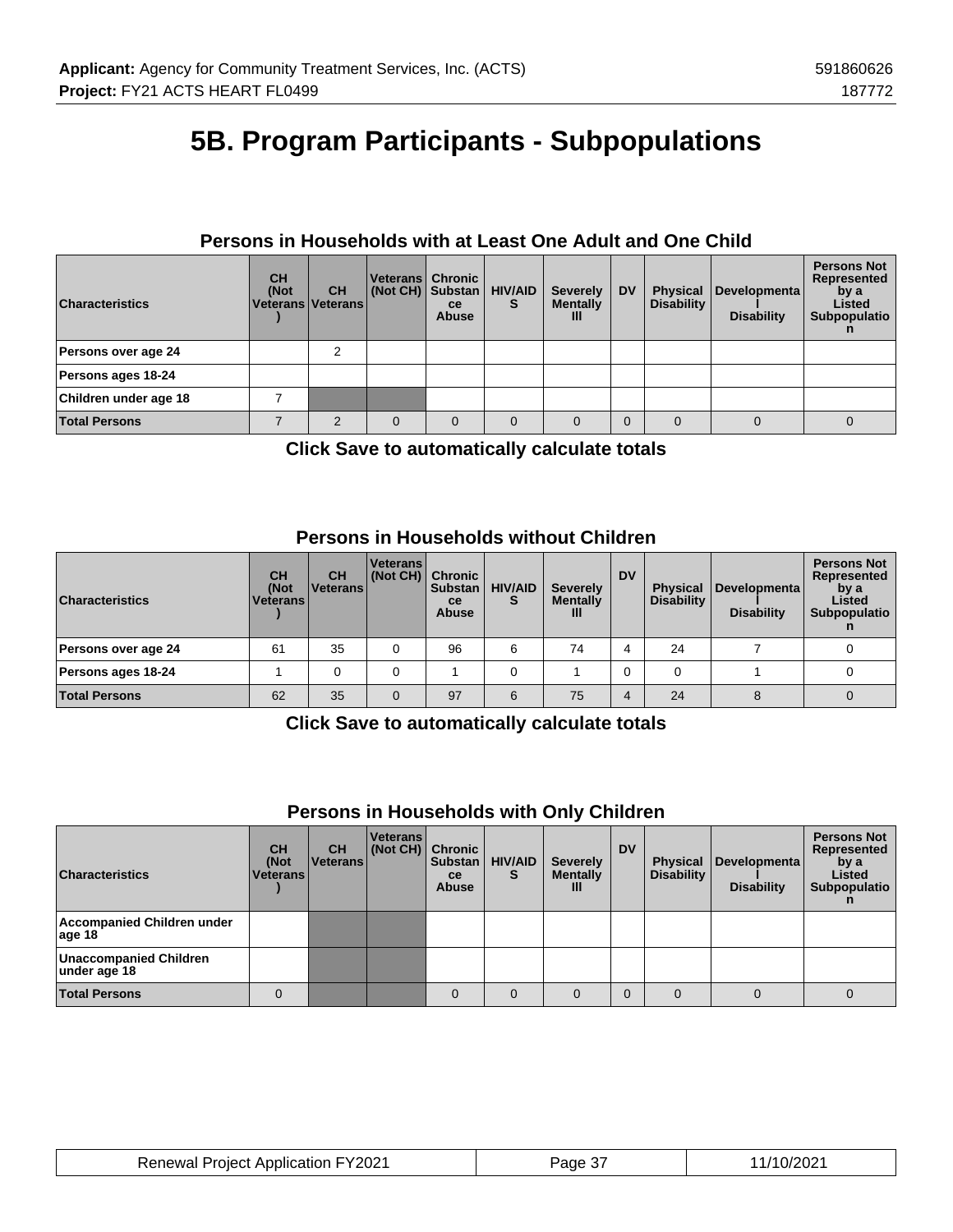# 5B. Program Participants - Subpopulations

### Persons in Households with at Least One Adult and One Child

| Characteristics | CH (Not Veterans) | CH Veterans | Veterans (Not CH) | Chronic Substance Abuse | HIV/AIDS | Severely Mentally Ill | DV | Physical Disability | Developmental Disability | Persons Not Represented by a Listed Subpopulation |
|---|---|---|---|---|---|---|---|---|---|---|
| **Persons over age 24** | | 2 | | | | | | | | |
| **Persons ages 18-24** | | | | | | | | | | |
| **Children under age 18** | 7 | | | | | | | | | |
| **Total Persons** | 7 | 2 | 0 | 0 | 0 | 0 | 0 | 0 | 0 | 0 |

**Click Save to automatically calculate totals**

### Persons in Households without Children

| Characteristics | CH (Not Veterans) | CH Veterans | Veterans (Not CH) | Chronic Substance Abuse | HIV/AIDS | Severely Mentally Ill | DV | Physical Disability | Developmental Disability | Persons Not Represented by a Listed Subpopulation |
|---|---|---|---|---|---|---|---|---|---|---|
| **Persons over age 24** | 61 | 35 | 0 | 96 | 6 | 74 | 4 | 24 | 7 | 0 |
| **Persons ages 18-24** | 1 | 0 | 0 | 1 | 0 | 1 | 0 | 0 | 1 | 0 |
| **Total Persons** | 62 | 35 | 0 | 97 | 6 | 75 | 4 | 24 | 8 | 0 |

**Click Save to automatically calculate totals**

### Persons in Households with Only Children

| Characteristics | CH (Not Veterans) | CH Veterans | Veterans (Not CH) | Chronic Substance Abuse | HIV/AIDS | Severely Mentally Ill | DV | Physical Disability | Developmental Disability | Persons Not Represented by a Listed Subpopulation |
|---|---|---|---|---|---|---|---|---|---|---|
| **Accompanied Children under age 18** | | | | | | | | | | |
| **Unaccompanied Children under age 18** | | | | | | | | | | |
| **Total Persons** | 0 | | | 0 | 0 | 0 | 0 | 0 | 0 | 0 |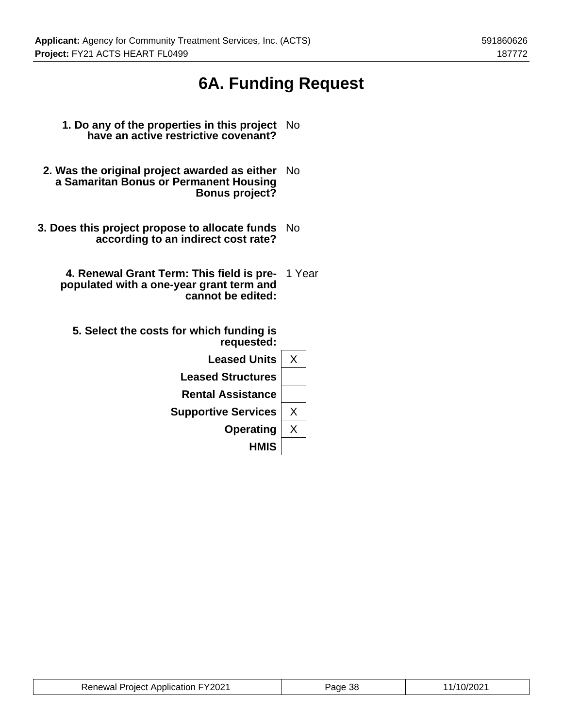# 6A. Funding Request

**1. Do any of the properties in this project have an active restrictive covenant?** No

**2. Was the original project awarded as either a Samaritan Bonus or Permanent Housing Bonus project?** No

**3. Does this project propose to allocate funds according to an indirect cost rate?** No

**4. Renewal Grant Term: This field is pre-populated with a one-year grant term and cannot be edited:** 1 Year

**5. Select the costs for which funding is requested:**

| Cost | Selected |
|---|---|
| **Leased Units** | X |
| **Leased Structures** | |
| **Rental Assistance** | |
| **Supportive Services** | X |
| **Operating** | X |
| **HMIS** | |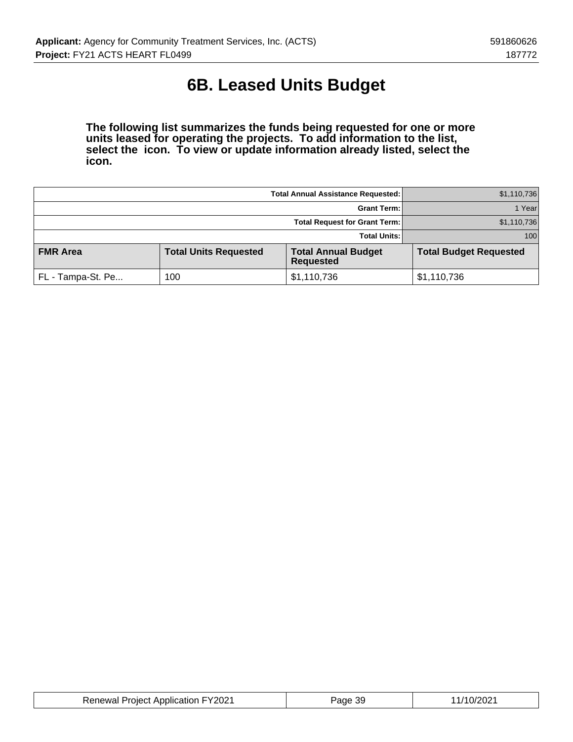# 6B. Leased Units Budget

**The following list summarizes the funds being requested for one or more units leased for operating the projects. To add information to the list, select the icon. To view or update information already listed, select the icon.**

| | |
|---|---|
| **Total Annual Assistance Requested:** | $1,110,736 |
| **Grant Term:** | 1 Year |
| **Total Request for Grant Term:** | $1,110,736 |
| **Total Units:** | 100 |

| FMR Area | Total Units Requested | Total Annual Budget Requested | Total Budget Requested |
|---|---|---|---|
| FL - Tampa-St. Pe... | 100 | $1,110,736 | $1,110,736 |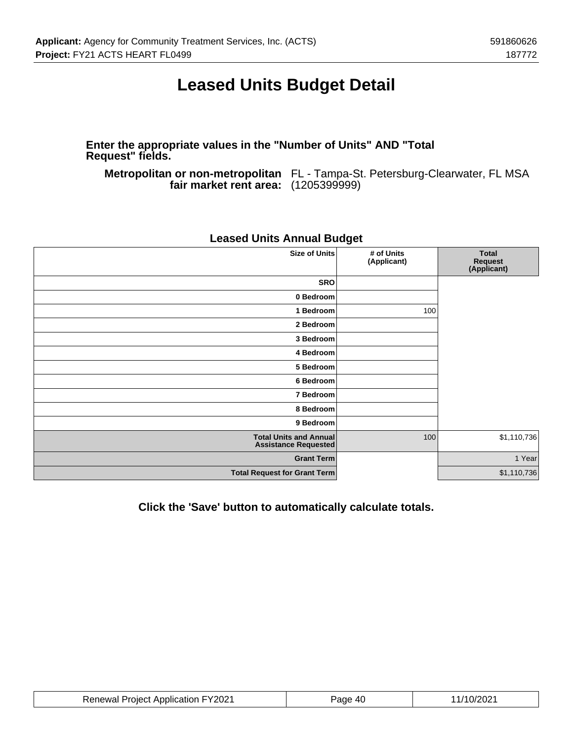# Leased Units Budget Detail

**Enter the appropriate values in the "Number of Units" AND "Total Request" fields.**

**Metropolitan or non-metropolitan fair market rent area:** FL - Tampa-St. Petersburg-Clearwater, FL MSA (1205399999)

## Leased Units Annual Budget

| Size of Units | # of Units (Applicant) | Total Request (Applicant) |
|---|---|---|
| SRO | | |
| 0 Bedroom | | |
| 1 Bedroom | 100 | |
| 2 Bedroom | | |
| 3 Bedroom | | |
| 4 Bedroom | | |
| 5 Bedroom | | |
| 6 Bedroom | | |
| 7 Bedroom | | |
| 8 Bedroom | | |
| 9 Bedroom | | |
| Total Units and Annual Assistance Requested | 100 | $1,110,736 |
| Grant Term | | 1 Year |
| Total Request for Grant Term | | $1,110,736 |

**Click the 'Save' button to automatically calculate totals.**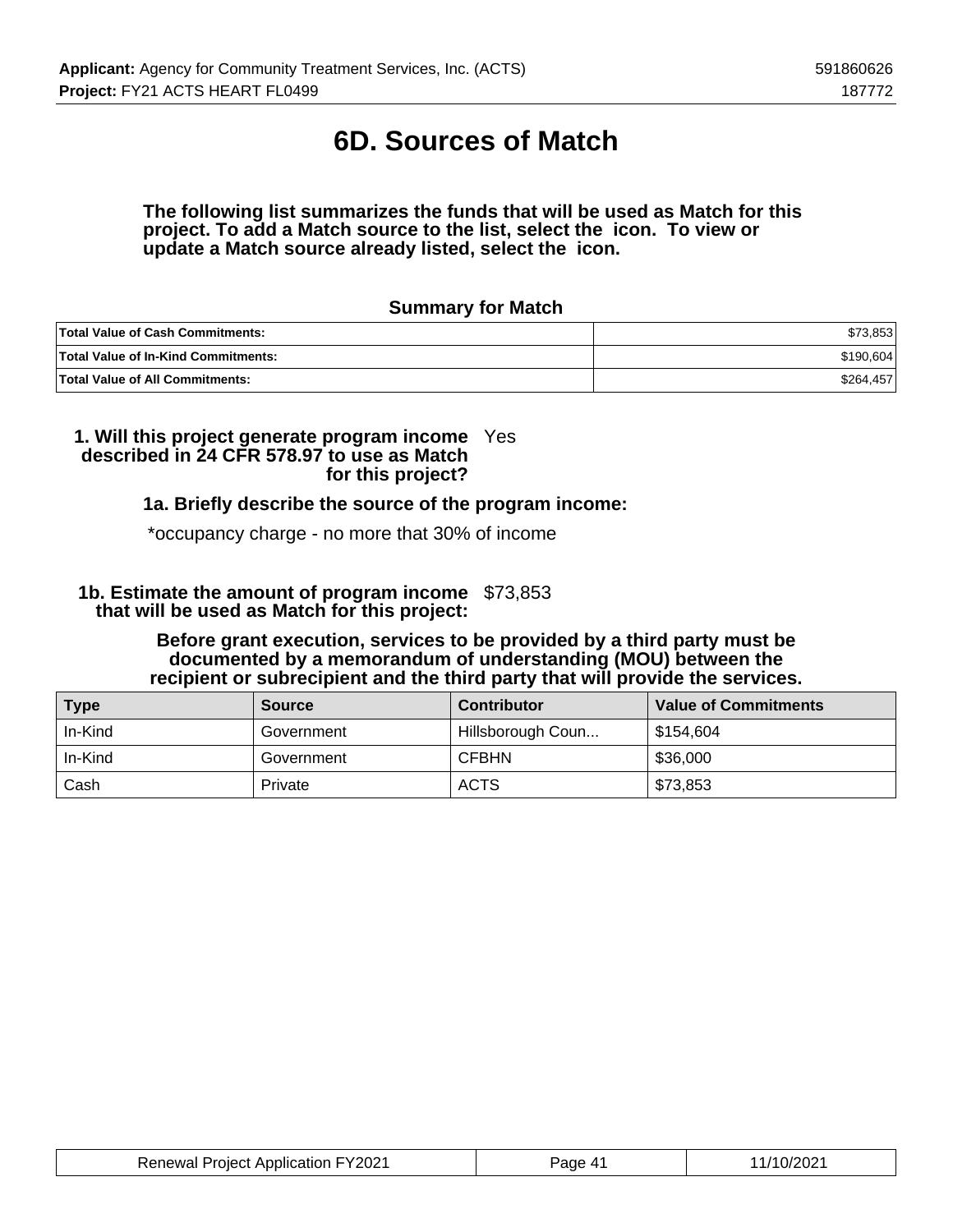# 6D. Sources of Match

**The following list summarizes the funds that will be used as Match for this project. To add a Match source to the list, select the icon. To view or update a Match source already listed, select the icon.**

### Summary for Match

| | |
|---|---|
| **Total Value of Cash Commitments:** | $73,853 |
| **Total Value of In-Kind Commitments:** | $190,604 |
| **Total Value of All Commitments:** | $264,457 |

**1. Will this project generate program income described in 24 CFR 578.97 to use as Match for this project?** Yes

**1a. Briefly describe the source of the program income:**

*occupancy charge - no more that 30% of income

**1b. Estimate the amount of program income that will be used as Match for this project:** $73,853

**Before grant execution, services to be provided by a third party must be documented by a memorandum of understanding (MOU) between the recipient or subrecipient and the third party that will provide the services.**

| Type | Source | Contributor | Value of Commitments |
|---|---|---|---|
| In-Kind | Government | Hillsborough Coun... | $154,604 |
| In-Kind | Government | CFBHN | $36,000 |
| Cash | Private | ACTS | $73,853 |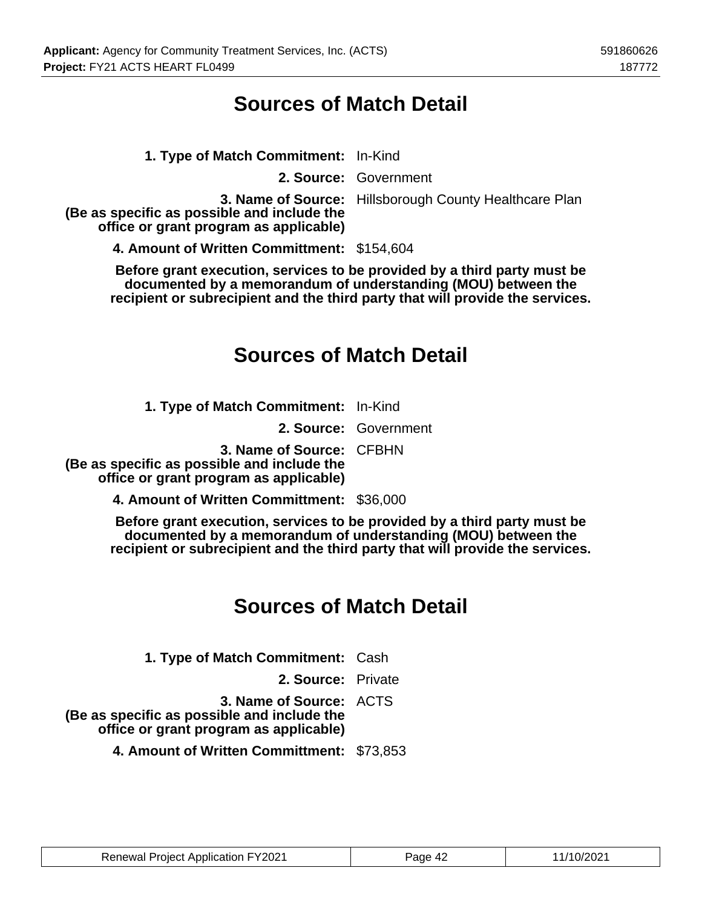# Sources of Match Detail

**1. Type of Match Commitment:** In-Kind

**2. Source:** Government

**3. Name of Source: (Be as specific as possible and include the office or grant program as applicable)** Hillsborough County Healthcare Plan

**4. Amount of Written Committment:** $154,604

**Before grant execution, services to be provided by a third party must be documented by a memorandum of understanding (MOU) between the recipient or subrecipient and the third party that will provide the services.**

# Sources of Match Detail

**1. Type of Match Commitment:** In-Kind

**2. Source:** Government

**3. Name of Source: (Be as specific as possible and include the office or grant program as applicable)** CFBHN

**4. Amount of Written Committment:** $36,000

**Before grant execution, services to be provided by a third party must be documented by a memorandum of understanding (MOU) between the recipient or subrecipient and the third party that will provide the services.**

# Sources of Match Detail

**1. Type of Match Commitment:** Cash

**2. Source:** Private

**3. Name of Source: (Be as specific as possible and include the office or grant program as applicable)** ACTS

**4. Amount of Written Committment:** $73,853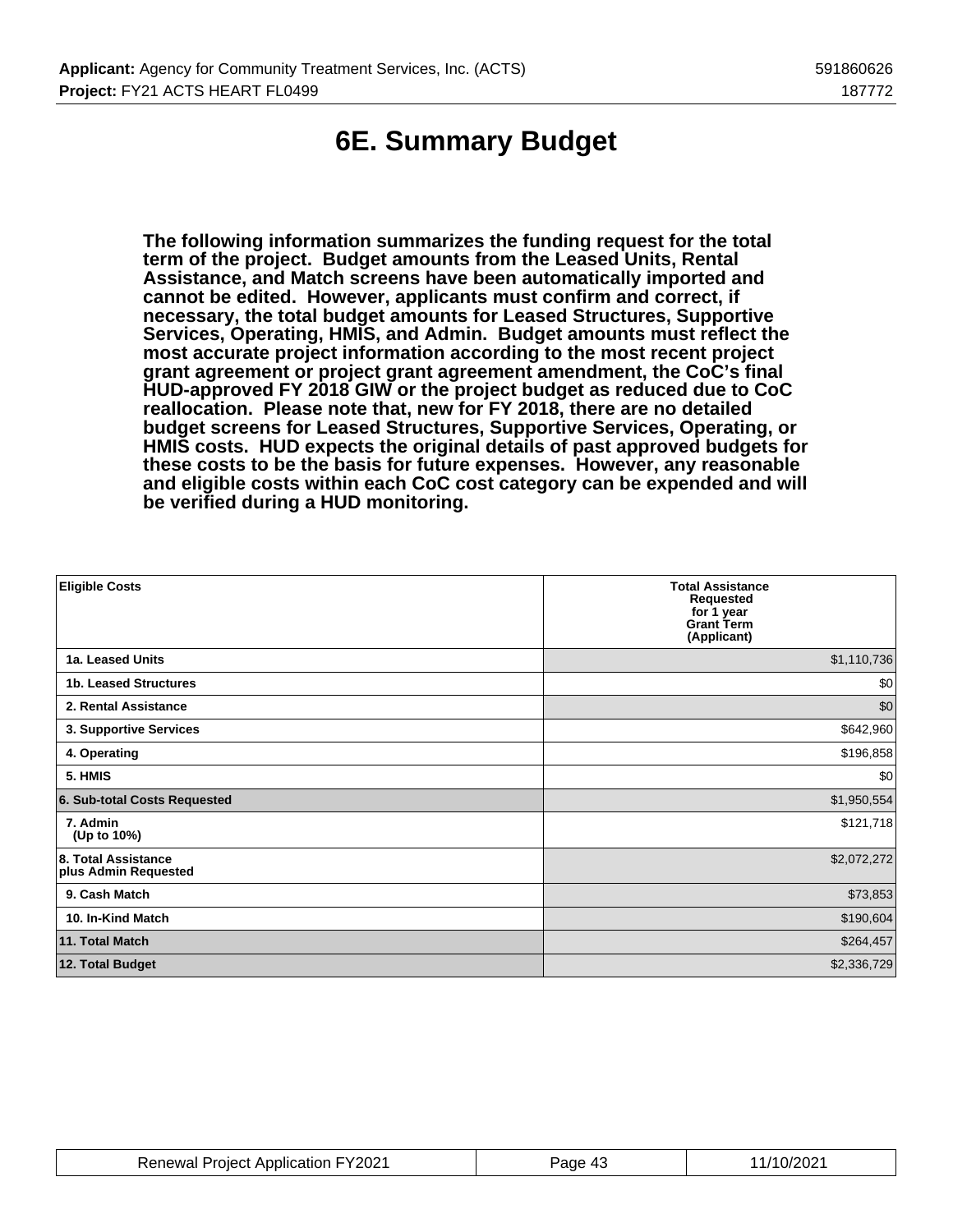# 6E. Summary Budget

**The following information summarizes the funding request for the total term of the project. Budget amounts from the Leased Units, Rental Assistance, and Match screens have been automatically imported and cannot be edited. However, applicants must confirm and correct, if necessary, the total budget amounts for Leased Structures, Supportive Services, Operating, HMIS, and Admin. Budget amounts must reflect the most accurate project information according to the most recent project grant agreement or project grant agreement amendment, the CoC's final HUD-approved FY 2018 GIW or the project budget as reduced due to CoC reallocation. Please note that, new for FY 2018, there are no detailed budget screens for Leased Structures, Supportive Services, Operating, or HMIS costs. HUD expects the original details of past approved budgets for these costs to be the basis for future expenses. However, any reasonable and eligible costs within each CoC cost category can be expended and will be verified during a HUD monitoring.**

| Eligible Costs | Total Assistance Requested for 1 year Grant Term (Applicant) |
|---|---|
| 1a. Leased Units | $1,110,736 |
| 1b. Leased Structures | $0 |
| 2. Rental Assistance | $0 |
| 3. Supportive Services | $642,960 |
| 4. Operating | $196,858 |
| 5. HMIS | $0 |
| 6. Sub-total Costs Requested | $1,950,554 |
| 7. Admin (Up to 10%) | $121,718 |
| 8. Total Assistance plus Admin Requested | $2,072,272 |
| 9. Cash Match | $73,853 |
| 10. In-Kind Match | $190,604 |
| 11. Total Match | $264,457 |
| 12. Total Budget | $2,336,729 |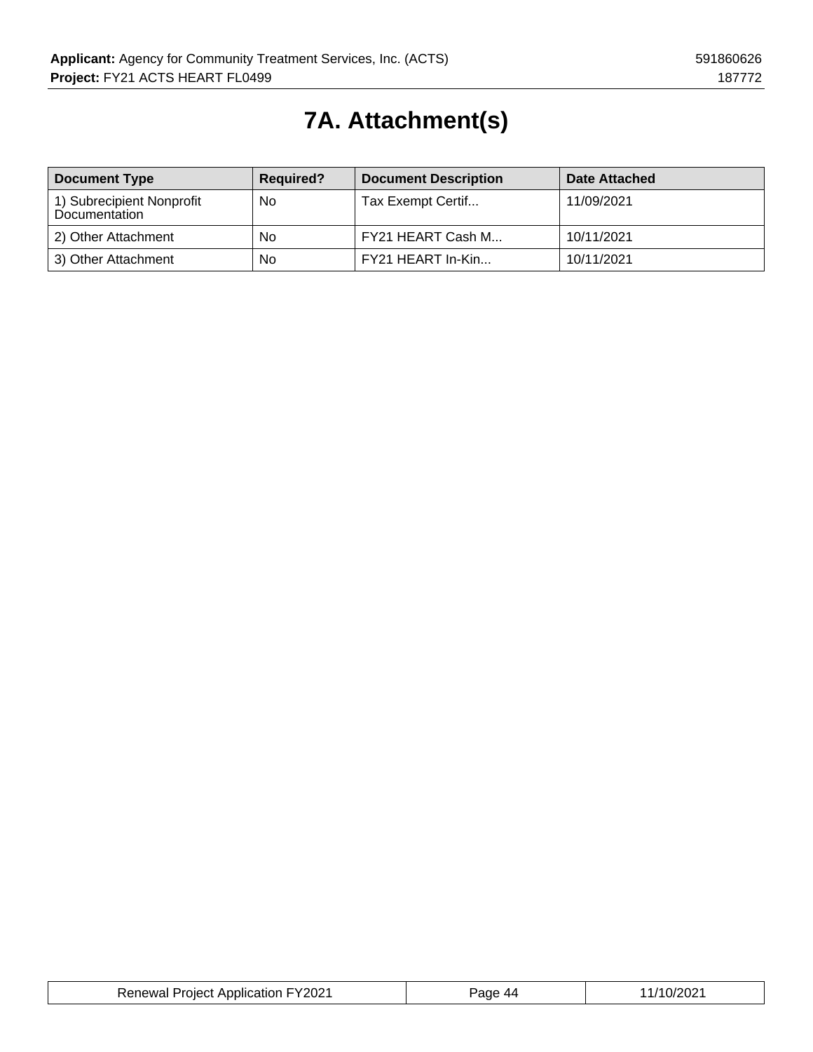# 7A. Attachment(s)

| Document Type | Required? | Document Description | Date Attached |
|---|---|---|---|
| 1) Subrecipient Nonprofit Documentation | No | Tax Exempt Certif... | 11/09/2021 |
| 2) Other Attachment | No | FY21 HEART Cash M... | 10/11/2021 |
| 3) Other Attachment | No | FY21 HEART In-Kin... | 10/11/2021 |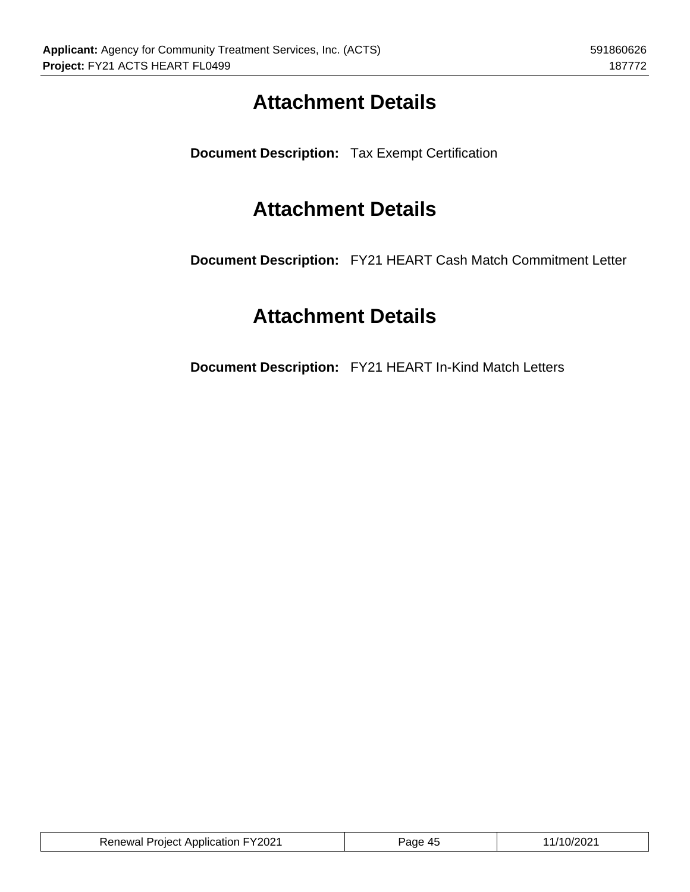# Attachment Details

**Document Description:** Tax Exempt Certification

# Attachment Details

**Document Description:** FY21 HEART Cash Match Commitment Letter

# Attachment Details

**Document Description:** FY21 HEART In-Kind Match Letters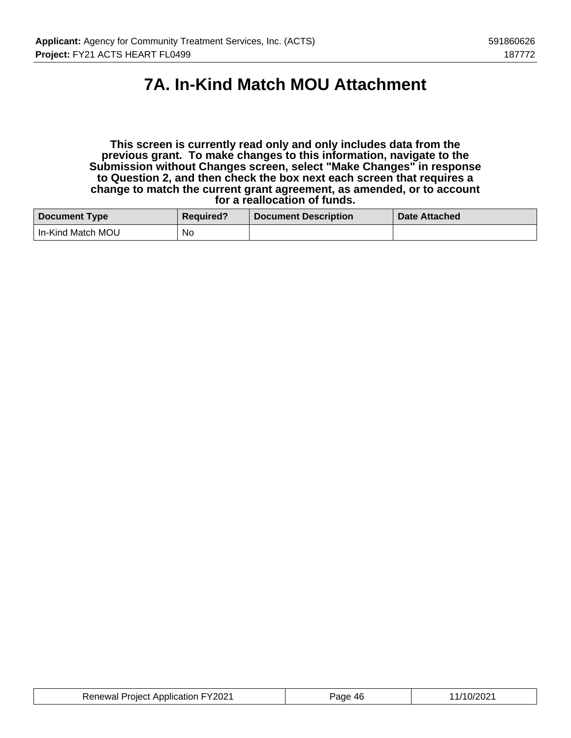# 7A. In-Kind Match MOU Attachment

**This screen is currently read only and only includes data from the previous grant. To make changes to this information, navigate to the Submission without Changes screen, select "Make Changes" in response to Question 2, and then check the box next each screen that requires a change to match the current grant agreement, as amended, or to account for a reallocation of funds.**

| Document Type | Required? | Document Description | Date Attached |
|---|---|---|---|
| In-Kind Match MOU | No | | |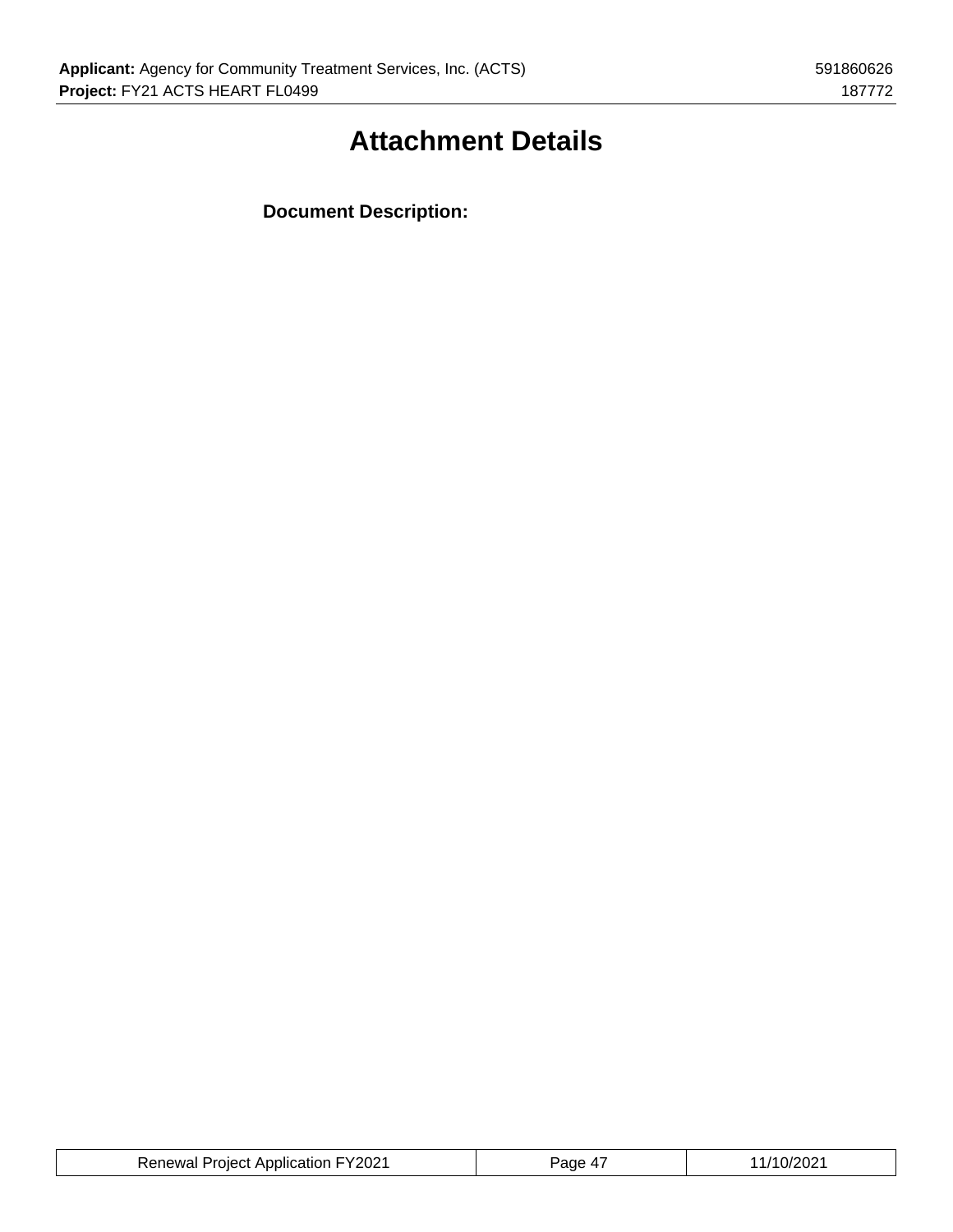# Attachment Details

**Document Description:**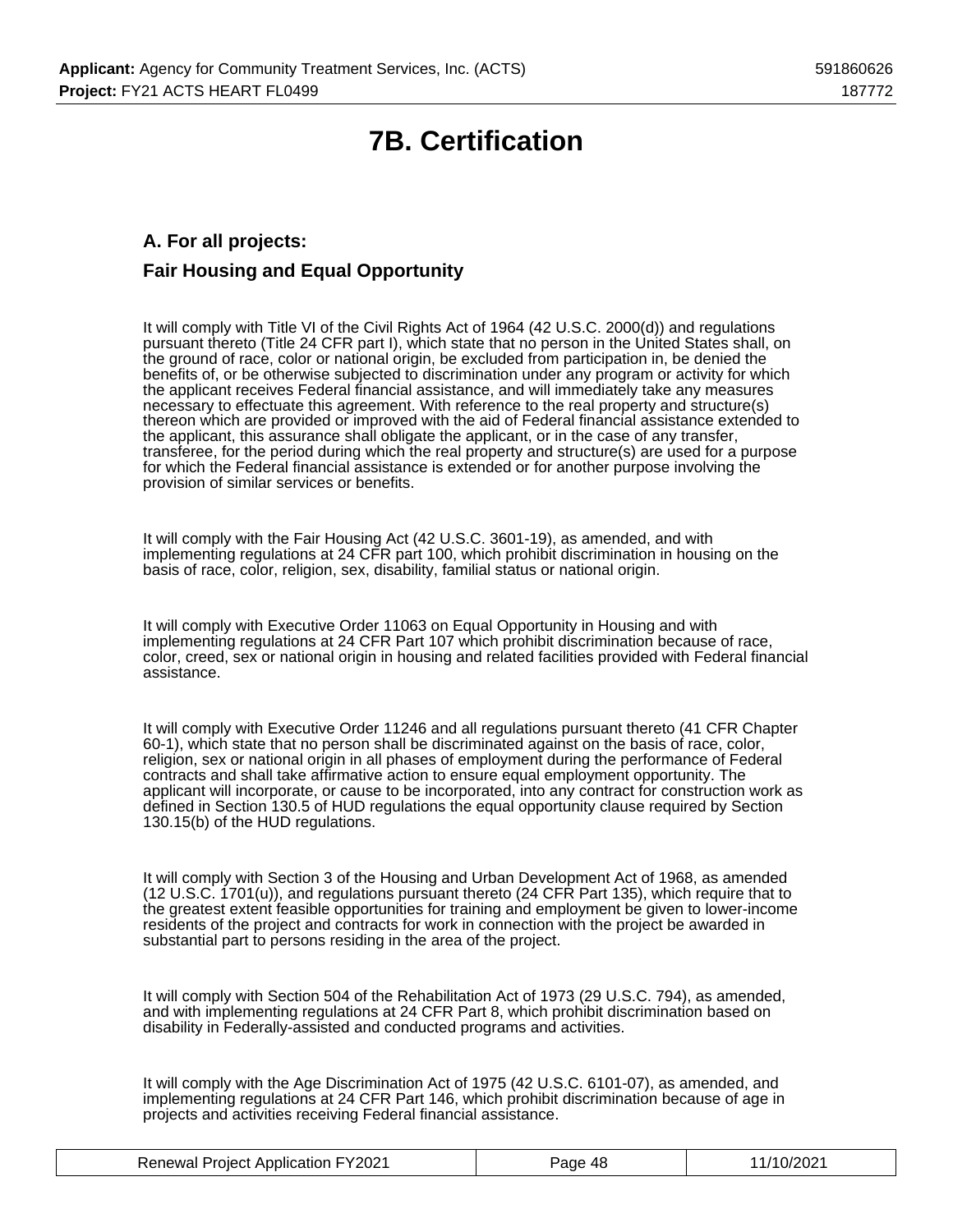# 7B. Certification

## A. For all projects:

## Fair Housing and Equal Opportunity

It will comply with Title VI of the Civil Rights Act of 1964 (42 U.S.C. 2000(d)) and regulations pursuant thereto (Title 24 CFR part I), which state that no person in the United States shall, on the ground of race, color or national origin, be excluded from participation in, be denied the benefits of, or be otherwise subjected to discrimination under any program or activity for which the applicant receives Federal financial assistance, and will immediately take any measures necessary to effectuate this agreement. With reference to the real property and structure(s) thereon which are provided or improved with the aid of Federal financial assistance extended to the applicant, this assurance shall obligate the applicant, or in the case of any transfer, transferee, for the period during which the real property and structure(s) are used for a purpose for which the Federal financial assistance is extended or for another purpose involving the provision of similar services or benefits.

It will comply with the Fair Housing Act (42 U.S.C. 3601-19), as amended, and with implementing regulations at 24 CFR part 100, which prohibit discrimination in housing on the basis of race, color, religion, sex, disability, familial status or national origin.

It will comply with Executive Order 11063 on Equal Opportunity in Housing and with implementing regulations at 24 CFR Part 107 which prohibit discrimination because of race, color, creed, sex or national origin in housing and related facilities provided with Federal financial assistance.

It will comply with Executive Order 11246 and all regulations pursuant thereto (41 CFR Chapter 60-1), which state that no person shall be discriminated against on the basis of race, color, religion, sex or national origin in all phases of employment during the performance of Federal contracts and shall take affirmative action to ensure equal employment opportunity. The applicant will incorporate, or cause to be incorporated, into any contract for construction work as defined in Section 130.5 of HUD regulations the equal opportunity clause required by Section 130.15(b) of the HUD regulations.

It will comply with Section 3 of the Housing and Urban Development Act of 1968, as amended (12 U.S.C. 1701(u)), and regulations pursuant thereto (24 CFR Part 135), which require that to the greatest extent feasible opportunities for training and employment be given to lower-income residents of the project and contracts for work in connection with the project be awarded in substantial part to persons residing in the area of the project.

It will comply with Section 504 of the Rehabilitation Act of 1973 (29 U.S.C. 794), as amended, and with implementing regulations at 24 CFR Part 8, which prohibit discrimination based on disability in Federally-assisted and conducted programs and activities.

It will comply with the Age Discrimination Act of 1975 (42 U.S.C. 6101-07), as amended, and implementing regulations at 24 CFR Part 146, which prohibit discrimination because of age in projects and activities receiving Federal financial assistance.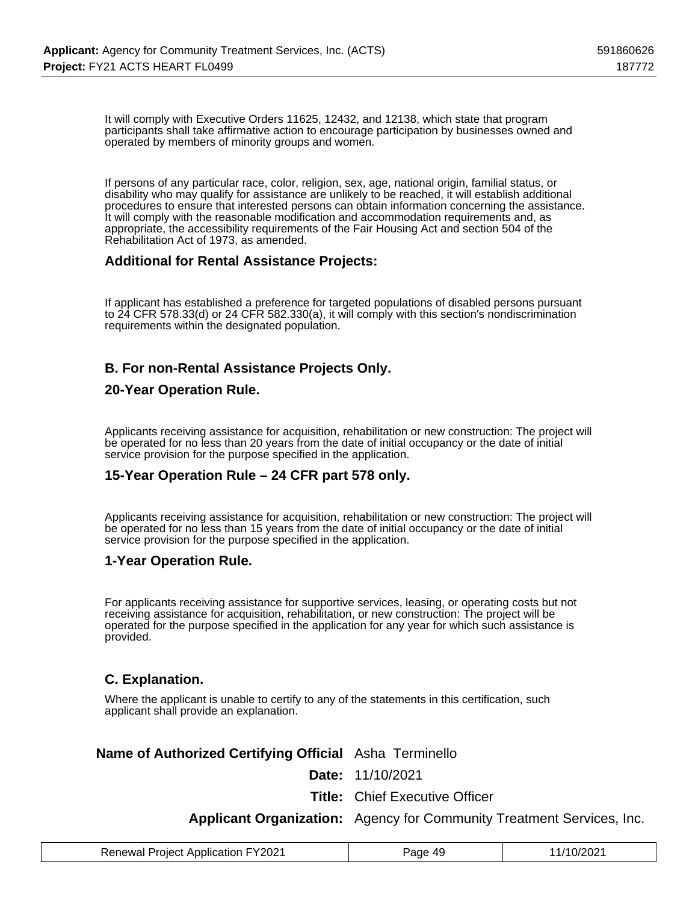It will comply with Executive Orders 11625, 12432, and 12138, which state that program participants shall take affirmative action to encourage participation by businesses owned and operated by members of minority groups and women.

If persons of any particular race, color, religion, sex, age, national origin, familial status, or disability who may qualify for assistance are unlikely to be reached, it will establish additional procedures to ensure that interested persons can obtain information concerning the assistance. It will comply with the reasonable modification and accommodation requirements and, as appropriate, the accessibility requirements of the Fair Housing Act and section 504 of the Rehabilitation Act of 1973, as amended.

### Additional for Rental Assistance Projects:

If applicant has established a preference for targeted populations of disabled persons pursuant to 24 CFR 578.33(d) or 24 CFR 582.330(a), it will comply with this section's nondiscrimination requirements within the designated population.

### B. For non-Rental Assistance Projects Only.

### 20-Year Operation Rule.

Applicants receiving assistance for acquisition, rehabilitation or new construction: The project will be operated for no less than 20 years from the date of initial occupancy or the date of initial service provision for the purpose specified in the application.

### 15-Year Operation Rule – 24 CFR part 578 only.

Applicants receiving assistance for acquisition, rehabilitation or new construction: The project will be operated for no less than 15 years from the date of initial occupancy or the date of initial service provision for the purpose specified in the application.

### 1-Year Operation Rule.

For applicants receiving assistance for supportive services, leasing, or operating costs but not receiving assistance for acquisition, rehabilitation, or new construction: The project will be operated for the purpose specified in the application for any year for which such assistance is provided.

### C. Explanation.

Where the applicant is unable to certify to any of the statements in this certification, such applicant shall provide an explanation.

| | |
|---|---|
| **Name of Authorized Certifying Official** | Asha Terminello |
| **Date:** | 11/10/2021 |
| **Title:** | Chief Executive Officer |
| **Applicant Organization:** | Agency for Community Treatment Services, Inc. |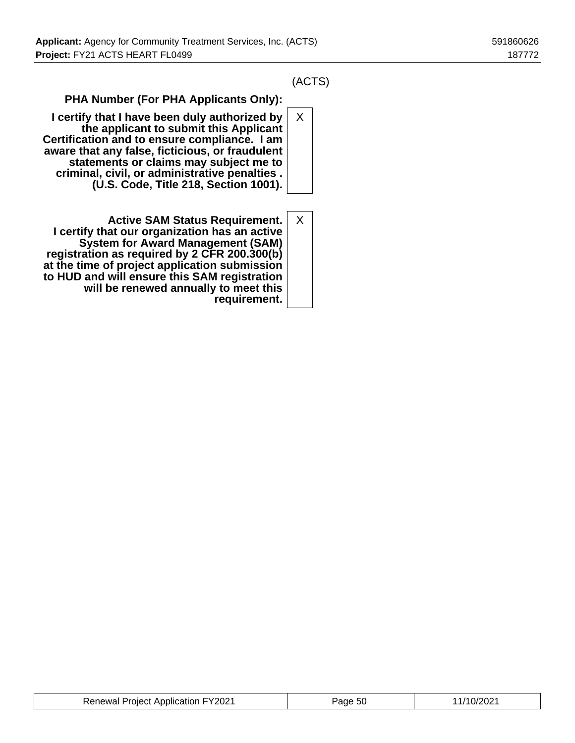(ACTS)

| | |
|---|---|
| **PHA Number (For PHA Applicants Only):** | |
| **I certify that I have been duly authorized by the applicant to submit this Applicant Certification and to ensure compliance. I am aware that any false, ficticious, or fraudulent statements or claims may subject me to criminal, civil, or administrative penalties . (U.S. Code, Title 218, Section 1001).** | X |
| **Active SAM Status Requirement. I certify that our organization has an active System for Award Management (SAM) registration as required by 2 CFR 200.300(b) at the time of project application submission to HUD and will ensure this SAM registration will be renewed annually to meet this requirement.** | X |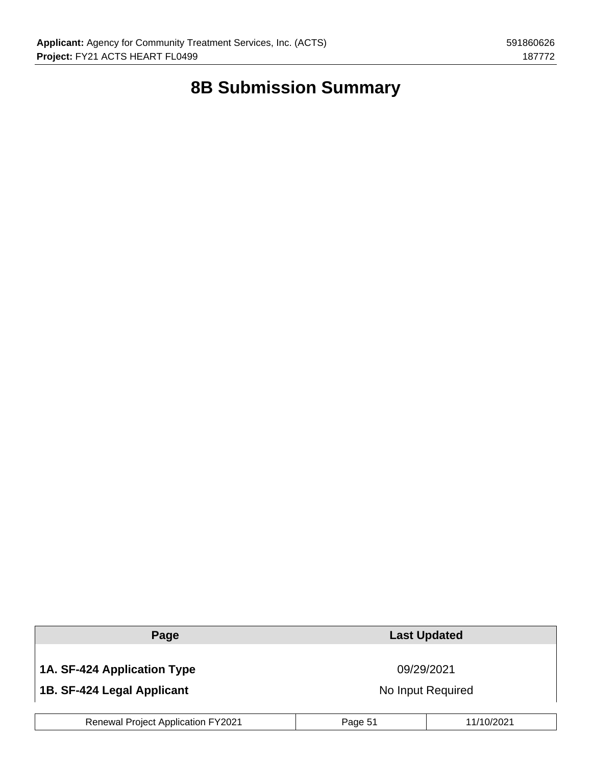# 8B Submission Summary

| Page | Last Updated |
| --- | --- |
| **1A. SF-424 Application Type** | 09/29/2021 |
| **1B. SF-424 Legal Applicant** | No Input Required |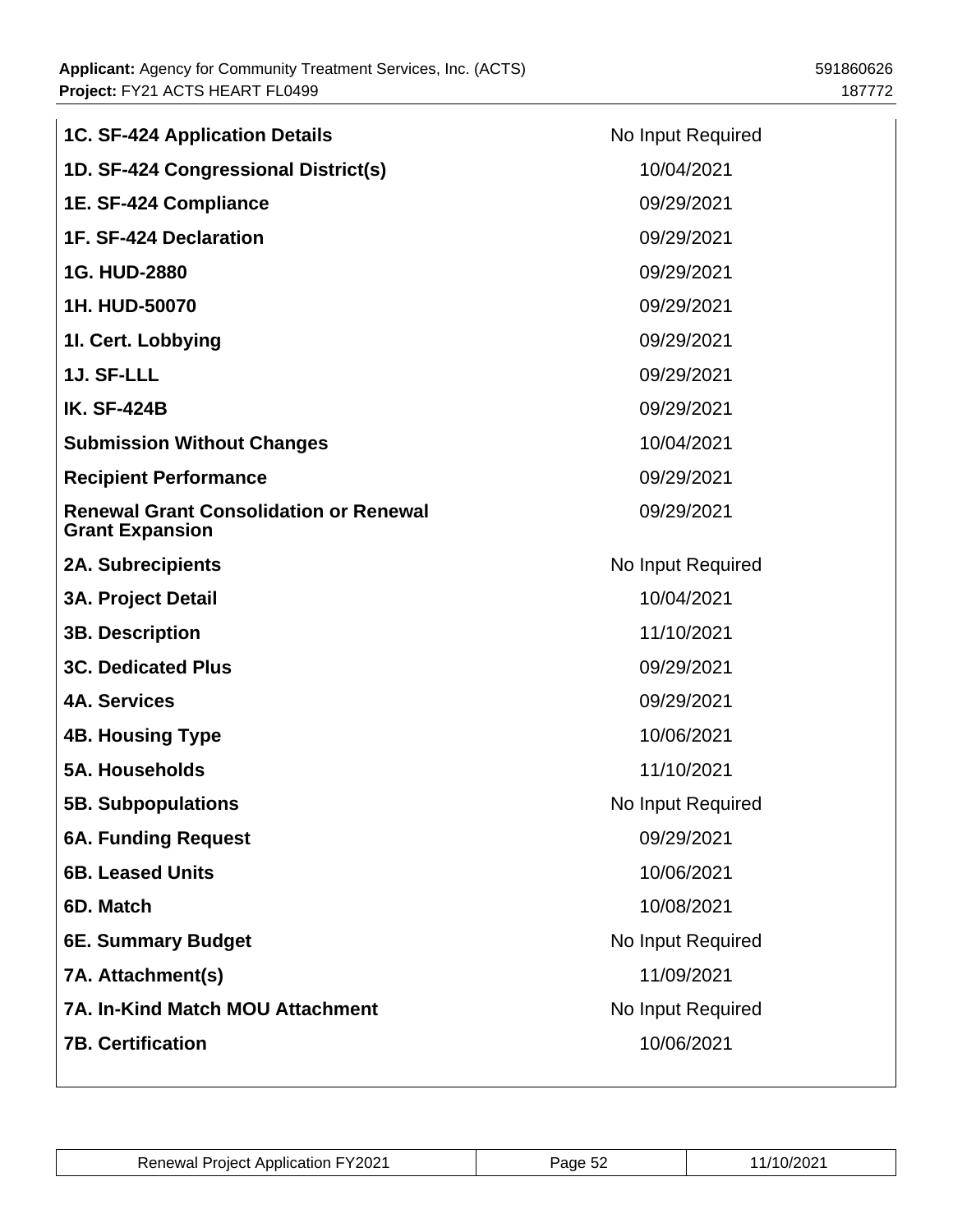| | |
|---|---|
| **1C. SF-424 Application Details** | No Input Required |
| **1D. SF-424 Congressional District(s)** | 10/04/2021 |
| **1E. SF-424 Compliance** | 09/29/2021 |
| **1F. SF-424 Declaration** | 09/29/2021 |
| **1G. HUD-2880** | 09/29/2021 |
| **1H. HUD-50070** | 09/29/2021 |
| **1I. Cert. Lobbying** | 09/29/2021 |
| **1J. SF-LLL** | 09/29/2021 |
| **IK. SF-424B** | 09/29/2021 |
| **Submission Without Changes** | 10/04/2021 |
| **Recipient Performance** | 09/29/2021 |
| **Renewal Grant Consolidation or Renewal Grant Expansion** | 09/29/2021 |
| **2A. Subrecipients** | No Input Required |
| **3A. Project Detail** | 10/04/2021 |
| **3B. Description** | 11/10/2021 |
| **3C. Dedicated Plus** | 09/29/2021 |
| **4A. Services** | 09/29/2021 |
| **4B. Housing Type** | 10/06/2021 |
| **5A. Households** | 11/10/2021 |
| **5B. Subpopulations** | No Input Required |
| **6A. Funding Request** | 09/29/2021 |
| **6B. Leased Units** | 10/06/2021 |
| **6D. Match** | 10/08/2021 |
| **6E. Summary Budget** | No Input Required |
| **7A. Attachment(s)** | 11/09/2021 |
| **7A. In-Kind Match MOU Attachment** | No Input Required |
| **7B. Certification** | 10/06/2021 |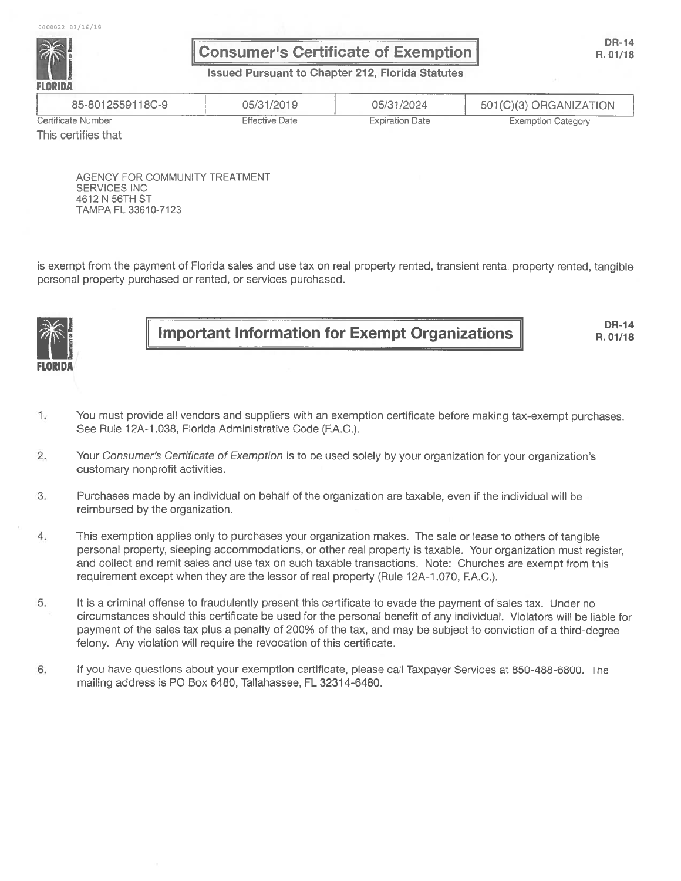# Consumer's Certificate of Exemption

DR-14
R. 01/18

**Issued Pursuant to Chapter 212, Florida Statutes**

| 85-8012559118C-9 | 05/31/2019 | 05/31/2024 | 501(C)(3) ORGANIZATION |
|---|---|---|---|
| Certificate Number | Effective Date | Expiration Date | Exemption Category |

This certifies that

AGENCY FOR COMMUNITY TREATMENT
SERVICES INC
4612 N 56TH ST
TAMPA FL 33610-7123

is exempt from the payment of Florida sales and use tax on real property rented, transient rental property rented, tangible personal property purchased or rented, or services purchased.

# Important Information for Exempt Organizations

DR-14
R. 01/18

1. You must provide all vendors and suppliers with an exemption certificate before making tax-exempt purchases. See Rule 12A-1.038, Florida Administrative Code (F.A.C.).

2. Your *Consumer's Certificate of Exemption* is to be used solely by your organization for your organization's customary nonprofit activities.

3. Purchases made by an individual on behalf of the organization are taxable, even if the individual will be reimbursed by the organization.

4. This exemption applies only to purchases your organization makes. The sale or lease to others of tangible personal property, sleeping accommodations, or other real property is taxable. Your organization must register, and collect and remit sales and use tax on such taxable transactions. Note: Churches are exempt from this requirement except when they are the lessor of real property (Rule 12A-1.070, F.A.C.).

5. It is a criminal offense to fraudulently present this certificate to evade the payment of sales tax. Under no circumstances should this certificate be used for the personal benefit of any individual. Violators will be liable for payment of the sales tax plus a penalty of 200% of the tax, and may be subject to conviction of a third-degree felony. Any violation will require the revocation of this certificate.

6. If you have questions about your exemption certificate, please call Taxpayer Services at 850-488-6800. The mailing address is PO Box 6480, Tallahassee, FL 32314-6480.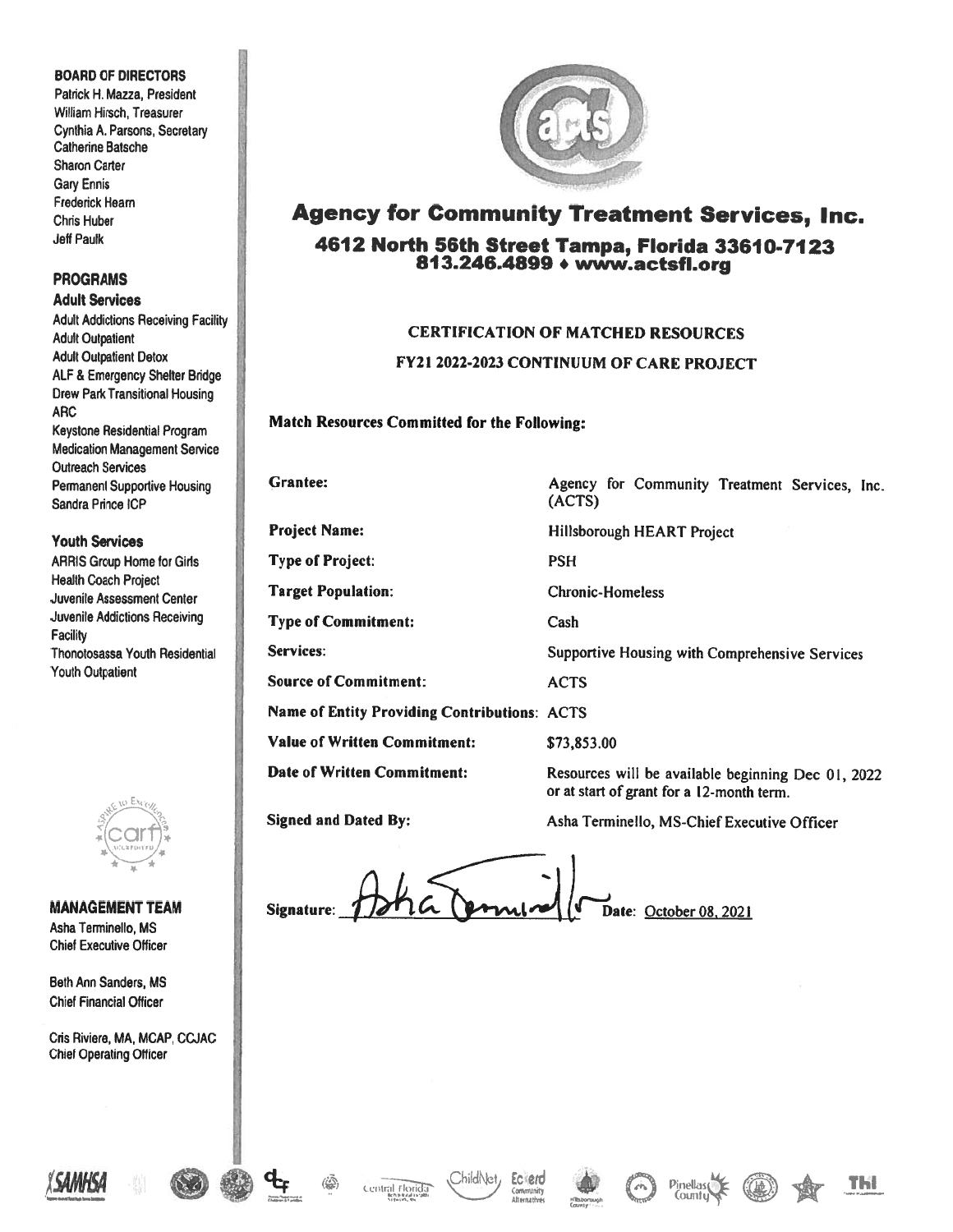**BOARD OF DIRECTORS**

Patrick H. Mazza, President
William Hirsch, Treasurer
Cynthia A. Parsons, Secretary
Catherine Batsche
Sharon Carter
Gary Ennis
Frederick Hearn
Chris Huber
Jeff Paulk

**PROGRAMS**

**Adult Services**

Adult Addictions Receiving Facility
Adult Outpatient
Adult Outpatient Detox
ALF & Emergency Shelter Bridge
Drew Park Transitional Housing
ARC
Keystone Residential Program
Medication Management Service
Outreach Services
Permanent Supportive Housing
Sandra Prince ICP

**Youth Services**

ARRIS Group Home for Girls
Health Coach Project
Juvenile Assessment Center
Juvenile Addictions Receiving Facility
Thonotosassa Youth Residential
Youth Outpatient

**MANAGEMENT TEAM**

Asha Terminello, MS
Chief Executive Officer

Beth Ann Sanders, MS
Chief Financial Officer

Cris Riviere, MA, MCAP, CCJAC
Chief Operating Officer

# Agency for Community Treatment Services, Inc.

**4612 North 56th Street Tampa, Florida 33610-7123**
**813.246.4899 ♦ www.actsfl.org**

## CERTIFICATION OF MATCHED RESOURCES

## FY21 2022-2023 CONTINUUM OF CARE PROJECT

**Match Resources Committed for the Following:**

| | |
|---|---|
| **Grantee:** | Agency for Community Treatment Services, Inc. (ACTS) |
| **Project Name:** | Hillsborough HEART Project |
| **Type of Project:** | PSH |
| **Target Population:** | Chronic-Homeless |
| **Type of Commitment:** | Cash |
| **Services:** | Supportive Housing with Comprehensive Services |
| **Source of Commitment:** | ACTS |
| **Name of Entity Providing Contributions:** | ACTS |
| **Value of Written Commitment:** | $73,853.00 |
| **Date of Written Commitment:** | Resources will be available beginning Dec 01, 2022 or at start of grant for a 12-month term. |
| **Signed and Dated By:** | Asha Terminello, MS-Chief Executive Officer |

Signature: Asha Terminello    Date: October 08, 2021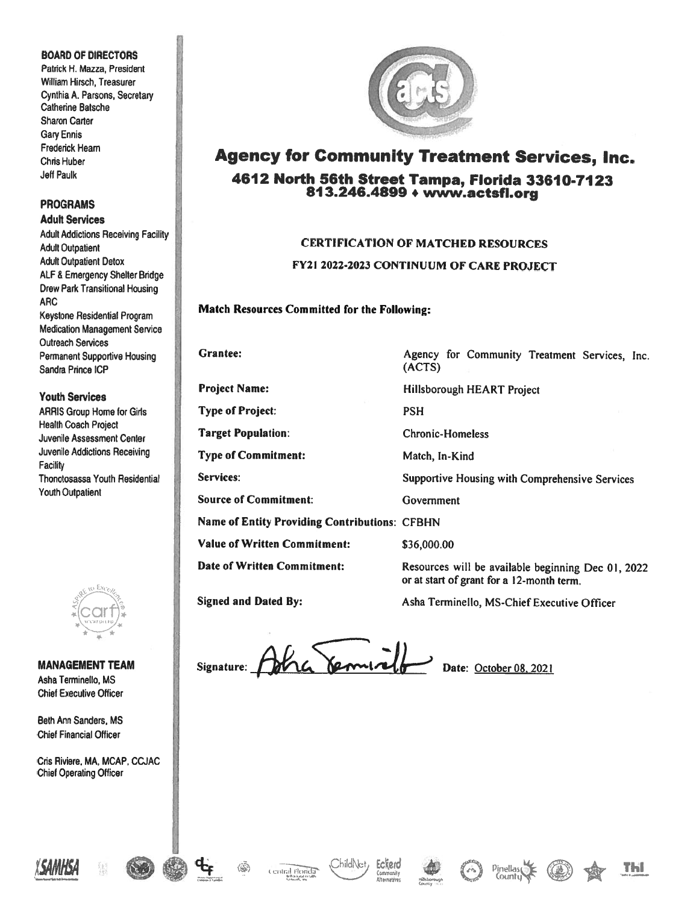**BOARD OF DIRECTORS**
Patrick H. Mazza, President
William Hirsch, Treasurer
Cynthia A. Parsons, Secretary
Catherine Batsche
Sharon Carter
Gary Ennis
Frederick Hearn
Chris Huber
Jeff Paulk

**PROGRAMS**

**Adult Services**
Adult Addictions Receiving Facility
Adult Outpatient
Adult Outpatient Detox
ALF & Emergency Shelter Bridge
Drew Park Transitional Housing
ARC
Keystone Residential Program
Medication Management Service
Outreach Services
Permanent Supportive Housing
Sandra Prince ICP

**Youth Services**
ARRIS Group Home for Girls
Health Coach Project
Juvenile Assessment Center
Juvenile Addictions Receiving Facility
Thonotosassa Youth Residential
Youth Outpatient

**MANAGEMENT TEAM**
Asha Terminello, MS
Chief Executive Officer

Beth Ann Sanders, MS
Chief Financial Officer

Cris Riviere, MA, MCAP, CCJAC
Chief Operating Officer

# Agency for Community Treatment Services, Inc.

**4612 North 56th Street Tampa, Florida 33610-7123**
**813.246.4899 ♦ www.actsfl.org**

## CERTIFICATION OF MATCHED RESOURCES

### FY21 2022-2023 CONTINUUM OF CARE PROJECT

**Match Resources Committed for the Following:**

| | |
|---|---|
| **Grantee:** | Agency for Community Treatment Services, Inc. (ACTS) |
| **Project Name:** | Hillsborough HEART Project |
| **Type of Project:** | PSH |
| **Target Population:** | Chronic-Homeless |
| **Type of Commitment:** | Match, In-Kind |
| **Services:** | Supportive Housing with Comprehensive Services |
| **Source of Commitment:** | Government |
| **Name of Entity Providing Contributions:** | CFBHN |
| **Value of Written Commitment:** | $36,000.00 |
| **Date of Written Commitment:** | Resources will be available beginning Dec 01, 2022 or at start of grant for a 12-month term. |
| **Signed and Dated By:** | Asha Terminello, MS-Chief Executive Officer |

Signature: [signature] Date: October 08, 2021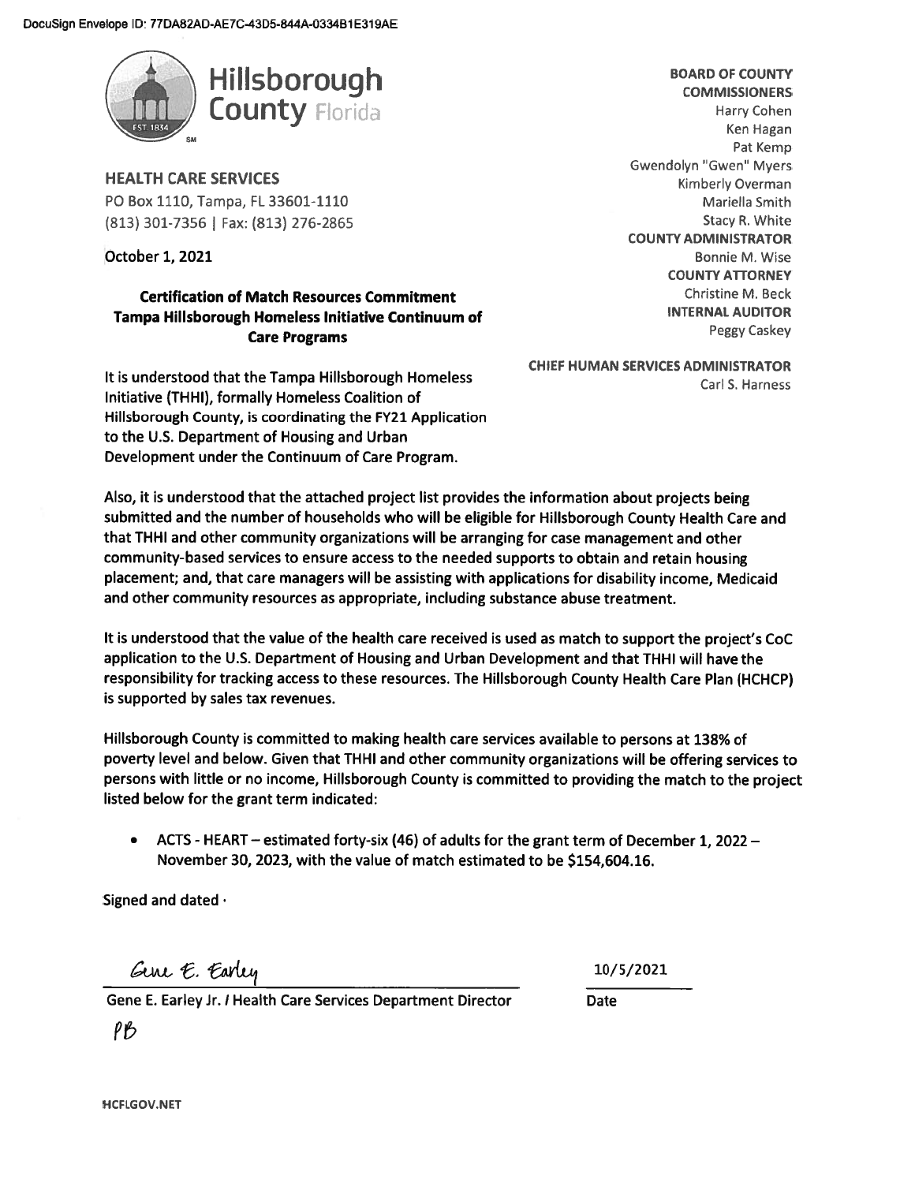DocuSign Envelope ID: 77DA82AD-AE7C-43D5-844A-0334B1E319AE

Hillsborough County Florida

**HEALTH CARE SERVICES**
PO Box 1110, Tampa, FL 33601-1110
(813) 301-7356 | Fax: (813) 276-2865

**BOARD OF COUNTY COMMISSIONERS**
Harry Cohen
Ken Hagan
Pat Kemp
Gwendolyn "Gwen" Myers
Kimberly Overman
Mariella Smith
Stacy R. White
**COUNTY ADMINISTRATOR**
Bonnie M. Wise
**COUNTY ATTORNEY**
Christine M. Beck
**INTERNAL AUDITOR**
Peggy Caskey

**CHIEF HUMAN SERVICES ADMINISTRATOR**
Carl S. Harness

October 1, 2021

**Certification of Match Resources Commitment**
**Tampa Hillsborough Homeless Initiative Continuum of Care Programs**

It is understood that the Tampa Hillsborough Homeless Initiative (THHI), formally Homeless Coalition of Hillsborough County, is coordinating the FY21 Application to the U.S. Department of Housing and Urban Development under the Continuum of Care Program.

Also, it is understood that the attached project list provides the information about projects being submitted and the number of households who will be eligible for Hillsborough County Health Care and that THHI and other community organizations will be arranging for case management and other community-based services to ensure access to the needed supports to obtain and retain housing placement; and, that care managers will be assisting with applications for disability income, Medicaid and other community resources as appropriate, including substance abuse treatment.

It is understood that the value of the health care received is used as match to support the project's CoC application to the U.S. Department of Housing and Urban Development and that THHI will have the responsibility for tracking access to these resources. The Hillsborough County Health Care Plan (HCHCP) is supported by sales tax revenues.

Hillsborough County is committed to making health care services available to persons at 138% of poverty level and below. Given that THHI and other community organizations will be offering services to persons with little or no income, Hillsborough County is committed to providing the match to the project listed below for the grant term indicated:

- ACTS - HEART – estimated forty-six (46) of adults for the grant term of December 1, 2022 – November 30, 2023, with the value of match estimated to be $154,604.16.

Signed and dated ·

Gene E. Earley

Gene E. Earley Jr. / Health Care Services Department Director

PB

10/5/2021

Date

HCFLGOV.NET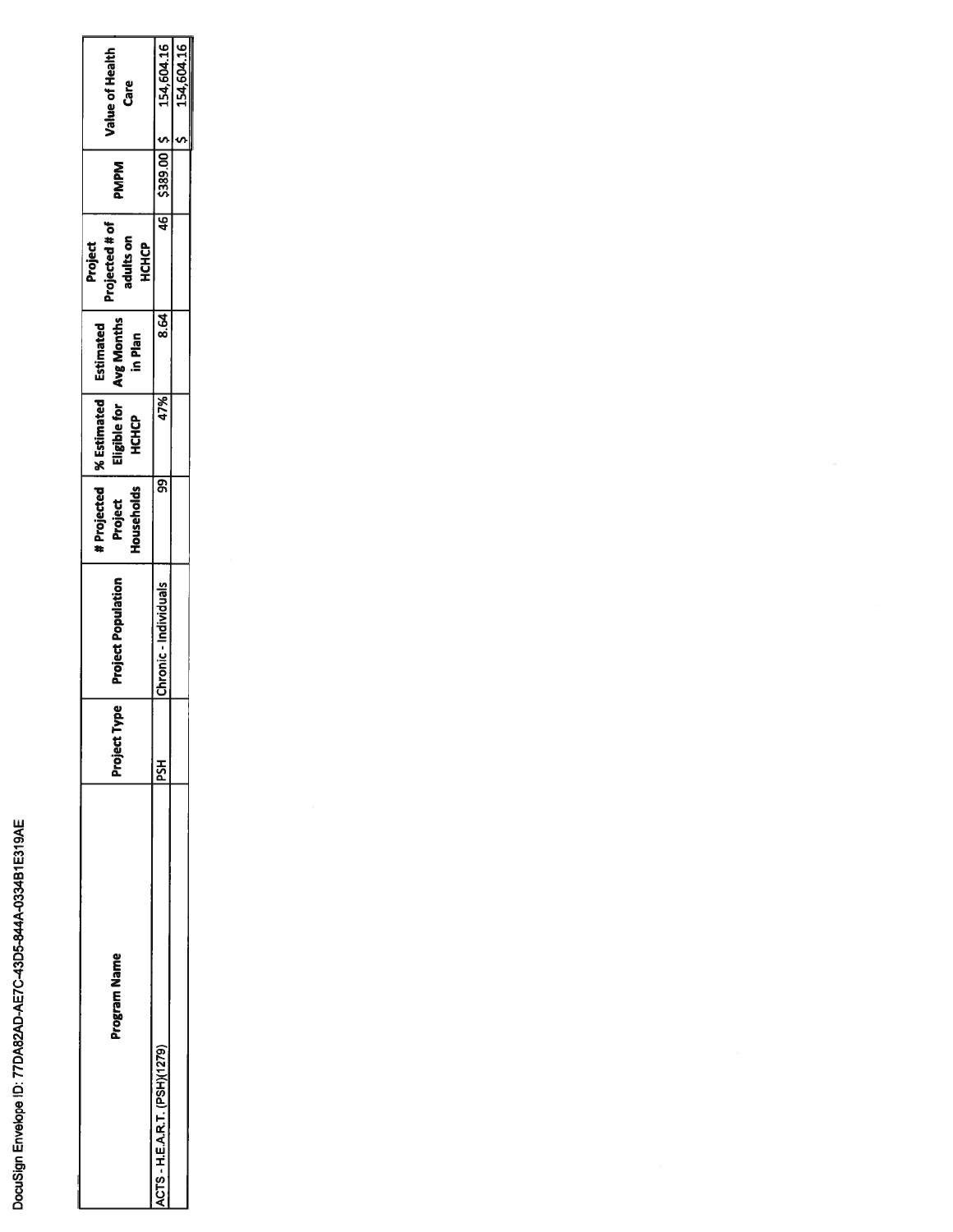DocuSign Envelope ID: 77DA82AD-AE7C-43D5-844A-0334B1E319AE

| Program Name | Project Type | Project Population | # Projected Project Households | % Estimated Eligible for HCHCP | Estimated Avg Months in Plan | Project Projected # of adults on HCHCP | PMPM | Value of Health Care |
|---|---|---|---|---|---|---|---|---|
| ACTS - H.E.A.R.T. (PSH)(1279) | PSH | Chronic - Individuals | 99 | 47% | 8.64 | 46 | $389.00 | $ 154,604.16 |
| | | | | | | | | $ 154,604.16 |